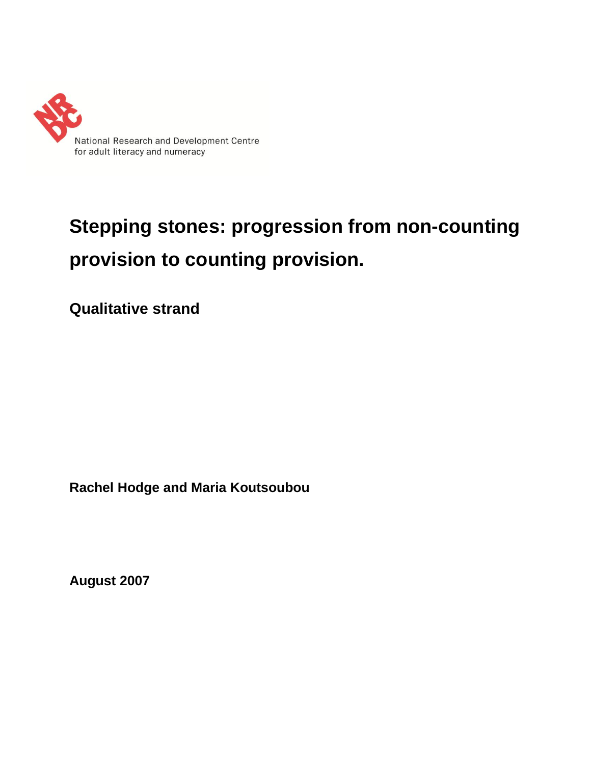National Research and Development Centre for adult literacy and numeracy

# Stepping stones: progression from non-counting provision to counting provision.

## Qualitative strand

**Rachel Hodge and Maria Koutsoubou**

**August 2007**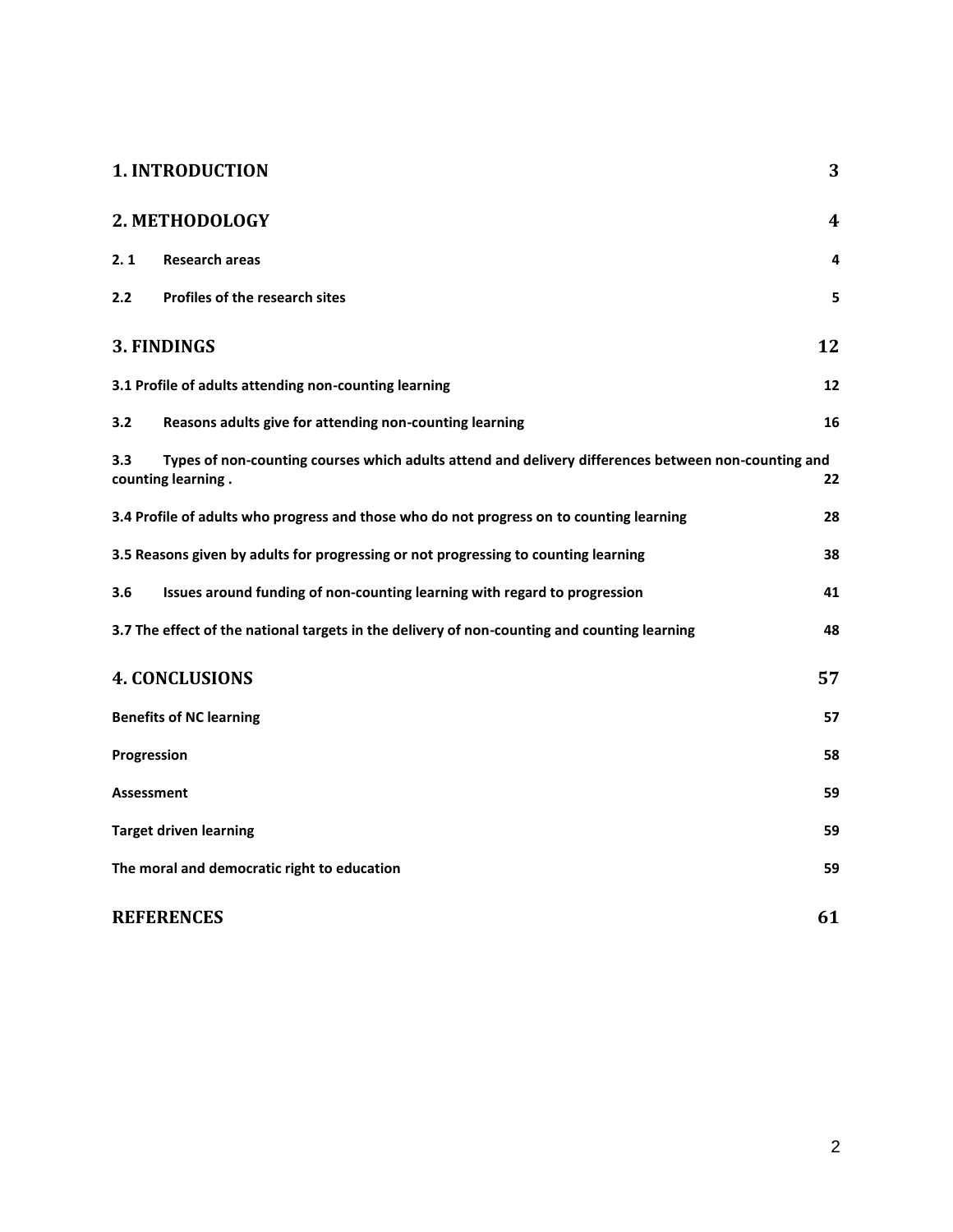| | |
|---|---|
| **1. INTRODUCTION** | **3** |
| **2. METHODOLOGY** | **4** |
| **2. 1 Research areas** | **4** |
| **2.2 Profiles of the research sites** | **5** |
| **3. FINDINGS** | **12** |
| **3.1 Profile of adults attending non-counting learning** | **12** |
| **3.2 Reasons adults give for attending non-counting learning** | **16** |
| **3.3 Types of non-counting courses which adults attend and delivery differences between non-counting and counting learning .** | **22** |
| **3.4 Profile of adults who progress and those who do not progress on to counting learning** | **28** |
| **3.5 Reasons given by adults for progressing or not progressing to counting learning** | **38** |
| **3.6 Issues around funding of non-counting learning with regard to progression** | **41** |
| **3.7 The effect of the national targets in the delivery of non-counting and counting learning** | **48** |
| **4. CONCLUSIONS** | **57** |
| **Benefits of NC learning** | **57** |
| **Progression** | **58** |
| **Assessment** | **59** |
| **Target driven learning** | **59** |
| **The moral and democratic right to education** | **59** |
| **REFERENCES** | **61** |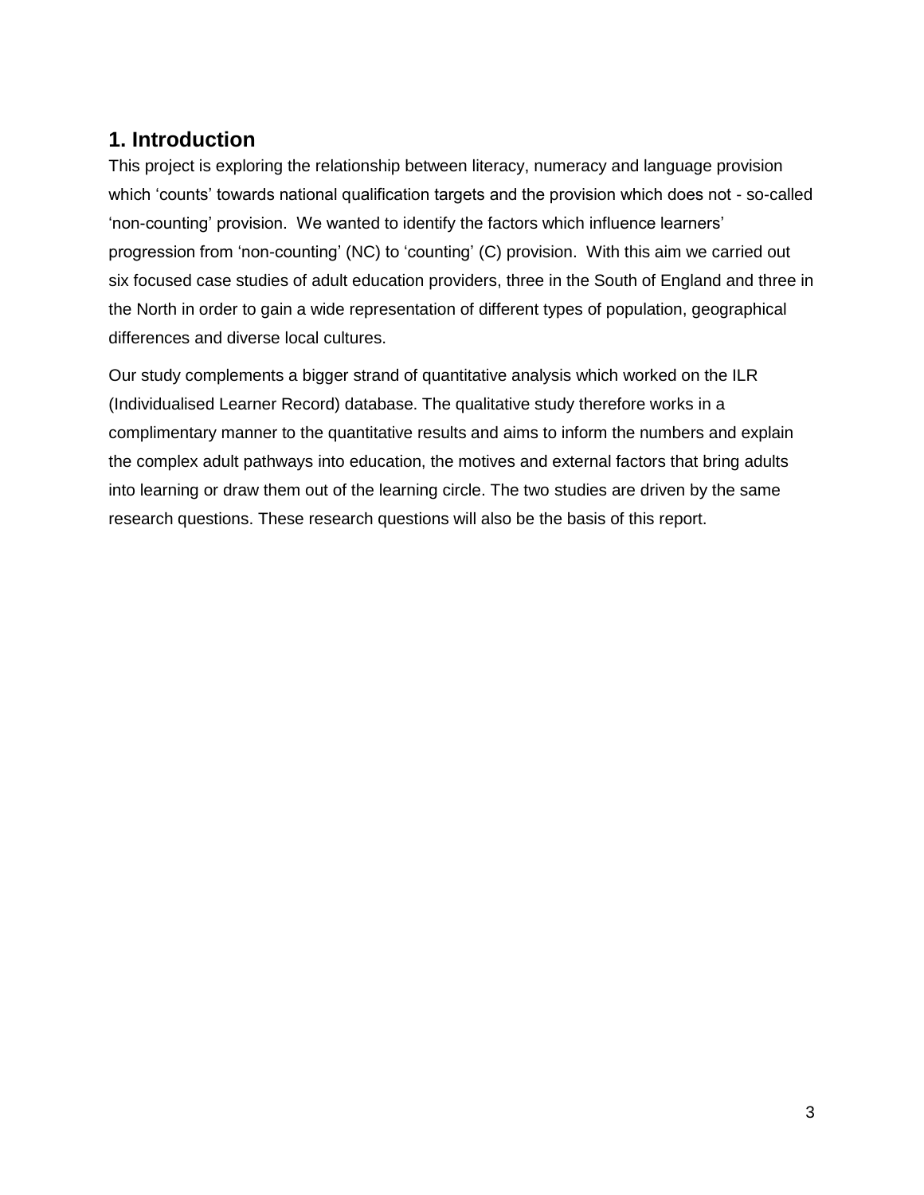## 1. Introduction

This project is exploring the relationship between literacy, numeracy and language provision which 'counts' towards national qualification targets and the provision which does not - so-called 'non-counting' provision. We wanted to identify the factors which influence learners' progression from 'non-counting' (NC) to 'counting' (C) provision. With this aim we carried out six focused case studies of adult education providers, three in the South of England and three in the North in order to gain a wide representation of different types of population, geographical differences and diverse local cultures.

Our study complements a bigger strand of quantitative analysis which worked on the ILR (Individualised Learner Record) database. The qualitative study therefore works in a complimentary manner to the quantitative results and aims to inform the numbers and explain the complex adult pathways into education, the motives and external factors that bring adults into learning or draw them out of the learning circle. The two studies are driven by the same research questions. These research questions will also be the basis of this report.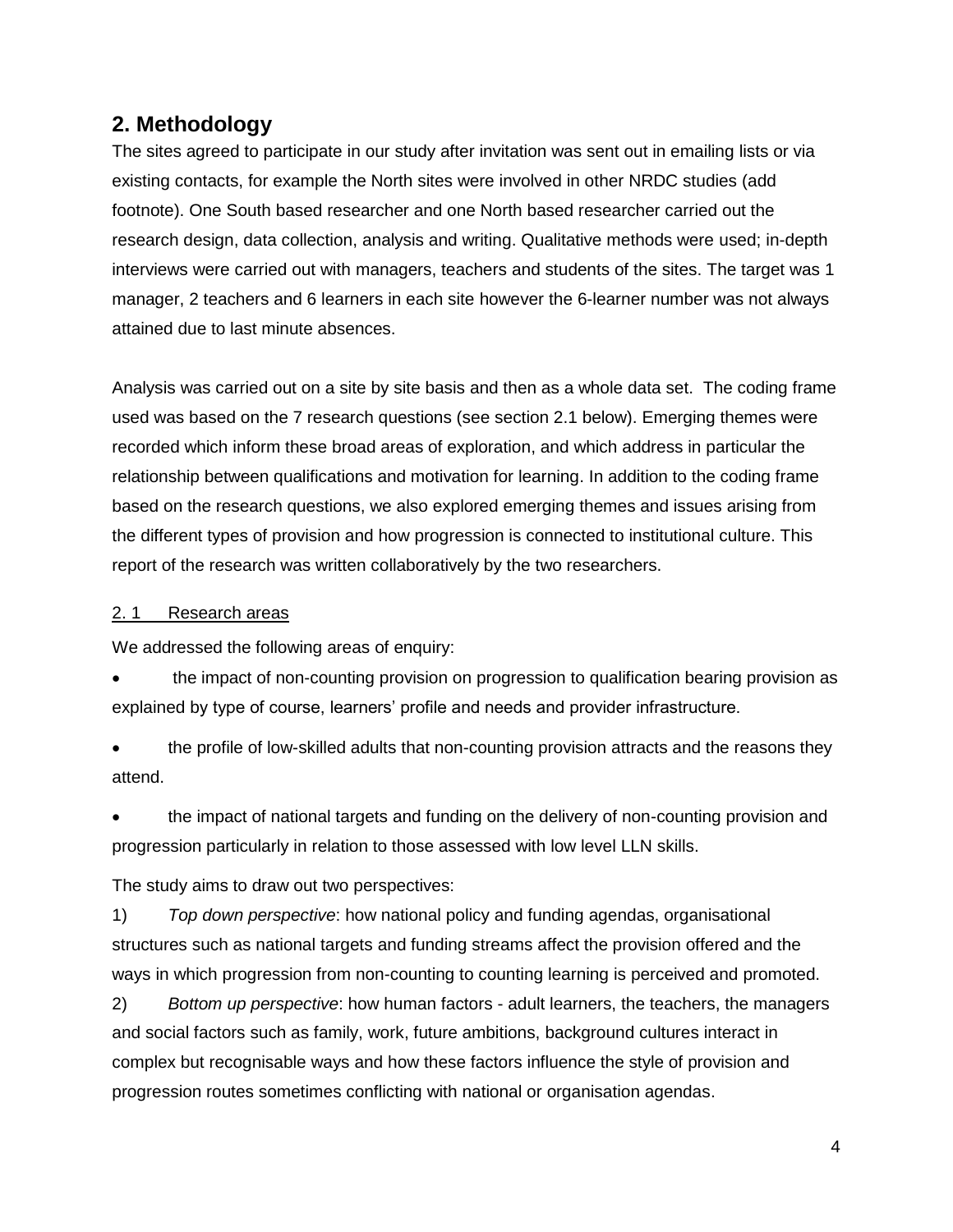## 2. Methodology

The sites agreed to participate in our study after invitation was sent out in emailing lists or via existing contacts, for example the North sites were involved in other NRDC studies (add footnote). One South based researcher and one North based researcher carried out the research design, data collection, analysis and writing. Qualitative methods were used; in-depth interviews were carried out with managers, teachers and students of the sites. The target was 1 manager, 2 teachers and 6 learners in each site however the 6-learner number was not always attained due to last minute absences.

Analysis was carried out on a site by site basis and then as a whole data set. The coding frame used was based on the 7 research questions (see section 2.1 below). Emerging themes were recorded which inform these broad areas of exploration, and which address in particular the relationship between qualifications and motivation for learning. In addition to the coding frame based on the research questions, we also explored emerging themes and issues arising from the different types of provision and how progression is connected to institutional culture. This report of the research was written collaboratively by the two researchers.

### 2. 1 Research areas

We addressed the following areas of enquiry:

- the impact of non-counting provision on progression to qualification bearing provision as explained by type of course, learners' profile and needs and provider infrastructure.
- the profile of low-skilled adults that non-counting provision attracts and the reasons they attend.
- the impact of national targets and funding on the delivery of non-counting provision and progression particularly in relation to those assessed with low level LLN skills.

The study aims to draw out two perspectives:

1) *Top down perspective*: how national policy and funding agendas, organisational structures such as national targets and funding streams affect the provision offered and the ways in which progression from non-counting to counting learning is perceived and promoted.

2) *Bottom up perspective*: how human factors - adult learners, the teachers, the managers and social factors such as family, work, future ambitions, background cultures interact in complex but recognisable ways and how these factors influence the style of provision and progression routes sometimes conflicting with national or organisation agendas.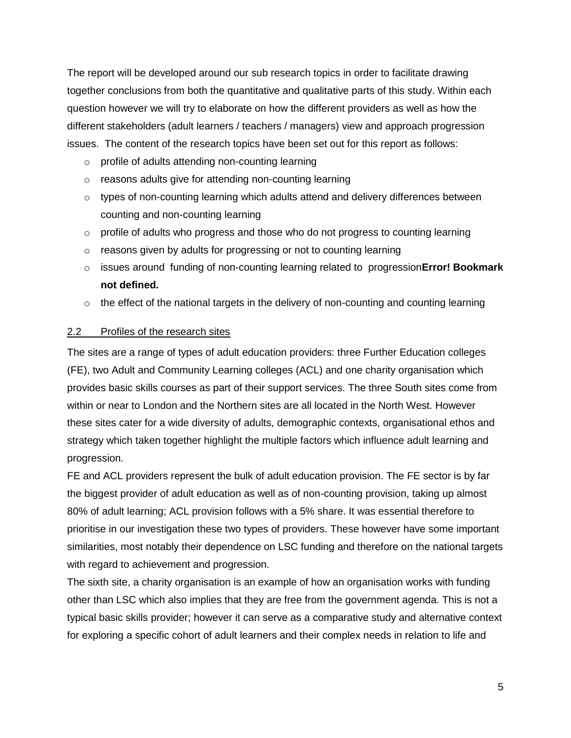The report will be developed around our sub research topics in order to facilitate drawing together conclusions from both the quantitative and qualitative parts of this study. Within each question however we will try to elaborate on how the different providers as well as how the different stakeholders (adult learners / teachers / managers) view and approach progression issues. The content of the research topics have been set out for this report as follows:

- profile of adults attending non-counting learning
- reasons adults give for attending non-counting learning
- types of non-counting learning which adults attend and delivery differences between counting and non-counting learning
- profile of adults who progress and those who do not progress to counting learning
- reasons given by adults for progressing or not to counting learning
- issues around funding of non-counting learning related to progression**Error! Bookmark not defined.**
- the effect of the national targets in the delivery of non-counting and counting learning

## 2.2 Profiles of the research sites

The sites are a range of types of adult education providers: three Further Education colleges (FE), two Adult and Community Learning colleges (ACL) and one charity organisation which provides basic skills courses as part of their support services. The three South sites come from within or near to London and the Northern sites are all located in the North West. However these sites cater for a wide diversity of adults, demographic contexts, organisational ethos and strategy which taken together highlight the multiple factors which influence adult learning and progression.

FE and ACL providers represent the bulk of adult education provision. The FE sector is by far the biggest provider of adult education as well as of non-counting provision, taking up almost 80% of adult learning; ACL provision follows with a 5% share. It was essential therefore to prioritise in our investigation these two types of providers. These however have some important similarities, most notably their dependence on LSC funding and therefore on the national targets with regard to achievement and progression.

The sixth site, a charity organisation is an example of how an organisation works with funding other than LSC which also implies that they are free from the government agenda. This is not a typical basic skills provider; however it can serve as a comparative study and alternative context for exploring a specific cohort of adult learners and their complex needs in relation to life and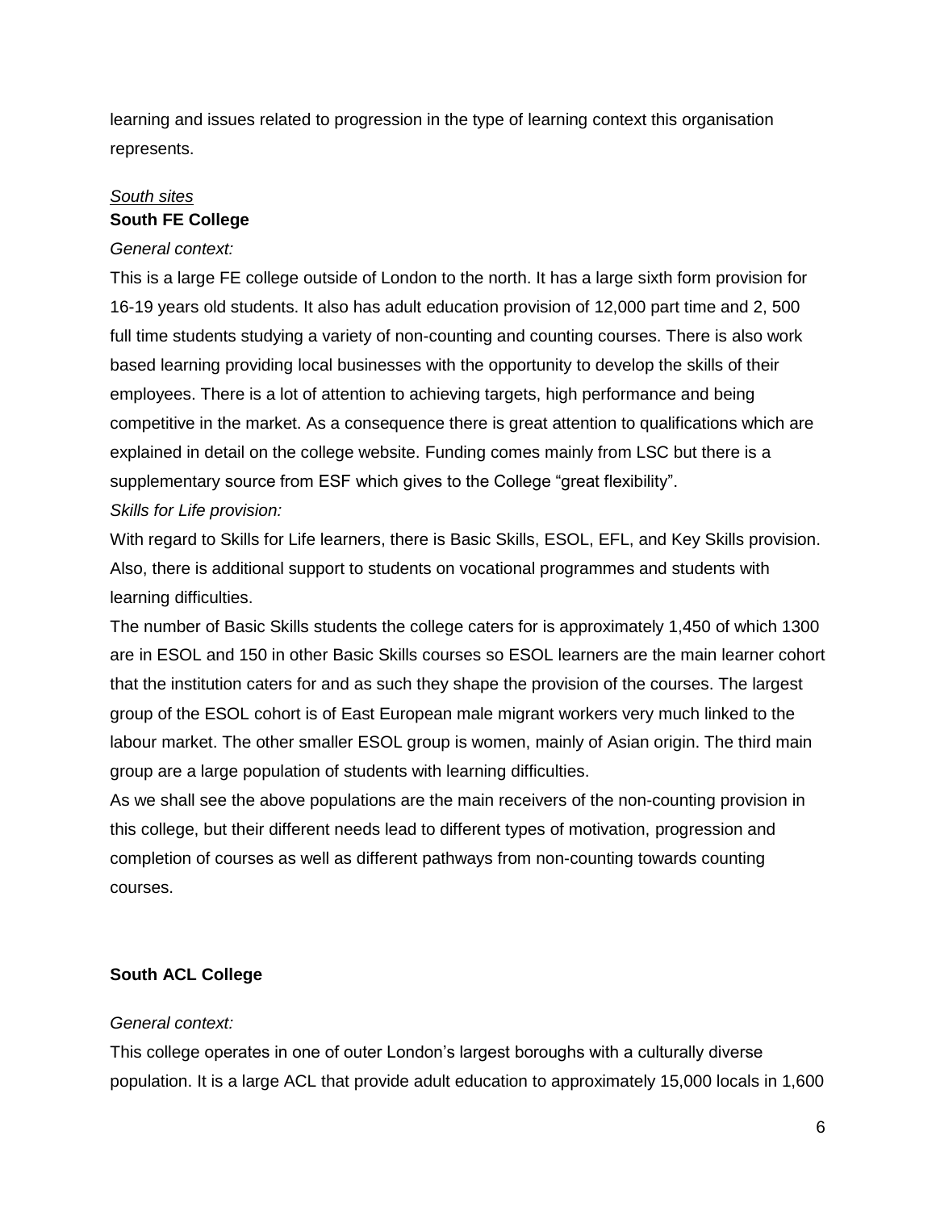learning and issues related to progression in the type of learning context this organisation represents.

*South sites*

**South FE College**

*General context:*

This is a large FE college outside of London to the north. It has a large sixth form provision for 16-19 years old students. It also has adult education provision of 12,000 part time and 2, 500 full time students studying a variety of non-counting and counting courses. There is also work based learning providing local businesses with the opportunity to develop the skills of their employees. There is a lot of attention to achieving targets, high performance and being competitive in the market. As a consequence there is great attention to qualifications which are explained in detail on the college website. Funding comes mainly from LSC but there is a supplementary source from ESF which gives to the College "great flexibility".

*Skills for Life provision:*

With regard to Skills for Life learners, there is Basic Skills, ESOL, EFL, and Key Skills provision. Also, there is additional support to students on vocational programmes and students with learning difficulties.

The number of Basic Skills students the college caters for is approximately 1,450 of which 1300 are in ESOL and 150 in other Basic Skills courses so ESOL learners are the main learner cohort that the institution caters for and as such they shape the provision of the courses. The largest group of the ESOL cohort is of East European male migrant workers very much linked to the labour market. The other smaller ESOL group is women, mainly of Asian origin. The third main group are a large population of students with learning difficulties.

As we shall see the above populations are the main receivers of the non-counting provision in this college, but their different needs lead to different types of motivation, progression and completion of courses as well as different pathways from non-counting towards counting courses.

**South ACL College**

*General context:*

This college operates in one of outer London's largest boroughs with a culturally diverse population. It is a large ACL that provide adult education to approximately 15,000 locals in 1,600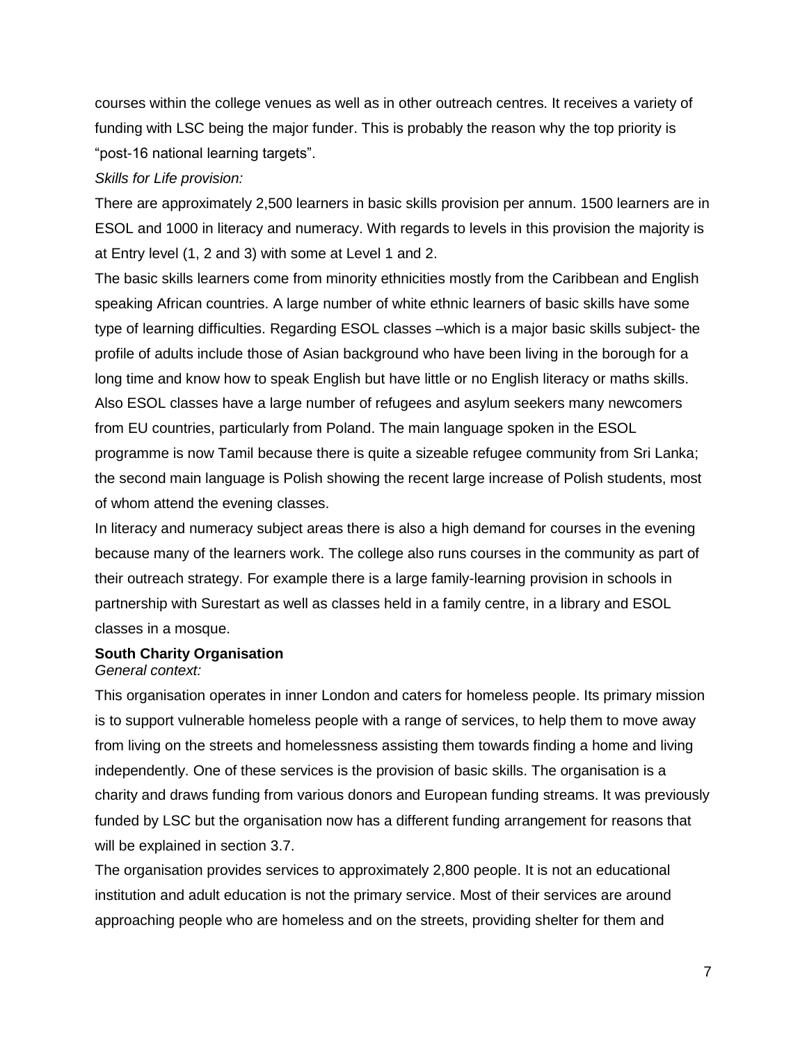courses within the college venues as well as in other outreach centres. It receives a variety of funding with LSC being the major funder. This is probably the reason why the top priority is "post-16 national learning targets".

*Skills for Life provision:*

There are approximately 2,500 learners in basic skills provision per annum. 1500 learners are in ESOL and 1000 in literacy and numeracy. With regards to levels in this provision the majority is at Entry level (1, 2 and 3) with some at Level 1 and 2.

The basic skills learners come from minority ethnicities mostly from the Caribbean and English speaking African countries. A large number of white ethnic learners of basic skills have some type of learning difficulties. Regarding ESOL classes –which is a major basic skills subject- the profile of adults include those of Asian background who have been living in the borough for a long time and know how to speak English but have little or no English literacy or maths skills. Also ESOL classes have a large number of refugees and asylum seekers many newcomers from EU countries, particularly from Poland. The main language spoken in the ESOL programme is now Tamil because there is quite a sizeable refugee community from Sri Lanka; the second main language is Polish showing the recent large increase of Polish students, most of whom attend the evening classes.

In literacy and numeracy subject areas there is also a high demand for courses in the evening because many of the learners work. The college also runs courses in the community as part of their outreach strategy. For example there is a large family-learning provision in schools in partnership with Surestart as well as classes held in a family centre, in a library and ESOL classes in a mosque.

**South Charity Organisation**

*General context:*

This organisation operates in inner London and caters for homeless people. Its primary mission is to support vulnerable homeless people with a range of services, to help them to move away from living on the streets and homelessness assisting them towards finding a home and living independently. One of these services is the provision of basic skills. The organisation is a charity and draws funding from various donors and European funding streams. It was previously funded by LSC but the organisation now has a different funding arrangement for reasons that will be explained in section 3.7.

The organisation provides services to approximately 2,800 people. It is not an educational institution and adult education is not the primary service. Most of their services are around approaching people who are homeless and on the streets, providing shelter for them and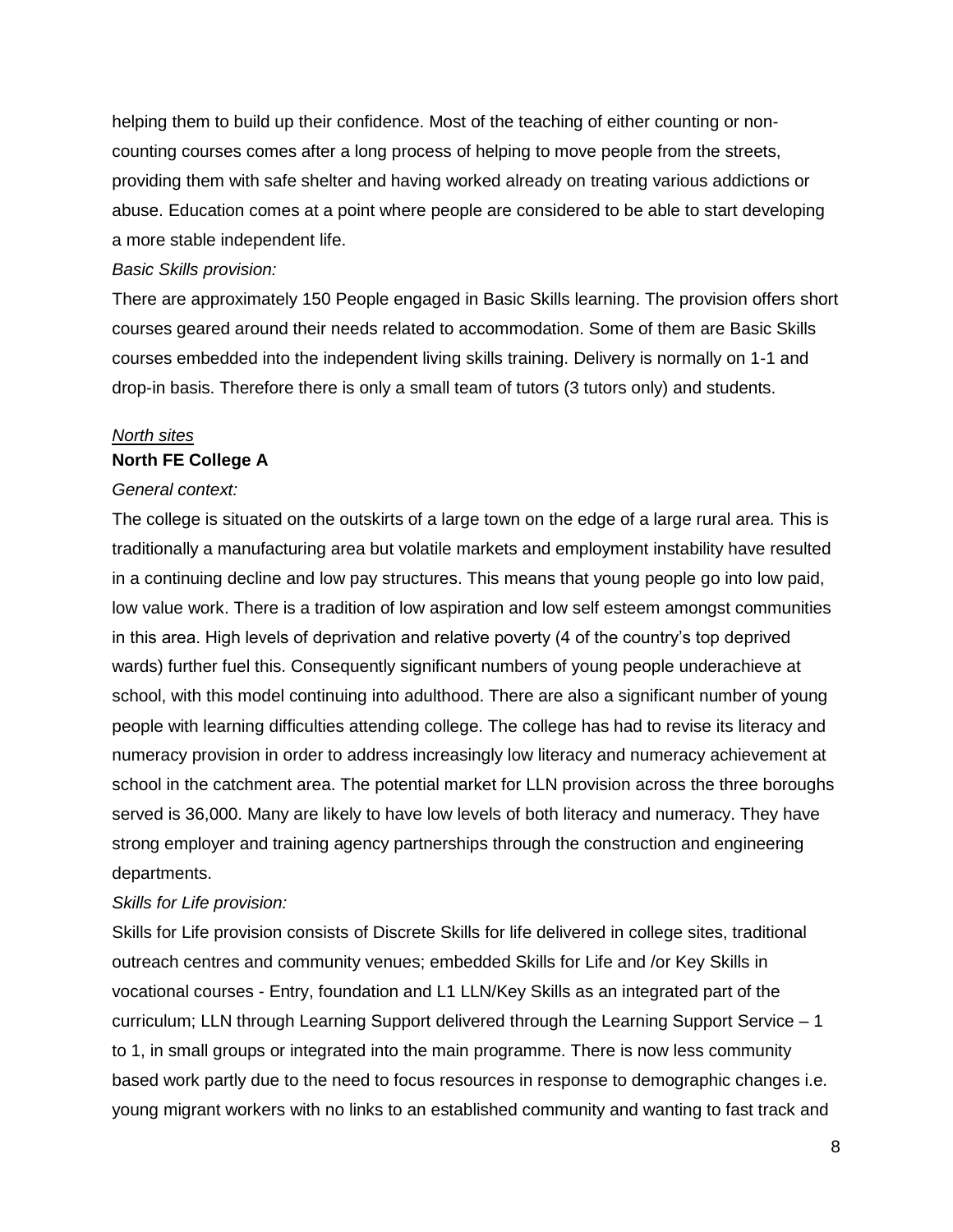helping them to build up their confidence. Most of the teaching of either counting or non-counting courses comes after a long process of helping to move people from the streets, providing them with safe shelter and having worked already on treating various addictions or abuse. Education comes at a point where people are considered to be able to start developing a more stable independent life.

*Basic Skills provision:*

There are approximately 150 People engaged in Basic Skills learning. The provision offers short courses geared around their needs related to accommodation. Some of them are Basic Skills courses embedded into the independent living skills training. Delivery is normally on 1-1 and drop-in basis. Therefore there is only a small team of tutors (3 tutors only) and students.

*<u>North sites</u>*

**North FE College A**

*General context:*

The college is situated on the outskirts of a large town on the edge of a large rural area. This is traditionally a manufacturing area but volatile markets and employment instability have resulted in a continuing decline and low pay structures. This means that young people go into low paid, low value work. There is a tradition of low aspiration and low self esteem amongst communities in this area. High levels of deprivation and relative poverty (4 of the country's top deprived wards) further fuel this. Consequently significant numbers of young people underachieve at school, with this model continuing into adulthood. There are also a significant number of young people with learning difficulties attending college. The college has had to revise its literacy and numeracy provision in order to address increasingly low literacy and numeracy achievement at school in the catchment area. The potential market for LLN provision across the three boroughs served is 36,000. Many are likely to have low levels of both literacy and numeracy. They have strong employer and training agency partnerships through the construction and engineering departments.

*Skills for Life provision:*

Skills for Life provision consists of Discrete Skills for life delivered in college sites, traditional outreach centres and community venues; embedded Skills for Life and /or Key Skills in vocational courses - Entry, foundation and L1 LLN/Key Skills as an integrated part of the curriculum; LLN through Learning Support delivered through the Learning Support Service – 1 to 1, in small groups or integrated into the main programme. There is now less community based work partly due to the need to focus resources in response to demographic changes i.e. young migrant workers with no links to an established community and wanting to fast track and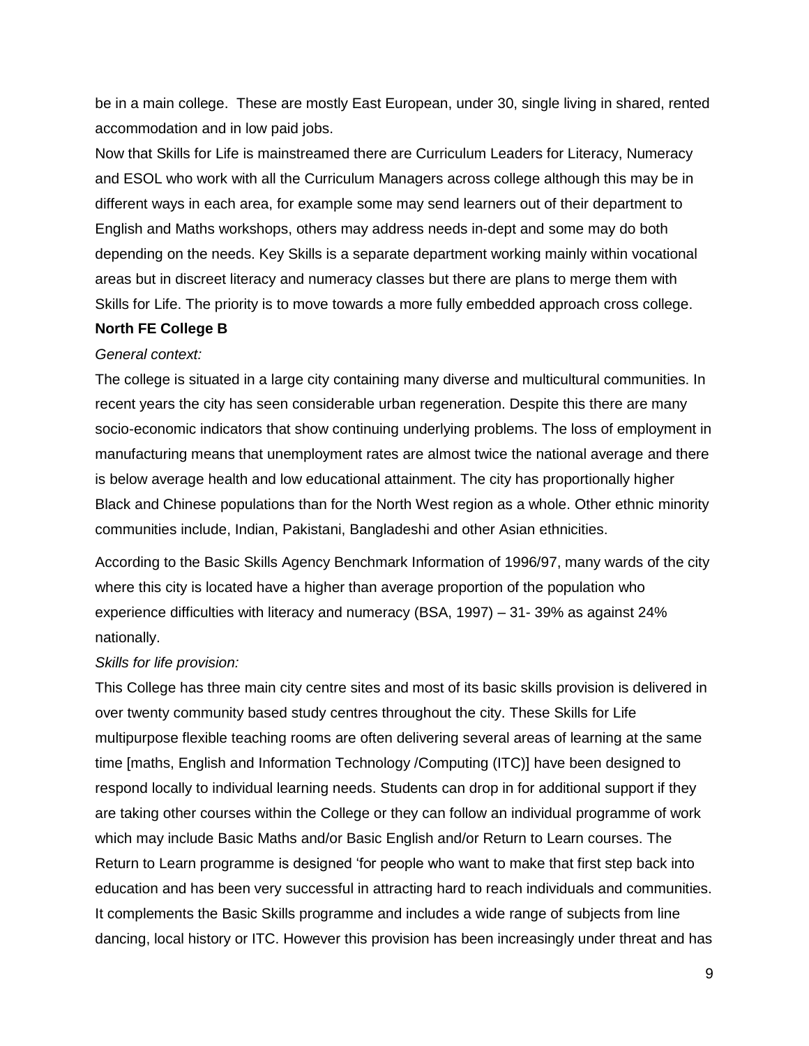be in a main college. These are mostly East European, under 30, single living in shared, rented accommodation and in low paid jobs.

Now that Skills for Life is mainstreamed there are Curriculum Leaders for Literacy, Numeracy and ESOL who work with all the Curriculum Managers across college although this may be in different ways in each area, for example some may send learners out of their department to English and Maths workshops, others may address needs in-dept and some may do both depending on the needs. Key Skills is a separate department working mainly within vocational areas but in discreet literacy and numeracy classes but there are plans to merge them with Skills for Life. The priority is to move towards a more fully embedded approach cross college.

**North FE College B**

*General context:*

The college is situated in a large city containing many diverse and multicultural communities. In recent years the city has seen considerable urban regeneration. Despite this there are many socio-economic indicators that show continuing underlying problems. The loss of employment in manufacturing means that unemployment rates are almost twice the national average and there is below average health and low educational attainment. The city has proportionally higher Black and Chinese populations than for the North West region as a whole. Other ethnic minority communities include, Indian, Pakistani, Bangladeshi and other Asian ethnicities.

According to the Basic Skills Agency Benchmark Information of 1996/97, many wards of the city where this city is located have a higher than average proportion of the population who experience difficulties with literacy and numeracy (BSA, 1997) – 31- 39% as against 24% nationally.

*Skills for life provision:*

This College has three main city centre sites and most of its basic skills provision is delivered in over twenty community based study centres throughout the city. These Skills for Life multipurpose flexible teaching rooms are often delivering several areas of learning at the same time [maths, English and Information Technology /Computing (ITC)] have been designed to respond locally to individual learning needs. Students can drop in for additional support if they are taking other courses within the College or they can follow an individual programme of work which may include Basic Maths and/or Basic English and/or Return to Learn courses. The Return to Learn programme is designed 'for people who want to make that first step back into education and has been very successful in attracting hard to reach individuals and communities. It complements the Basic Skills programme and includes a wide range of subjects from line dancing, local history or ITC. However this provision has been increasingly under threat and has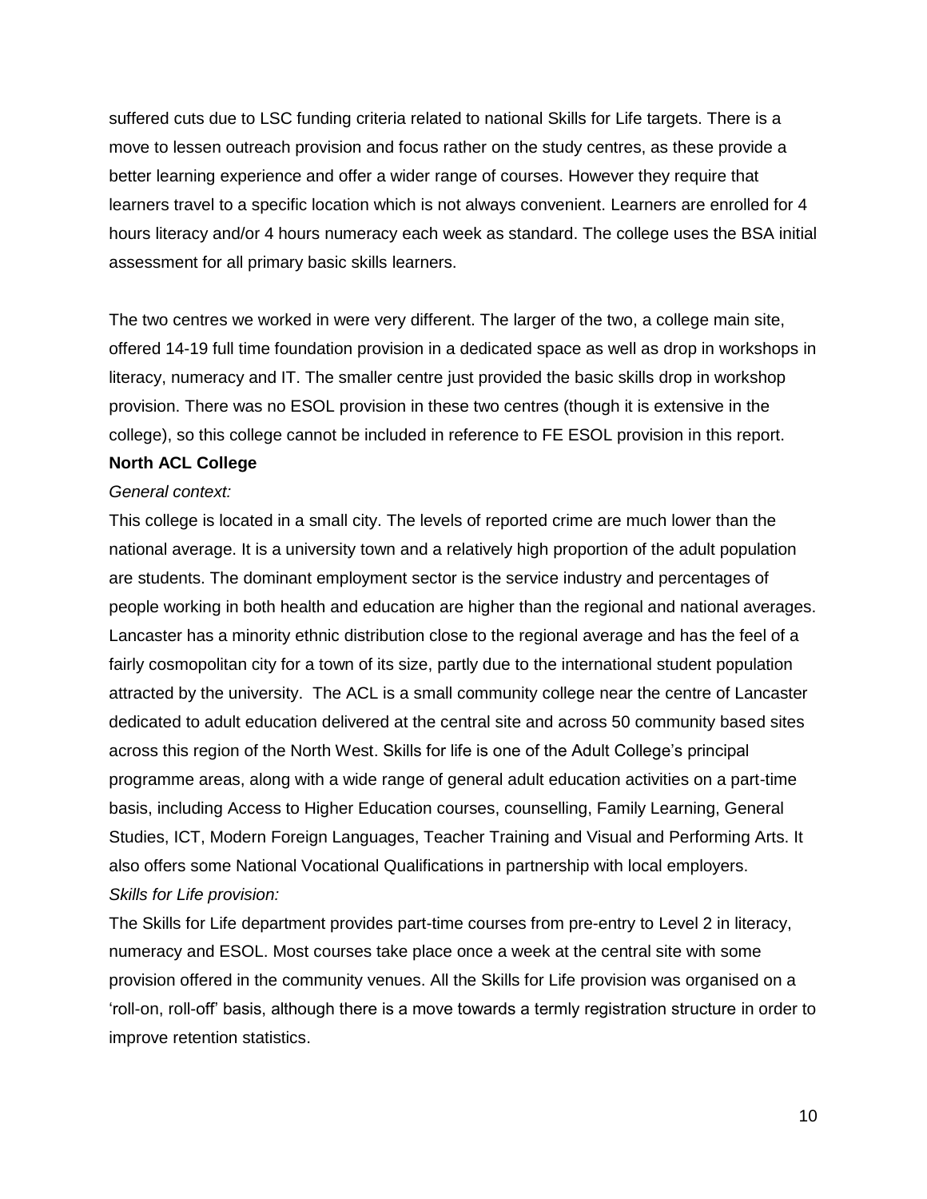suffered cuts due to LSC funding criteria related to national Skills for Life targets. There is a move to lessen outreach provision and focus rather on the study centres, as these provide a better learning experience and offer a wider range of courses. However they require that learners travel to a specific location which is not always convenient. Learners are enrolled for 4 hours literacy and/or 4 hours numeracy each week as standard. The college uses the BSA initial assessment for all primary basic skills learners.

The two centres we worked in were very different. The larger of the two, a college main site, offered 14-19 full time foundation provision in a dedicated space as well as drop in workshops in literacy, numeracy and IT. The smaller centre just provided the basic skills drop in workshop provision. There was no ESOL provision in these two centres (though it is extensive in the college), so this college cannot be included in reference to FE ESOL provision in this report.

**North ACL College**

*General context:*

This college is located in a small city. The levels of reported crime are much lower than the national average. It is a university town and a relatively high proportion of the adult population are students. The dominant employment sector is the service industry and percentages of people working in both health and education are higher than the regional and national averages. Lancaster has a minority ethnic distribution close to the regional average and has the feel of a fairly cosmopolitan city for a town of its size, partly due to the international student population attracted by the university. The ACL is a small community college near the centre of Lancaster dedicated to adult education delivered at the central site and across 50 community based sites across this region of the North West. Skills for life is one of the Adult College's principal programme areas, along with a wide range of general adult education activities on a part-time basis, including Access to Higher Education courses, counselling, Family Learning, General Studies, ICT, Modern Foreign Languages, Teacher Training and Visual and Performing Arts. It also offers some National Vocational Qualifications in partnership with local employers.

*Skills for Life provision:*

The Skills for Life department provides part-time courses from pre-entry to Level 2 in literacy, numeracy and ESOL. Most courses take place once a week at the central site with some provision offered in the community venues. All the Skills for Life provision was organised on a 'roll-on, roll-off' basis, although there is a move towards a termly registration structure in order to improve retention statistics.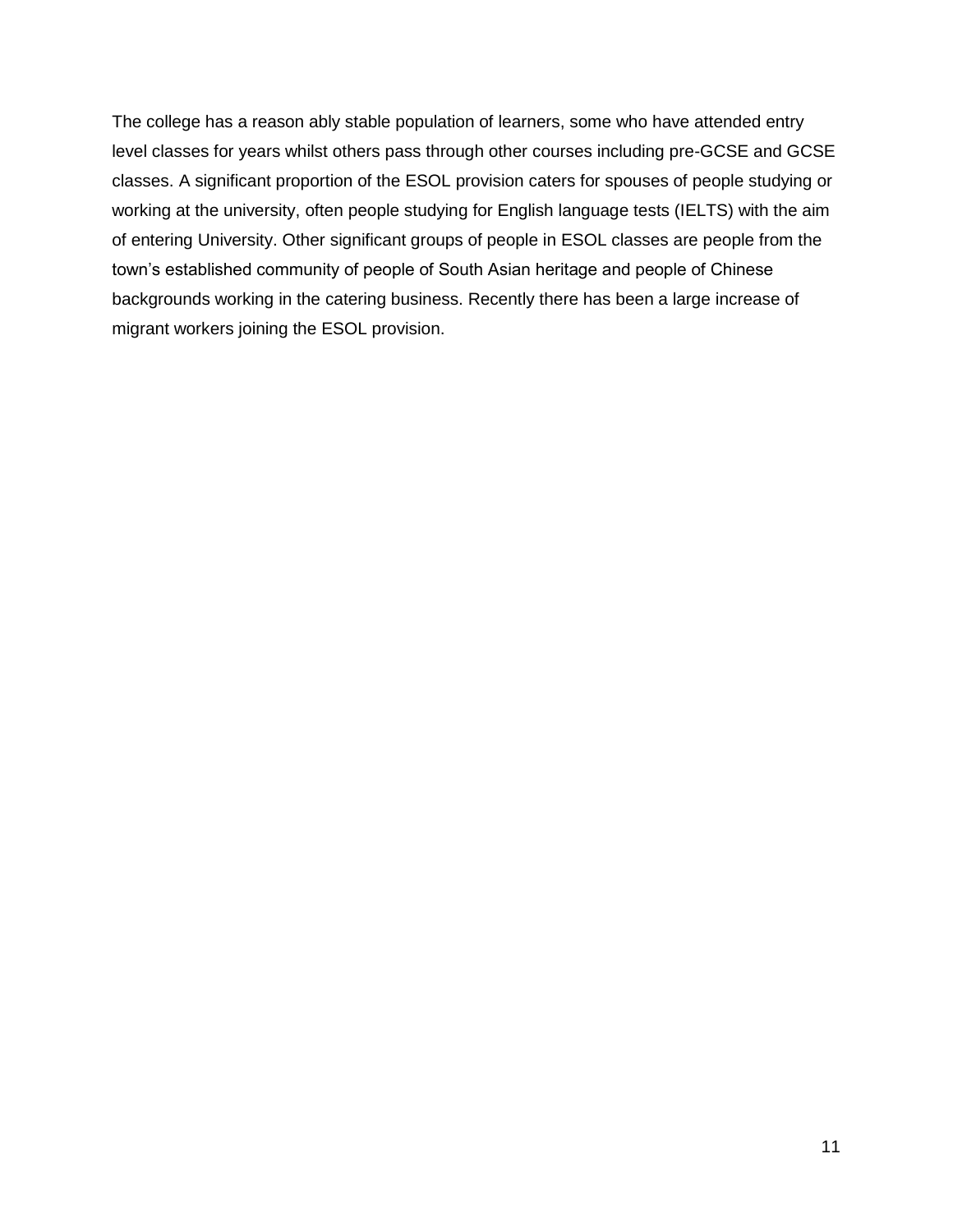The college has a reason ably stable population of learners, some who have attended entry level classes for years whilst others pass through other courses including pre-GCSE and GCSE classes. A significant proportion of the ESOL provision caters for spouses of people studying or working at the university, often people studying for English language tests (IELTS) with the aim of entering University. Other significant groups of people in ESOL classes are people from the town's established community of people of South Asian heritage and people of Chinese backgrounds working in the catering business. Recently there has been a large increase of migrant workers joining the ESOL provision.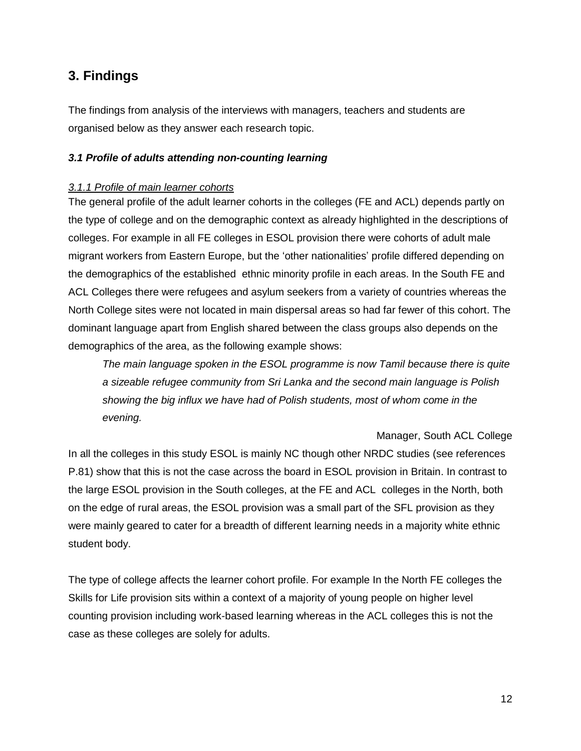## 3. Findings

The findings from analysis of the interviews with managers, teachers and students are organised below as they answer each research topic.

### *3.1 Profile of adults attending non-counting learning*

*3.1.1 Profile of main learner cohorts*

The general profile of the adult learner cohorts in the colleges (FE and ACL) depends partly on the type of college and on the demographic context as already highlighted in the descriptions of colleges. For example in all FE colleges in ESOL provision there were cohorts of adult male migrant workers from Eastern Europe, but the 'other nationalities' profile differed depending on the demographics of the established ethnic minority profile in each areas. In the South FE and ACL Colleges there were refugees and asylum seekers from a variety of countries whereas the North College sites were not located in main dispersal areas so had far fewer of this cohort. The dominant language apart from English shared between the class groups also depends on the demographics of the area, as the following example shows:

> *The main language spoken in the ESOL programme is now Tamil because there is quite a sizeable refugee community from Sri Lanka and the second main language is Polish showing the big influx we have had of Polish students, most of whom come in the evening.*
>
> Manager, South ACL College

In all the colleges in this study ESOL is mainly NC though other NRDC studies (see references P.81) show that this is not the case across the board in ESOL provision in Britain. In contrast to the large ESOL provision in the South colleges, at the FE and ACL colleges in the North, both on the edge of rural areas, the ESOL provision was a small part of the SFL provision as they were mainly geared to cater for a breadth of different learning needs in a majority white ethnic student body.

The type of college affects the learner cohort profile. For example In the North FE colleges the Skills for Life provision sits within a context of a majority of young people on higher level counting provision including work-based learning whereas in the ACL colleges this is not the case as these colleges are solely for adults.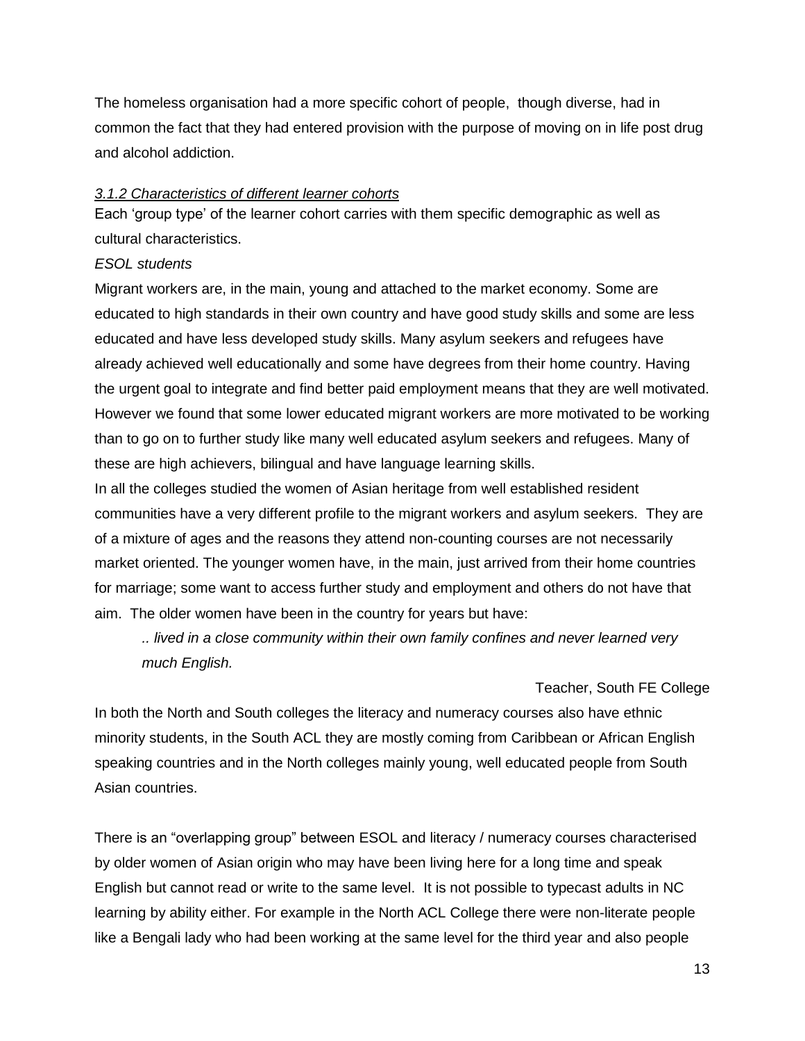The homeless organisation had a more specific cohort of people, though diverse, had in common the fact that they had entered provision with the purpose of moving on in life post drug and alcohol addiction.

### *3.1.2 Characteristics of different learner cohorts*

Each 'group type' of the learner cohort carries with them specific demographic as well as cultural characteristics.

*ESOL students*

Migrant workers are, in the main, young and attached to the market economy. Some are educated to high standards in their own country and have good study skills and some are less educated and have less developed study skills. Many asylum seekers and refugees have already achieved well educationally and some have degrees from their home country. Having the urgent goal to integrate and find better paid employment means that they are well motivated. However we found that some lower educated migrant workers are more motivated to be working than to go on to further study like many well educated asylum seekers and refugees. Many of these are high achievers, bilingual and have language learning skills.

In all the colleges studied the women of Asian heritage from well established resident communities have a very different profile to the migrant workers and asylum seekers. They are of a mixture of ages and the reasons they attend non-counting courses are not necessarily market oriented. The younger women have, in the main, just arrived from their home countries for marriage; some want to access further study and employment and others do not have that aim. The older women have been in the country for years but have:

> *.. lived in a close community within their own family confines and never learned very much English.*
>
> Teacher, South FE College

In both the North and South colleges the literacy and numeracy courses also have ethnic minority students, in the South ACL they are mostly coming from Caribbean or African English speaking countries and in the North colleges mainly young, well educated people from South Asian countries.

There is an "overlapping group" between ESOL and literacy / numeracy courses characterised by older women of Asian origin who may have been living here for a long time and speak English but cannot read or write to the same level. It is not possible to typecast adults in NC learning by ability either. For example in the North ACL College there were non-literate people like a Bengali lady who had been working at the same level for the third year and also people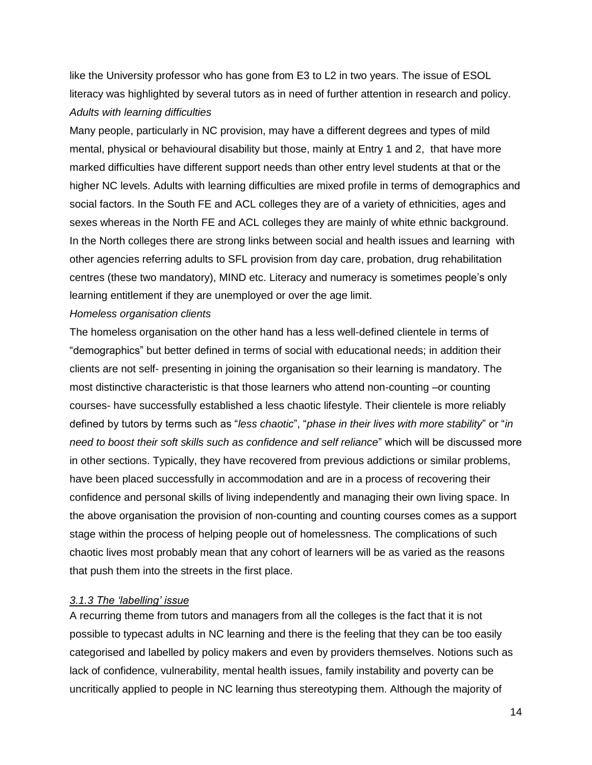like the University professor who has gone from E3 to L2 in two years. The issue of ESOL literacy was highlighted by several tutors as in need of further attention in research and policy.

*Adults with learning difficulties*

Many people, particularly in NC provision, may have a different degrees and types of mild mental, physical or behavioural disability but those, mainly at Entry 1 and 2, that have more marked difficulties have different support needs than other entry level students at that or the higher NC levels. Adults with learning difficulties are mixed profile in terms of demographics and social factors. In the South FE and ACL colleges they are of a variety of ethnicities, ages and sexes whereas in the North FE and ACL colleges they are mainly of white ethnic background. In the North colleges there are strong links between social and health issues and learning with other agencies referring adults to SFL provision from day care, probation, drug rehabilitation centres (these two mandatory), MIND etc. Literacy and numeracy is sometimes people's only learning entitlement if they are unemployed or over the age limit.

*Homeless organisation clients*

The homeless organisation on the other hand has a less well-defined clientele in terms of "demographics" but better defined in terms of social with educational needs; in addition their clients are not self- presenting in joining the organisation so their learning is mandatory. The most distinctive characteristic is that those learners who attend non-counting –or counting courses- have successfully established a less chaotic lifestyle. Their clientele is more reliably defined by tutors by terms such as "*less chaotic*", "*phase in their lives with more stability*" or "*in need to boost their soft skills such as confidence and self reliance*" which will be discussed more in other sections. Typically, they have recovered from previous addictions or similar problems, have been placed successfully in accommodation and are in a process of recovering their confidence and personal skills of living independently and managing their own living space. In the above organisation the provision of non-counting and counting courses comes as a support stage within the process of helping people out of homelessness. The complications of such chaotic lives most probably mean that any cohort of learners will be as varied as the reasons that push them into the streets in the first place.

#### *3.1.3 The 'labelling' issue*

A recurring theme from tutors and managers from all the colleges is the fact that it is not possible to typecast adults in NC learning and there is the feeling that they can be too easily categorised and labelled by policy makers and even by providers themselves. Notions such as lack of confidence, vulnerability, mental health issues, family instability and poverty can be uncritically applied to people in NC learning thus stereotyping them. Although the majority of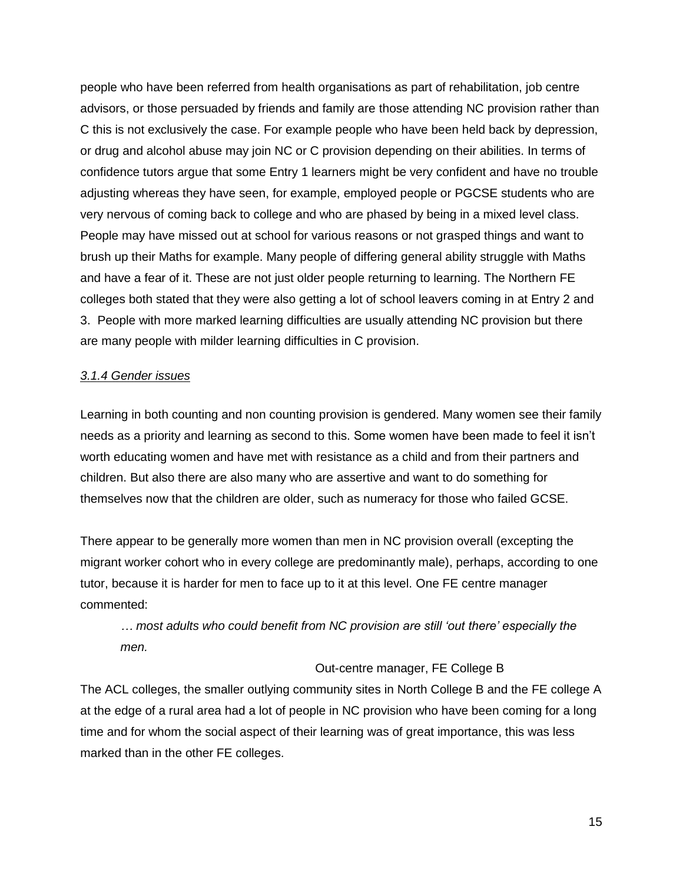people who have been referred from health organisations as part of rehabilitation, job centre advisors, or those persuaded by friends and family are those attending NC provision rather than C this is not exclusively the case. For example people who have been held back by depression, or drug and alcohol abuse may join NC or C provision depending on their abilities. In terms of confidence tutors argue that some Entry 1 learners might be very confident and have no trouble adjusting whereas they have seen, for example, employed people or PGCSE students who are very nervous of coming back to college and who are phased by being in a mixed level class. People may have missed out at school for various reasons or not grasped things and want to brush up their Maths for example. Many people of differing general ability struggle with Maths and have a fear of it. These are not just older people returning to learning. The Northern FE colleges both stated that they were also getting a lot of school leavers coming in at Entry 2 and 3. People with more marked learning difficulties are usually attending NC provision but there are many people with milder learning difficulties in C provision.

### *3.1.4 Gender issues*

Learning in both counting and non counting provision is gendered. Many women see their family needs as a priority and learning as second to this. Some women have been made to feel it isn't worth educating women and have met with resistance as a child and from their partners and children. But also there are also many who are assertive and want to do something for themselves now that the children are older, such as numeracy for those who failed GCSE.

There appear to be generally more women than men in NC provision overall (excepting the migrant worker cohort who in every college are predominantly male), perhaps, according to one tutor, because it is harder for men to face up to it at this level. One FE centre manager commented:

> *… most adults who could benefit from NC provision are still 'out there' especially the men.*
>
> Out-centre manager, FE College B

The ACL colleges, the smaller outlying community sites in North College B and the FE college A at the edge of a rural area had a lot of people in NC provision who have been coming for a long time and for whom the social aspect of their learning was of great importance, this was less marked than in the other FE colleges.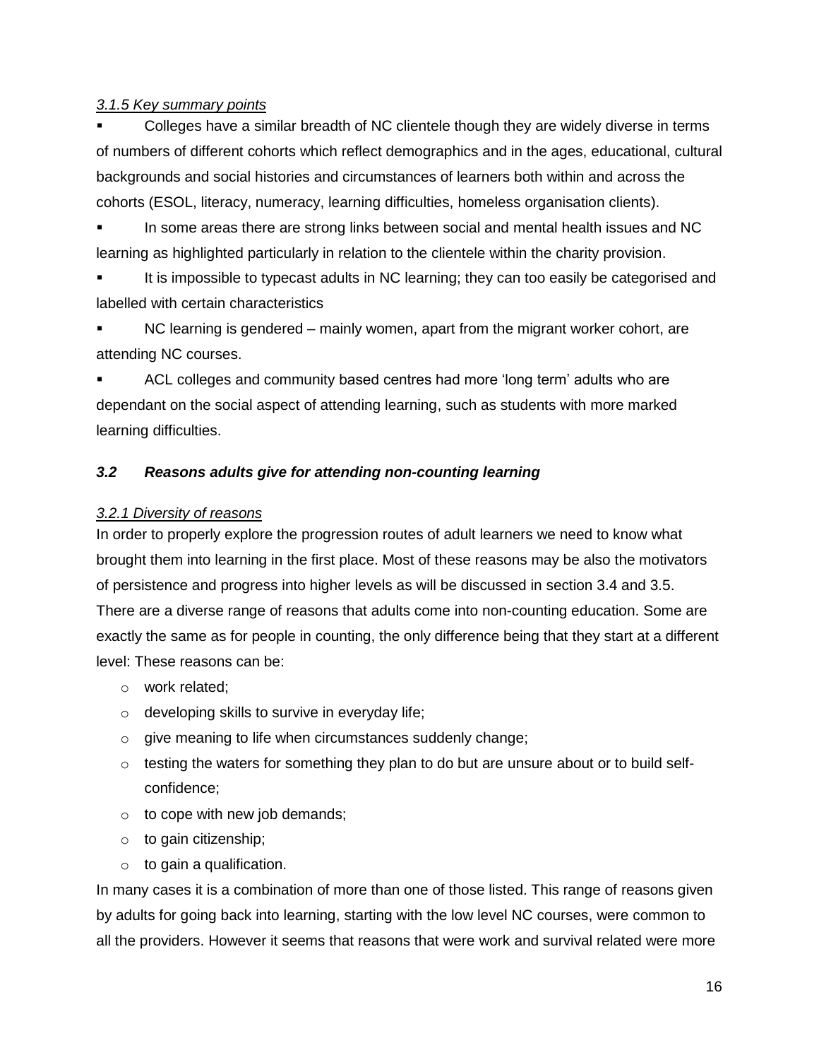*3.1.5 Key summary points*

- Colleges have a similar breadth of NC clientele though they are widely diverse in terms of numbers of different cohorts which reflect demographics and in the ages, educational, cultural backgrounds and social histories and circumstances of learners both within and across the cohorts (ESOL, literacy, numeracy, learning difficulties, homeless organisation clients).
- In some areas there are strong links between social and mental health issues and NC learning as highlighted particularly in relation to the clientele within the charity provision.
- It is impossible to typecast adults in NC learning; they can too easily be categorised and labelled with certain characteristics
- NC learning is gendered – mainly women, apart from the migrant worker cohort, are attending NC courses.
- ACL colleges and community based centres had more 'long term' adults who are dependant on the social aspect of attending learning, such as students with more marked learning difficulties.

### *3.2 Reasons adults give for attending non-counting learning*

*3.2.1 Diversity of reasons*

In order to properly explore the progression routes of adult learners we need to know what brought them into learning in the first place. Most of these reasons may be also the motivators of persistence and progress into higher levels as will be discussed in section 3.4 and 3.5. There are a diverse range of reasons that adults come into non-counting education. Some are exactly the same as for people in counting, the only difference being that they start at a different level: These reasons can be:

- work related;
- developing skills to survive in everyday life;
- give meaning to life when circumstances suddenly change;
- testing the waters for something they plan to do but are unsure about or to build self-confidence;
- to cope with new job demands;
- to gain citizenship;
- to gain a qualification.

In many cases it is a combination of more than one of those listed. This range of reasons given by adults for going back into learning, starting with the low level NC courses, were common to all the providers. However it seems that reasons that were work and survival related were more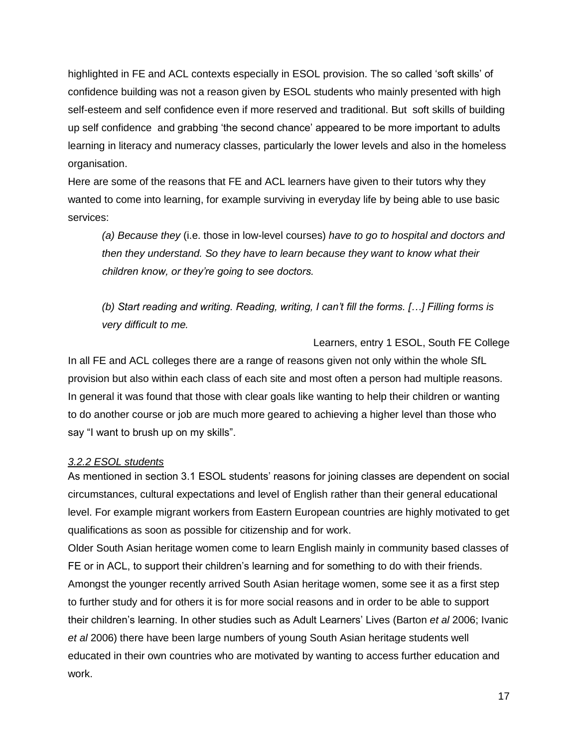highlighted in FE and ACL contexts especially in ESOL provision. The so called 'soft skills' of confidence building was not a reason given by ESOL students who mainly presented with high self-esteem and self confidence even if more reserved and traditional. But soft skills of building up self confidence and grabbing 'the second chance' appeared to be more important to adults learning in literacy and numeracy classes, particularly the lower levels and also in the homeless organisation.

Here are some of the reasons that FE and ACL learners have given to their tutors why they wanted to come into learning, for example surviving in everyday life by being able to use basic services:

> *(a) Because they* (i.e. those in low-level courses) *have to go to hospital and doctors and then they understand. So they have to learn because they want to know what their children know, or they're going to see doctors.*
>
> *(b) Start reading and writing. Reading, writing, I can't fill the forms. […] Filling forms is very difficult to me.*

Learners, entry 1 ESOL, South FE College

In all FE and ACL colleges there are a range of reasons given not only within the whole SfL provision but also within each class of each site and most often a person had multiple reasons. In general it was found that those with clear goals like wanting to help their children or wanting to do another course or job are much more geared to achieving a higher level than those who say "I want to brush up on my skills".

### *3.2.2 ESOL students*

As mentioned in section 3.1 ESOL students' reasons for joining classes are dependent on social circumstances, cultural expectations and level of English rather than their general educational level. For example migrant workers from Eastern European countries are highly motivated to get qualifications as soon as possible for citizenship and for work.

Older South Asian heritage women come to learn English mainly in community based classes of FE or in ACL, to support their children's learning and for something to do with their friends. Amongst the younger recently arrived South Asian heritage women, some see it as a first step to further study and for others it is for more social reasons and in order to be able to support their children's learning. In other studies such as Adult Learners' Lives (Barton *et al* 2006; Ivanic *et al* 2006) there have been large numbers of young South Asian heritage students well educated in their own countries who are motivated by wanting to access further education and work.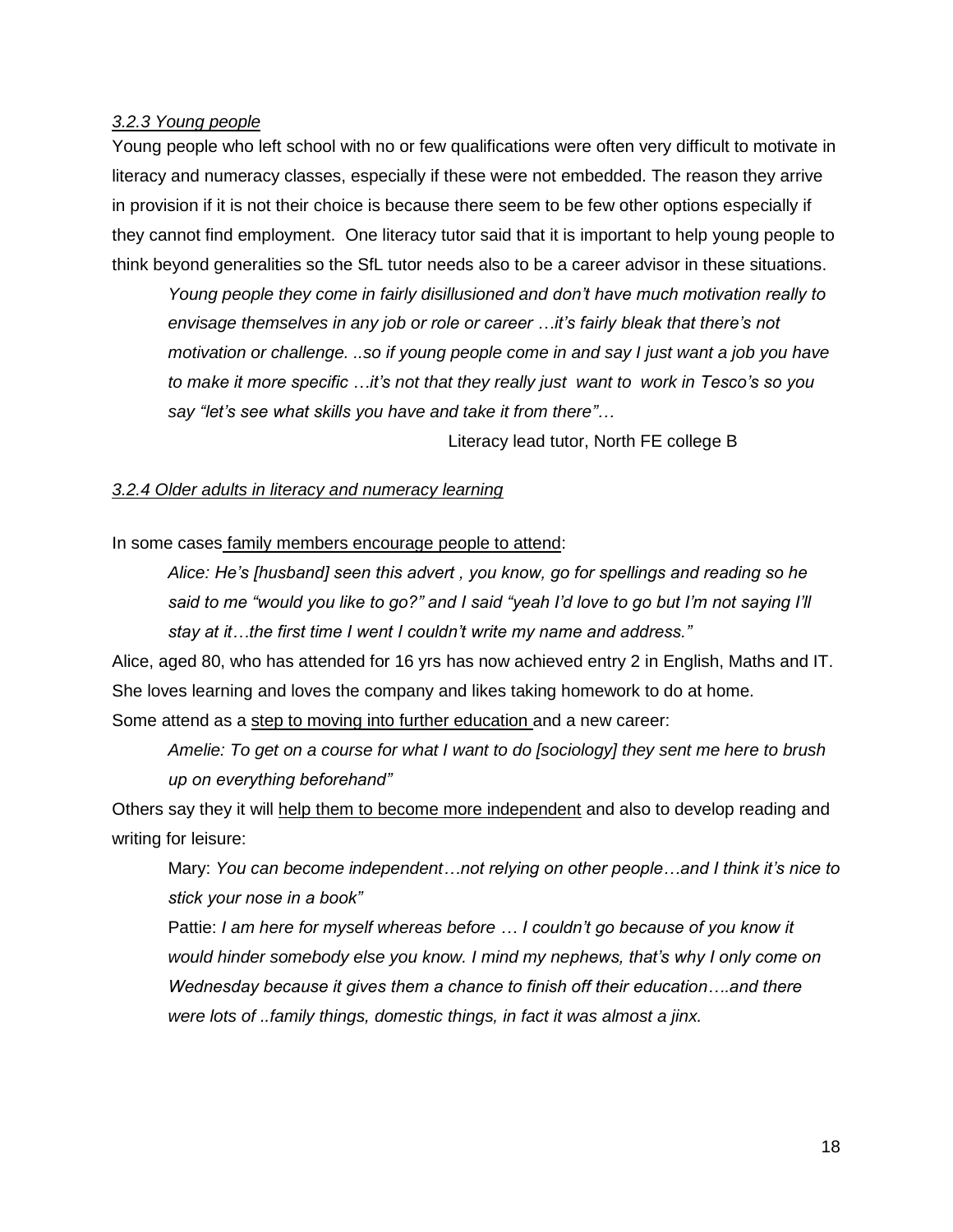*3.2.3 Young people*

Young people who left school with no or few qualifications were often very difficult to motivate in literacy and numeracy classes, especially if these were not embedded. The reason they arrive in provision if it is not their choice is because there seem to be few other options especially if they cannot find employment. One literacy tutor said that it is important to help young people to think beyond generalities so the SfL tutor needs also to be a career advisor in these situations.

> *Young people they come in fairly disillusioned and don't have much motivation really to envisage themselves in any job or role or career …it's fairly bleak that there's not motivation or challenge. ..so if young people come in and say I just want a job you have to make it more specific …it's not that they really just want to work in Tesco's so you say "let's see what skills you have and take it from there"…*
>
> Literacy lead tutor, North FE college B

*3.2.4 Older adults in literacy and numeracy learning*

In some cases family members encourage people to attend:

> *Alice: He's [husband] seen this advert , you know, go for spellings and reading so he said to me "would you like to go?" and I said "yeah I'd love to go but I'm not saying I'll stay at it…the first time I went I couldn't write my name and address."*

Alice, aged 80, who has attended for 16 yrs has now achieved entry 2 in English, Maths and IT. She loves learning and loves the company and likes taking homework to do at home.

Some attend as a step to moving into further education and a new career:

> *Amelie: To get on a course for what I want to do [sociology] they sent me here to brush up on everything beforehand"*

Others say they it will help them to become more independent and also to develop reading and writing for leisure:

> Mary: *You can become independent…not relying on other people…and I think it's nice to stick your nose in a book"*
>
> Pattie: *I am here for myself whereas before … I couldn't go because of you know it would hinder somebody else you know. I mind my nephews, that's why I only come on Wednesday because it gives them a chance to finish off their education….and there were lots of ..family things, domestic things, in fact it was almost a jinx.*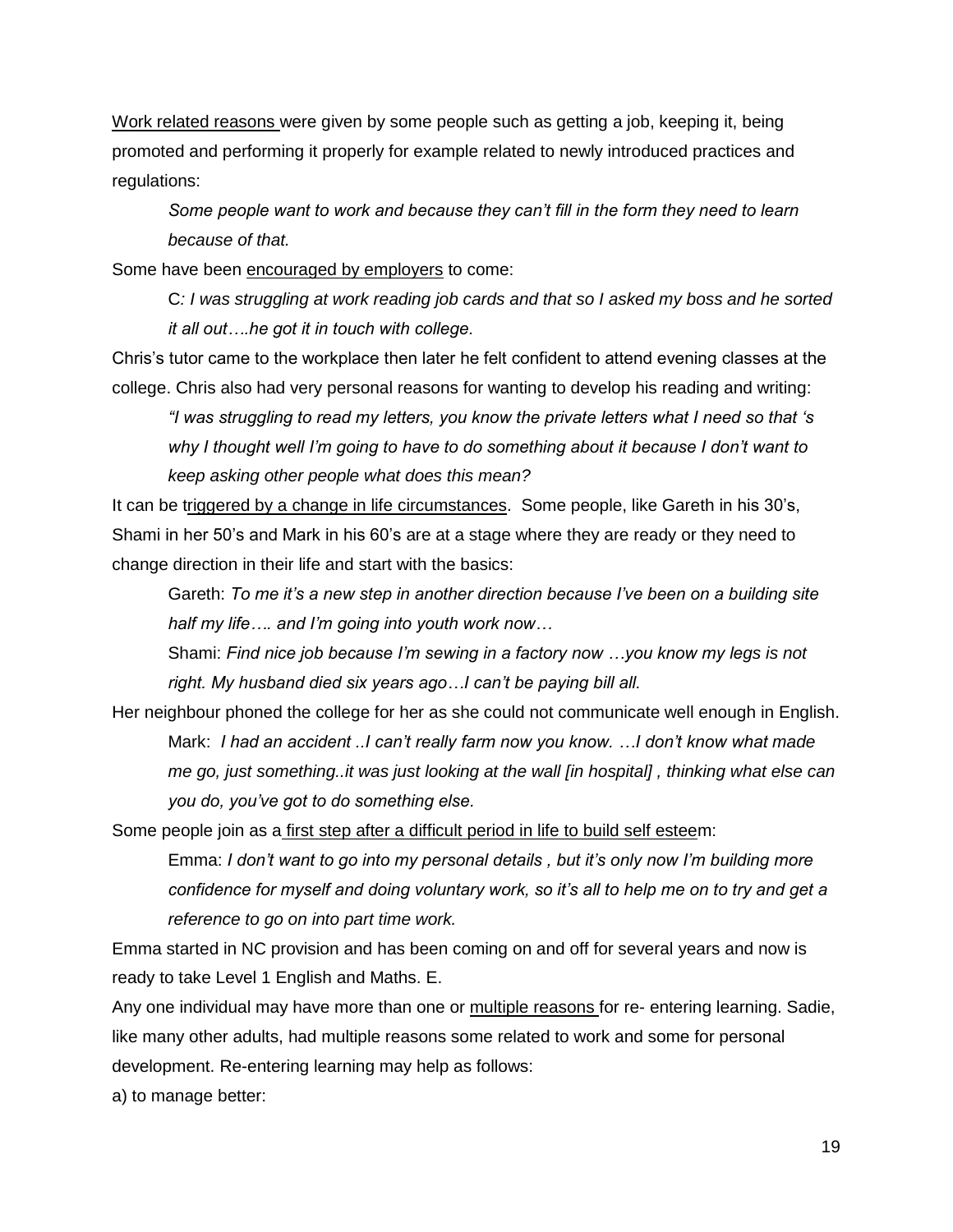Work related reasons were given by some people such as getting a job, keeping it, being promoted and performing it properly for example related to newly introduced practices and regulations:

> *Some people want to work and because they can't fill in the form they need to learn because of that.*

Some have been encouraged by employers to come:

> C*: I was struggling at work reading job cards and that so I asked my boss and he sorted it all out….he got it in touch with college.*

Chris's tutor came to the workplace then later he felt confident to attend evening classes at the college. Chris also had very personal reasons for wanting to develop his reading and writing:

> *"I was struggling to read my letters, you know the private letters what I need so that 's why I thought well I'm going to have to do something about it because I don't want to keep asking other people what does this mean?*

It can be triggered by a change in life circumstances. Some people, like Gareth in his 30's, Shami in her 50's and Mark in his 60's are at a stage where they are ready or they need to change direction in their life and start with the basics:

> Gareth: *To me it's a new step in another direction because I've been on a building site half my life…. and I'm going into youth work now…*
>
> Shami: *Find nice job because I'm sewing in a factory now …you know my legs is not right. My husband died six years ago…I can't be paying bill all.*

Her neighbour phoned the college for her as she could not communicate well enough in English.

> Mark: *I had an accident ..I can't really farm now you know. …I don't know what made me go, just something..it was just looking at the wall [in hospital] , thinking what else can you do, you've got to do something else.*

Some people join as a first step after a difficult period in life to build self esteem:

> Emma: *I don't want to go into my personal details , but it's only now I'm building more confidence for myself and doing voluntary work, so it's all to help me on to try and get a reference to go on into part time work.*

Emma started in NC provision and has been coming on and off for several years and now is ready to take Level 1 English and Maths. E.

Any one individual may have more than one or multiple reasons for re- entering learning. Sadie, like many other adults, had multiple reasons some related to work and some for personal development. Re-entering learning may help as follows:

a) to manage better: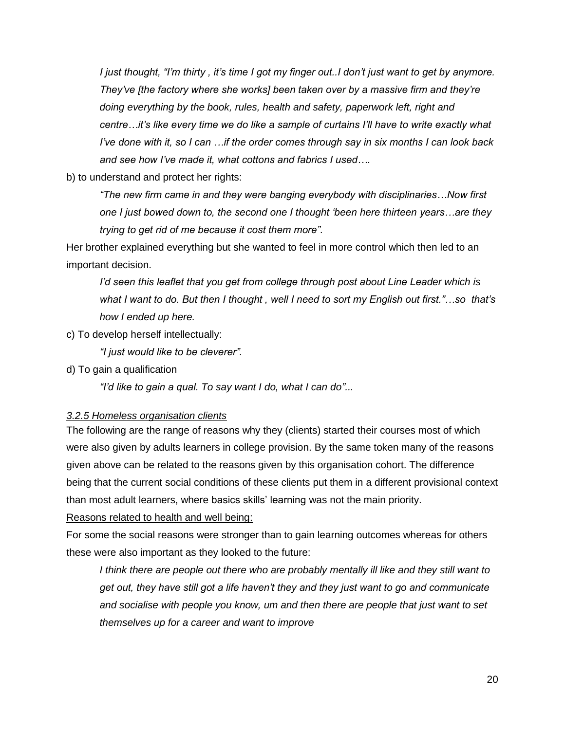> *I just thought, "I'm thirty , it's time I got my finger out..I don't just want to get by anymore. They've [the factory where she works] been taken over by a massive firm and they're doing everything by the book, rules, health and safety, paperwork left, right and centre…it's like every time we do like a sample of curtains I'll have to write exactly what I've done with it, so I can …if the order comes through say in six months I can look back and see how I've made it, what cottons and fabrics I used….*

b) to understand and protect her rights:

> *"The new firm came in and they were banging everybody with disciplinaries…Now first one I just bowed down to, the second one I thought 'been here thirteen years…are they trying to get rid of me because it cost them more".*

Her brother explained everything but she wanted to feel in more control which then led to an important decision.

> *I'd seen this leaflet that you get from college through post about Line Leader which is what I want to do. But then I thought , well I need to sort my English out first."…so that's how I ended up here.*

c) To develop herself intellectually:

> *"I just would like to be cleverer".*

d) To gain a qualification

> *"I'd like to gain a qual. To say want I do, what I can do"...*

### *3.2.5 Homeless organisation clients*

The following are the range of reasons why they (clients) started their courses most of which were also given by adults learners in college provision. By the same token many of the reasons given above can be related to the reasons given by this organisation cohort. The difference being that the current social conditions of these clients put them in a different provisional context than most adult learners, where basics skills' learning was not the main priority.

Reasons related to health and well being:

For some the social reasons were stronger than to gain learning outcomes whereas for others these were also important as they looked to the future:

> *I think there are people out there who are probably mentally ill like and they still want to get out, they have still got a life haven't they and they just want to go and communicate and socialise with people you know, um and then there are people that just want to set themselves up for a career and want to improve*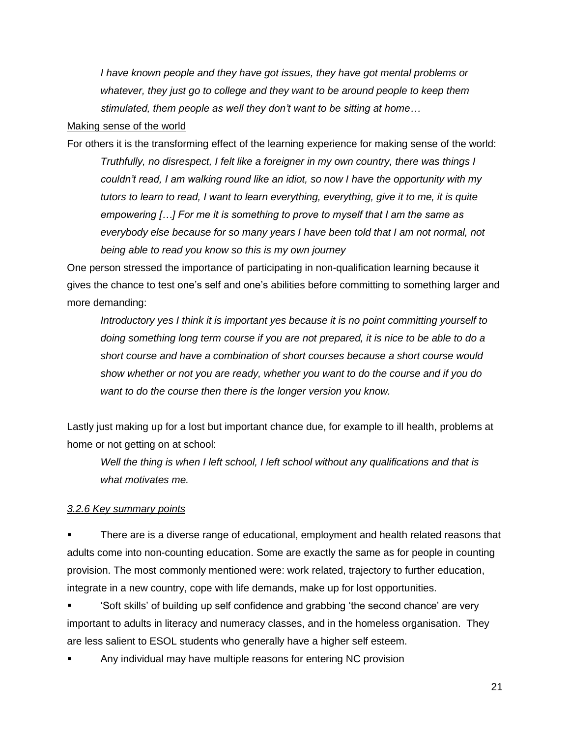*I have known people and they have got issues, they have got mental problems or whatever, they just go to college and they want to be around people to keep them stimulated, them people as well they don't want to be sitting at home…*

Making sense of the world

For others it is the transforming effect of the learning experience for making sense of the world:

*Truthfully, no disrespect, I felt like a foreigner in my own country, there was things I couldn't read, I am walking round like an idiot, so now I have the opportunity with my tutors to learn to read, I want to learn everything, everything, give it to me, it is quite empowering […] For me it is something to prove to myself that I am the same as everybody else because for so many years I have been told that I am not normal, not being able to read you know so this is my own journey*

One person stressed the importance of participating in non-qualification learning because it gives the chance to test one's self and one's abilities before committing to something larger and more demanding:

*Introductory yes I think it is important yes because it is no point committing yourself to doing something long term course if you are not prepared, it is nice to be able to do a short course and have a combination of short courses because a short course would show whether or not you are ready, whether you want to do the course and if you do want to do the course then there is the longer version you know.*

Lastly just making up for a lost but important chance due, for example to ill health, problems at home or not getting on at school:

*Well the thing is when I left school, I left school without any qualifications and that is what motivates me.*

### *3.2.6 Key summary points*

- There are is a diverse range of educational, employment and health related reasons that adults come into non-counting education. Some are exactly the same as for people in counting provision. The most commonly mentioned were: work related, trajectory to further education, integrate in a new country, cope with life demands, make up for lost opportunities.
- 'Soft skills' of building up self confidence and grabbing 'the second chance' are very important to adults in literacy and numeracy classes, and in the homeless organisation. They are less salient to ESOL students who generally have a higher self esteem.
- Any individual may have multiple reasons for entering NC provision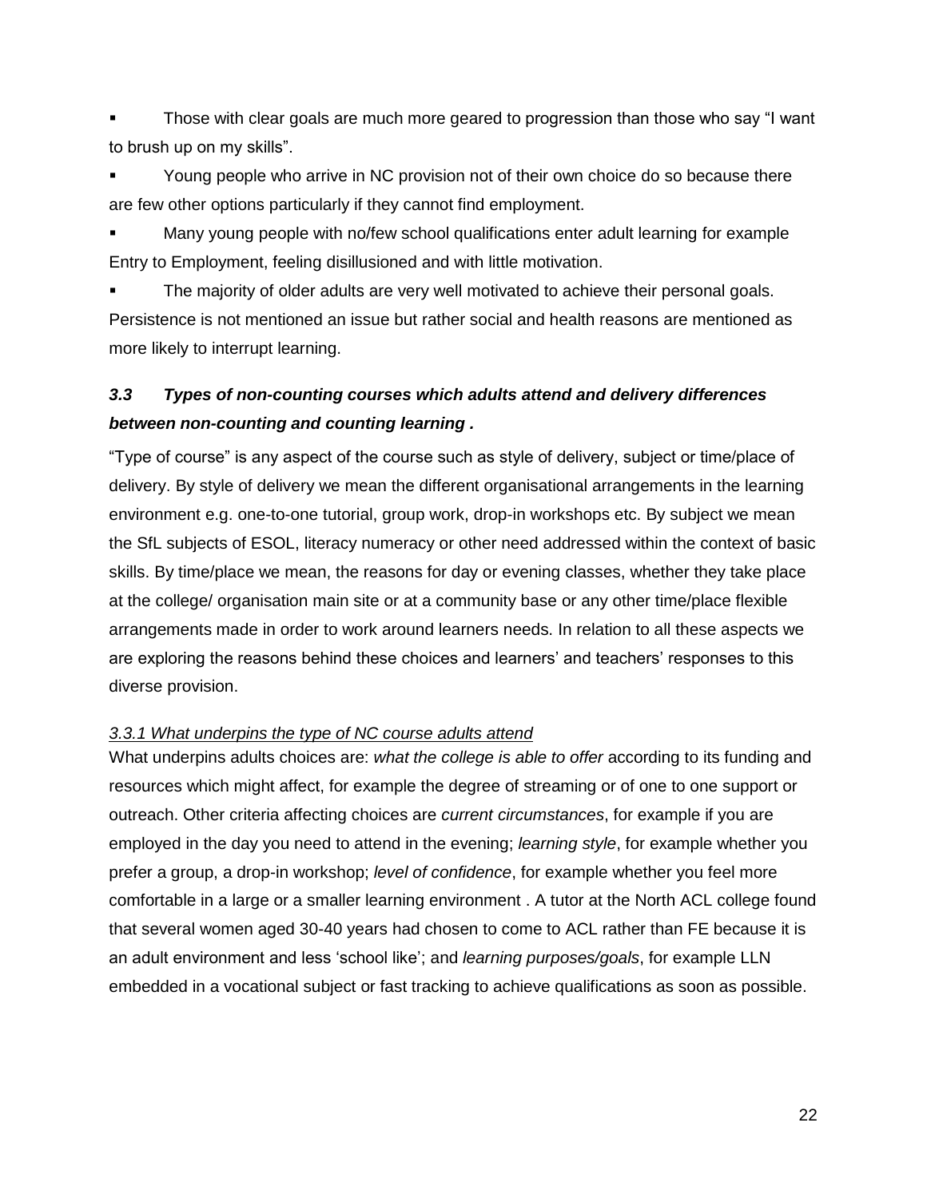- Those with clear goals are much more geared to progression than those who say "I want to brush up on my skills".
- Young people who arrive in NC provision not of their own choice do so because there are few other options particularly if they cannot find employment.
- Many young people with no/few school qualifications enter adult learning for example Entry to Employment, feeling disillusioned and with little motivation.
- The majority of older adults are very well motivated to achieve their personal goals. Persistence is not mentioned an issue but rather social and health reasons are mentioned as more likely to interrupt learning.

### *3.3 Types of non-counting courses which adults attend and delivery differences between non-counting and counting learning .*

"Type of course" is any aspect of the course such as style of delivery, subject or time/place of delivery. By style of delivery we mean the different organisational arrangements in the learning environment e.g. one-to-one tutorial, group work, drop-in workshops etc. By subject we mean the SfL subjects of ESOL, literacy numeracy or other need addressed within the context of basic skills. By time/place we mean, the reasons for day or evening classes, whether they take place at the college/ organisation main site or at a community base or any other time/place flexible arrangements made in order to work around learners needs. In relation to all these aspects we are exploring the reasons behind these choices and learners' and teachers' responses to this diverse provision.

#### *3.3.1 What underpins the type of NC course adults attend*

What underpins adults choices are: *what the college is able to offer* according to its funding and resources which might affect, for example the degree of streaming or of one to one support or outreach. Other criteria affecting choices are *current circumstances*, for example if you are employed in the day you need to attend in the evening; *learning style*, for example whether you prefer a group, a drop-in workshop; *level of confidence*, for example whether you feel more comfortable in a large or a smaller learning environment . A tutor at the North ACL college found that several women aged 30-40 years had chosen to come to ACL rather than FE because it is an adult environment and less 'school like'; and *learning purposes/goals*, for example LLN embedded in a vocational subject or fast tracking to achieve qualifications as soon as possible.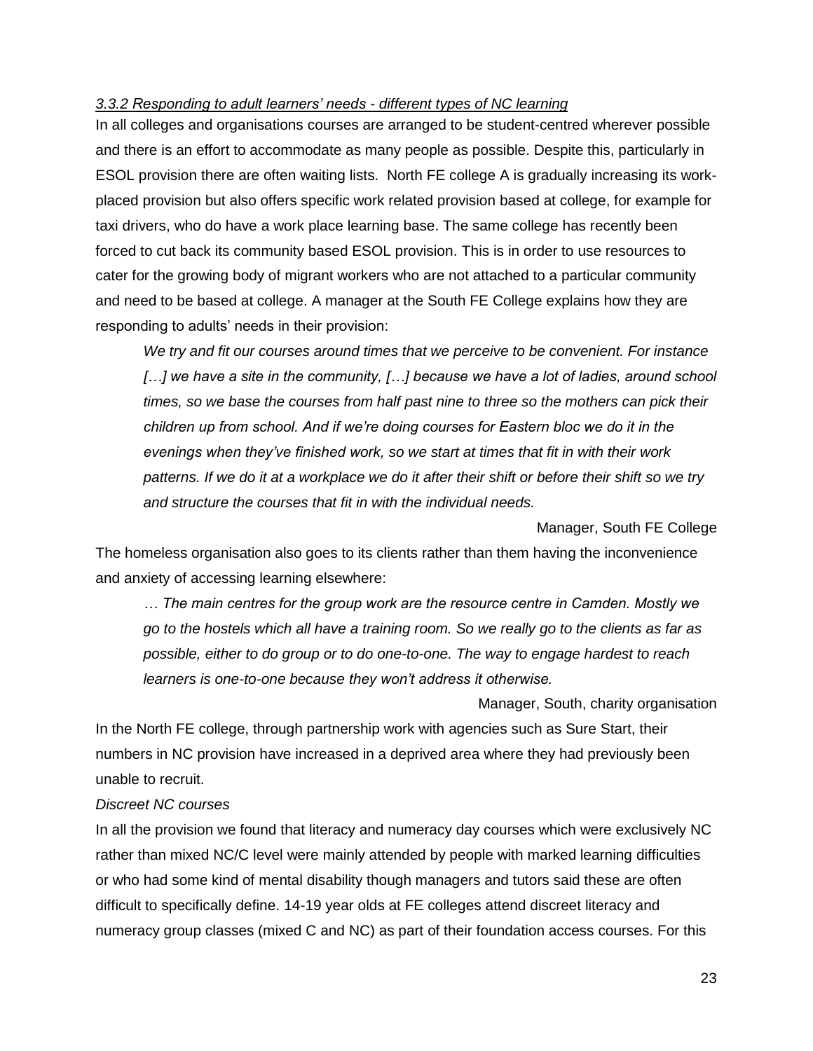*<u>3.3.2 Responding to adult learners' needs - different types of NC learning</u>*

In all colleges and organisations courses are arranged to be student-centred wherever possible and there is an effort to accommodate as many people as possible. Despite this, particularly in ESOL provision there are often waiting lists. North FE college A is gradually increasing its work-placed provision but also offers specific work related provision based at college, for example for taxi drivers, who do have a work place learning base. The same college has recently been forced to cut back its community based ESOL provision. This is in order to use resources to cater for the growing body of migrant workers who are not attached to a particular community and need to be based at college. A manager at the South FE College explains how they are responding to adults' needs in their provision:

> *We try and fit our courses around times that we perceive to be convenient. For instance […] we have a site in the community, […] because we have a lot of ladies, around school times, so we base the courses from half past nine to three so the mothers can pick their children up from school. And if we're doing courses for Eastern bloc we do it in the evenings when they've finished work, so we start at times that fit in with their work patterns. If we do it at a workplace we do it after their shift or before their shift so we try and structure the courses that fit in with the individual needs.*
>
> Manager, South FE College

The homeless organisation also goes to its clients rather than them having the inconvenience and anxiety of accessing learning elsewhere:

> *… The main centres for the group work are the resource centre in Camden. Mostly we go to the hostels which all have a training room. So we really go to the clients as far as possible, either to do group or to do one-to-one. The way to engage hardest to reach learners is one-to-one because they won't address it otherwise.*
>
> Manager, South, charity organisation

In the North FE college, through partnership work with agencies such as Sure Start, their numbers in NC provision have increased in a deprived area where they had previously been unable to recruit.

*Discreet NC courses*

In all the provision we found that literacy and numeracy day courses which were exclusively NC rather than mixed NC/C level were mainly attended by people with marked learning difficulties or who had some kind of mental disability though managers and tutors said these are often difficult to specifically define. 14-19 year olds at FE colleges attend discreet literacy and numeracy group classes (mixed C and NC) as part of their foundation access courses. For this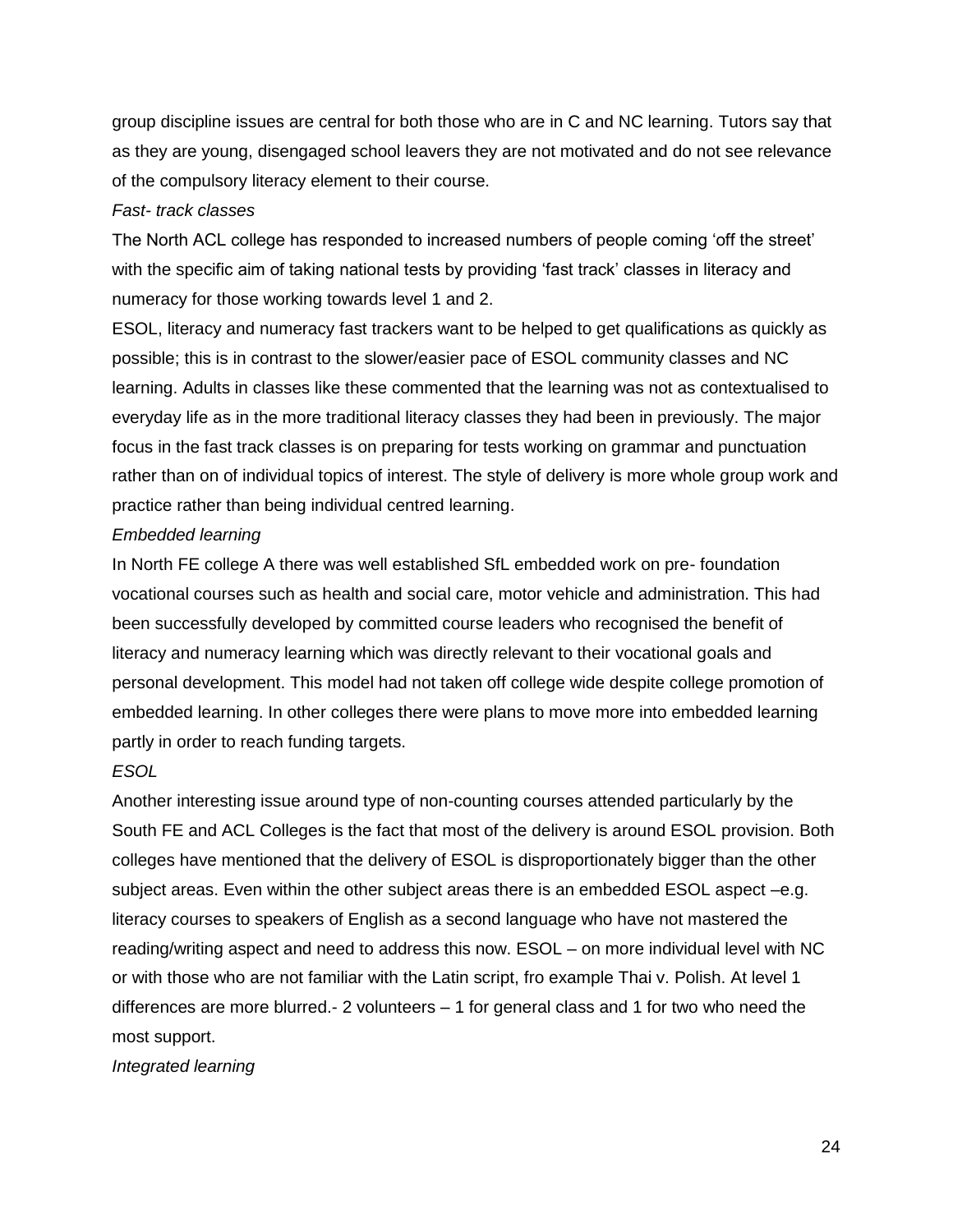group discipline issues are central for both those who are in C and NC learning. Tutors say that as they are young, disengaged school leavers they are not motivated and do not see relevance of the compulsory literacy element to their course.

*Fast- track classes*

The North ACL college has responded to increased numbers of people coming 'off the street' with the specific aim of taking national tests by providing 'fast track' classes in literacy and numeracy for those working towards level 1 and 2.

ESOL, literacy and numeracy fast trackers want to be helped to get qualifications as quickly as possible; this is in contrast to the slower/easier pace of ESOL community classes and NC learning. Adults in classes like these commented that the learning was not as contextualised to everyday life as in the more traditional literacy classes they had been in previously. The major focus in the fast track classes is on preparing for tests working on grammar and punctuation rather than on of individual topics of interest. The style of delivery is more whole group work and practice rather than being individual centred learning.

*Embedded learning*

In North FE college A there was well established SfL embedded work on pre- foundation vocational courses such as health and social care, motor vehicle and administration. This had been successfully developed by committed course leaders who recognised the benefit of literacy and numeracy learning which was directly relevant to their vocational goals and personal development. This model had not taken off college wide despite college promotion of embedded learning. In other colleges there were plans to move more into embedded learning partly in order to reach funding targets.

*ESOL*

Another interesting issue around type of non-counting courses attended particularly by the South FE and ACL Colleges is the fact that most of the delivery is around ESOL provision. Both colleges have mentioned that the delivery of ESOL is disproportionately bigger than the other subject areas. Even within the other subject areas there is an embedded ESOL aspect –e.g. literacy courses to speakers of English as a second language who have not mastered the reading/writing aspect and need to address this now. ESOL – on more individual level with NC or with those who are not familiar with the Latin script, fro example Thai v. Polish. At level 1 differences are more blurred.- 2 volunteers – 1 for general class and 1 for two who need the most support.

*Integrated learning*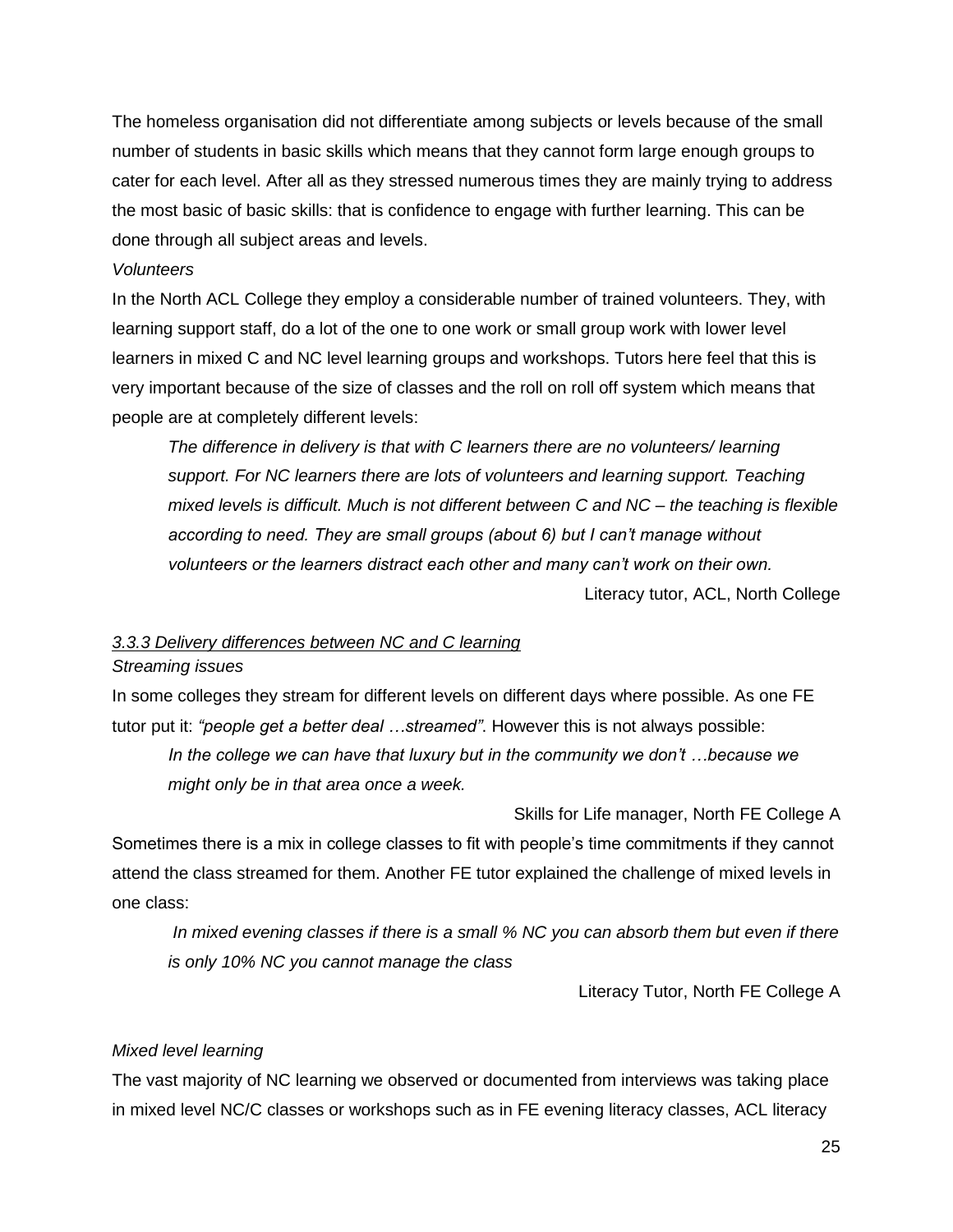The homeless organisation did not differentiate among subjects or levels because of the small number of students in basic skills which means that they cannot form large enough groups to cater for each level. After all as they stressed numerous times they are mainly trying to address the most basic of basic skills: that is confidence to engage with further learning. This can be done through all subject areas and levels.

*Volunteers*

In the North ACL College they employ a considerable number of trained volunteers. They, with learning support staff, do a lot of the one to one work or small group work with lower level learners in mixed C and NC level learning groups and workshops. Tutors here feel that this is very important because of the size of classes and the roll on roll off system which means that people are at completely different levels:

> *The difference in delivery is that with C learners there are no volunteers/ learning support. For NC learners there are lots of volunteers and learning support. Teaching mixed levels is difficult. Much is not different between C and NC – the teaching is flexible according to need. They are small groups (about 6) but I can't manage without volunteers or the learners distract each other and many can't work on their own.*
>
> Literacy tutor, ACL, North College

### *3.3.3 Delivery differences between NC and C learning*

*Streaming issues*

In some colleges they stream for different levels on different days where possible. As one FE tutor put it: *"people get a better deal …streamed"*. However this is not always possible:

> *In the college we can have that luxury but in the community we don't …because we might only be in that area once a week.*
>
> Skills for Life manager, North FE College A

Sometimes there is a mix in college classes to fit with people's time commitments if they cannot attend the class streamed for them. Another FE tutor explained the challenge of mixed levels in one class:

> *In mixed evening classes if there is a small % NC you can absorb them but even if there is only 10% NC you cannot manage the class*
>
> Literacy Tutor, North FE College A

*Mixed level learning*

The vast majority of NC learning we observed or documented from interviews was taking place in mixed level NC/C classes or workshops such as in FE evening literacy classes, ACL literacy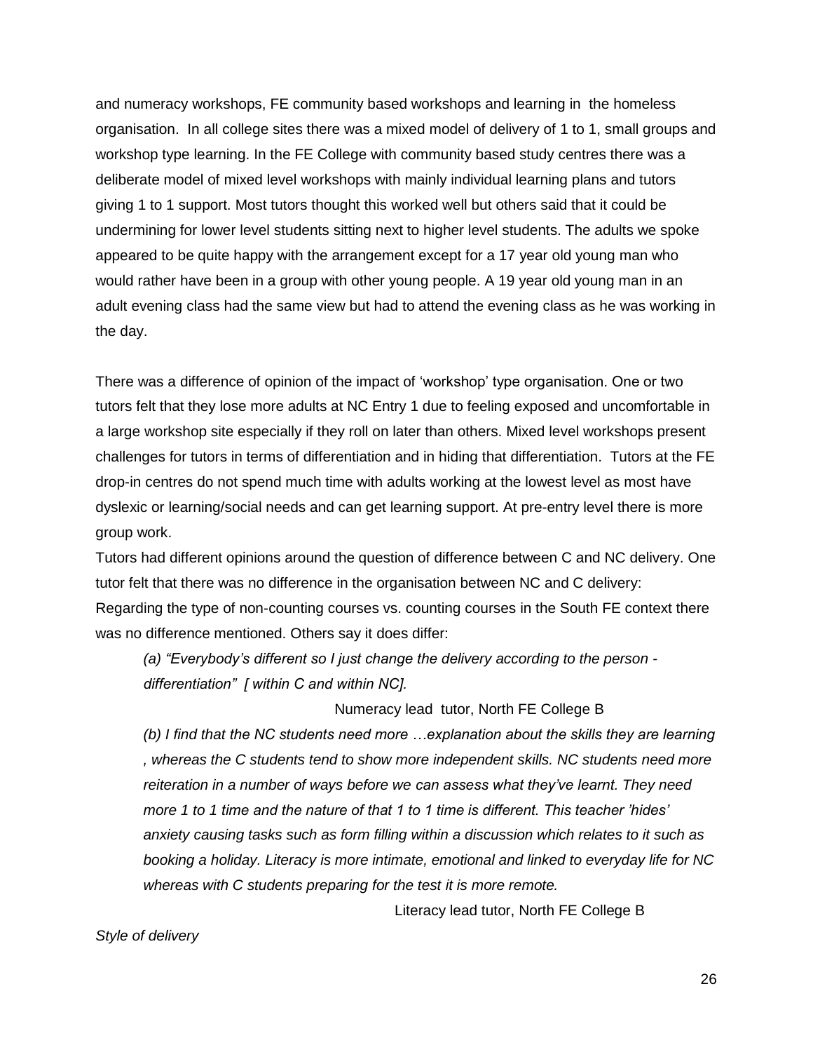and numeracy workshops, FE community based workshops and learning in the homeless organisation. In all college sites there was a mixed model of delivery of 1 to 1, small groups and workshop type learning. In the FE College with community based study centres there was a deliberate model of mixed level workshops with mainly individual learning plans and tutors giving 1 to 1 support. Most tutors thought this worked well but others said that it could be undermining for lower level students sitting next to higher level students. The adults we spoke appeared to be quite happy with the arrangement except for a 17 year old young man who would rather have been in a group with other young people. A 19 year old young man in an adult evening class had the same view but had to attend the evening class as he was working in the day.

There was a difference of opinion of the impact of 'workshop' type organisation. One or two tutors felt that they lose more adults at NC Entry 1 due to feeling exposed and uncomfortable in a large workshop site especially if they roll on later than others. Mixed level workshops present challenges for tutors in terms of differentiation and in hiding that differentiation. Tutors at the FE drop-in centres do not spend much time with adults working at the lowest level as most have dyslexic or learning/social needs and can get learning support. At pre-entry level there is more group work.

Tutors had different opinions around the question of difference between C and NC delivery. One tutor felt that there was no difference in the organisation between NC and C delivery: Regarding the type of non-counting courses vs. counting courses in the South FE context there was no difference mentioned. Others say it does differ:

> *(a) "Everybody's different so I just change the delivery according to the person - differentiation" [ within C and within NC].*
>
> Numeracy lead tutor, North FE College B
>
> *(b) I find that the NC students need more …explanation about the skills they are learning , whereas the C students tend to show more independent skills. NC students need more reiteration in a number of ways before we can assess what they've learnt. They need more 1 to 1 time and the nature of that 1 to 1 time is different. This teacher 'hides' anxiety causing tasks such as form filling within a discussion which relates to it such as booking a holiday. Literacy is more intimate, emotional and linked to everyday life for NC whereas with C students preparing for the test it is more remote.*
>
> Literacy lead tutor, North FE College B

*Style of delivery*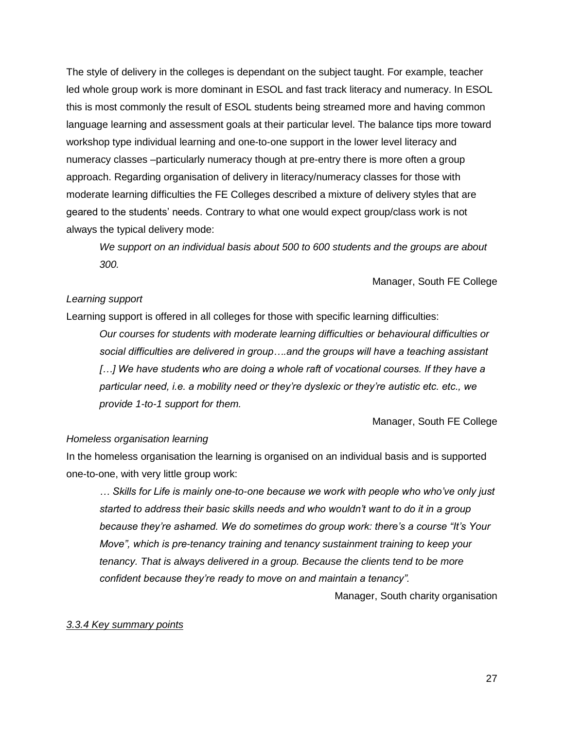The style of delivery in the colleges is dependant on the subject taught. For example, teacher led whole group work is more dominant in ESOL and fast track literacy and numeracy. In ESOL this is most commonly the result of ESOL students being streamed more and having common language learning and assessment goals at their particular level. The balance tips more toward workshop type individual learning and one-to-one support in the lower level literacy and numeracy classes –particularly numeracy though at pre-entry there is more often a group approach. Regarding organisation of delivery in literacy/numeracy classes for those with moderate learning difficulties the FE Colleges described a mixture of delivery styles that are geared to the students' needs. Contrary to what one would expect group/class work is not always the typical delivery mode:

> *We support on an individual basis about 500 to 600 students and the groups are about 300.*
>
> Manager, South FE College

*Learning support*

Learning support is offered in all colleges for those with specific learning difficulties:

> ***Our courses for students with moderate learning difficulties or behavioural difficulties or social difficulties are delivered in group….and the groups will have a teaching assistant […] We have students who are doing a whole raft of vocational courses. If they have a particular need, i.e. a mobility need or they're dyslexic or they're autistic etc. etc., we provide 1-to-1 support for them.***
>
> Manager, South FE College

*Homeless organisation learning*

In the homeless organisation the learning is organised on an individual basis and is supported one-to-one, with very little group work:

> ***… Skills for Life is mainly one-to-one because we work with people who who've only just started to address their basic skills needs and who wouldn't want to do it in a group because they're ashamed. We do sometimes do group work: there's a course "It's Your Move", which is pre-tenancy training and tenancy sustainment training to keep your tenancy. That is always delivered in a group. Because the clients tend to be more confident because they're ready to move on and maintain a tenancy".***
>
> Manager, South charity organisation

#### 3.3.4 Key summary points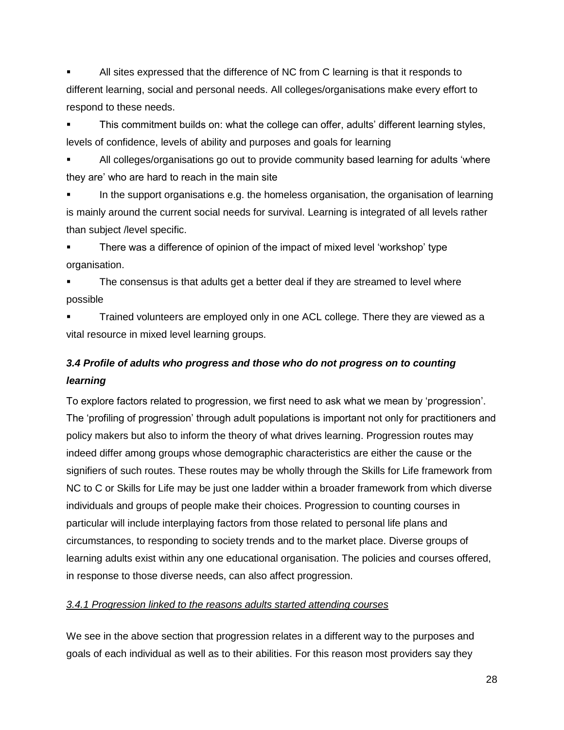- All sites expressed that the difference of NC from C learning is that it responds to different learning, social and personal needs. All colleges/organisations make every effort to respond to these needs.
- This commitment builds on: what the college can offer, adults' different learning styles, levels of confidence, levels of ability and purposes and goals for learning
- All colleges/organisations go out to provide community based learning for adults 'where they are' who are hard to reach in the main site
- In the support organisations e.g. the homeless organisation, the organisation of learning is mainly around the current social needs for survival. Learning is integrated of all levels rather than subject /level specific.
- There was a difference of opinion of the impact of mixed level 'workshop' type organisation.
- The consensus is that adults get a better deal if they are streamed to level where possible
- Trained volunteers are employed only in one ACL college. There they are viewed as a vital resource in mixed level learning groups.

### *3.4 Profile of adults who progress and those who do not progress on to counting learning*

To explore factors related to progression, we first need to ask what we mean by 'progression'. The 'profiling of progression' through adult populations is important not only for practitioners and policy makers but also to inform the theory of what drives learning. Progression routes may indeed differ among groups whose demographic characteristics are either the cause or the signifiers of such routes. These routes may be wholly through the Skills for Life framework from NC to C or Skills for Life may be just one ladder within a broader framework from which diverse individuals and groups of people make their choices. Progression to counting courses in particular will include interplaying factors from those related to personal life plans and circumstances, to responding to society trends and to the market place. Diverse groups of learning adults exist within any one educational organisation. The policies and courses offered, in response to those diverse needs, can also affect progression.

#### *3.4.1 Progression linked to the reasons adults started attending courses*

We see in the above section that progression relates in a different way to the purposes and goals of each individual as well as to their abilities. For this reason most providers say they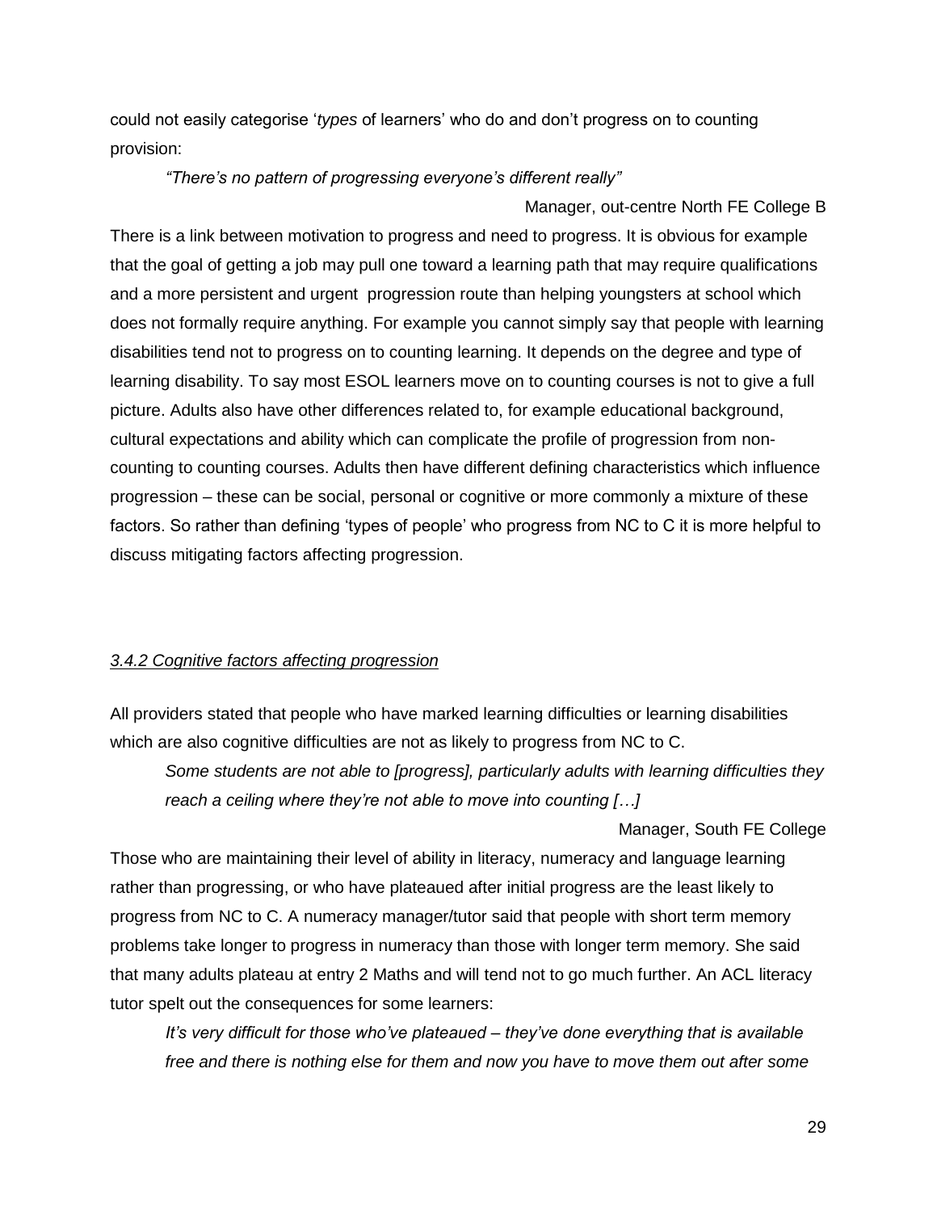could not easily categorise '*types* of learners' who do and don't progress on to counting provision:

> *"There's no pattern of progressing everyone's different really"*
>
> Manager, out-centre North FE College B

There is a link between motivation to progress and need to progress. It is obvious for example that the goal of getting a job may pull one toward a learning path that may require qualifications and a more persistent and urgent progression route than helping youngsters at school which does not formally require anything. For example you cannot simply say that people with learning disabilities tend not to progress on to counting learning. It depends on the degree and type of learning disability. To say most ESOL learners move on to counting courses is not to give a full picture. Adults also have other differences related to, for example educational background, cultural expectations and ability which can complicate the profile of progression from non-counting to counting courses. Adults then have different defining characteristics which influence progression – these can be social, personal or cognitive or more commonly a mixture of these factors. So rather than defining 'types of people' who progress from NC to C it is more helpful to discuss mitigating factors affecting progression.

### *3.4.2 Cognitive factors affecting progression*

All providers stated that people who have marked learning difficulties or learning disabilities which are also cognitive difficulties are not as likely to progress from NC to C.

> *Some students are not able to [progress], particularly adults with learning difficulties they reach a ceiling where they're not able to move into counting […]*
>
> Manager, South FE College

Those who are maintaining their level of ability in literacy, numeracy and language learning rather than progressing, or who have plateaued after initial progress are the least likely to progress from NC to C. A numeracy manager/tutor said that people with short term memory problems take longer to progress in numeracy than those with longer term memory. She said that many adults plateau at entry 2 Maths and will tend not to go much further. An ACL literacy tutor spelt out the consequences for some learners:

> *It's very difficult for those who've plateaued – they've done everything that is available free and there is nothing else for them and now you have to move them out after some*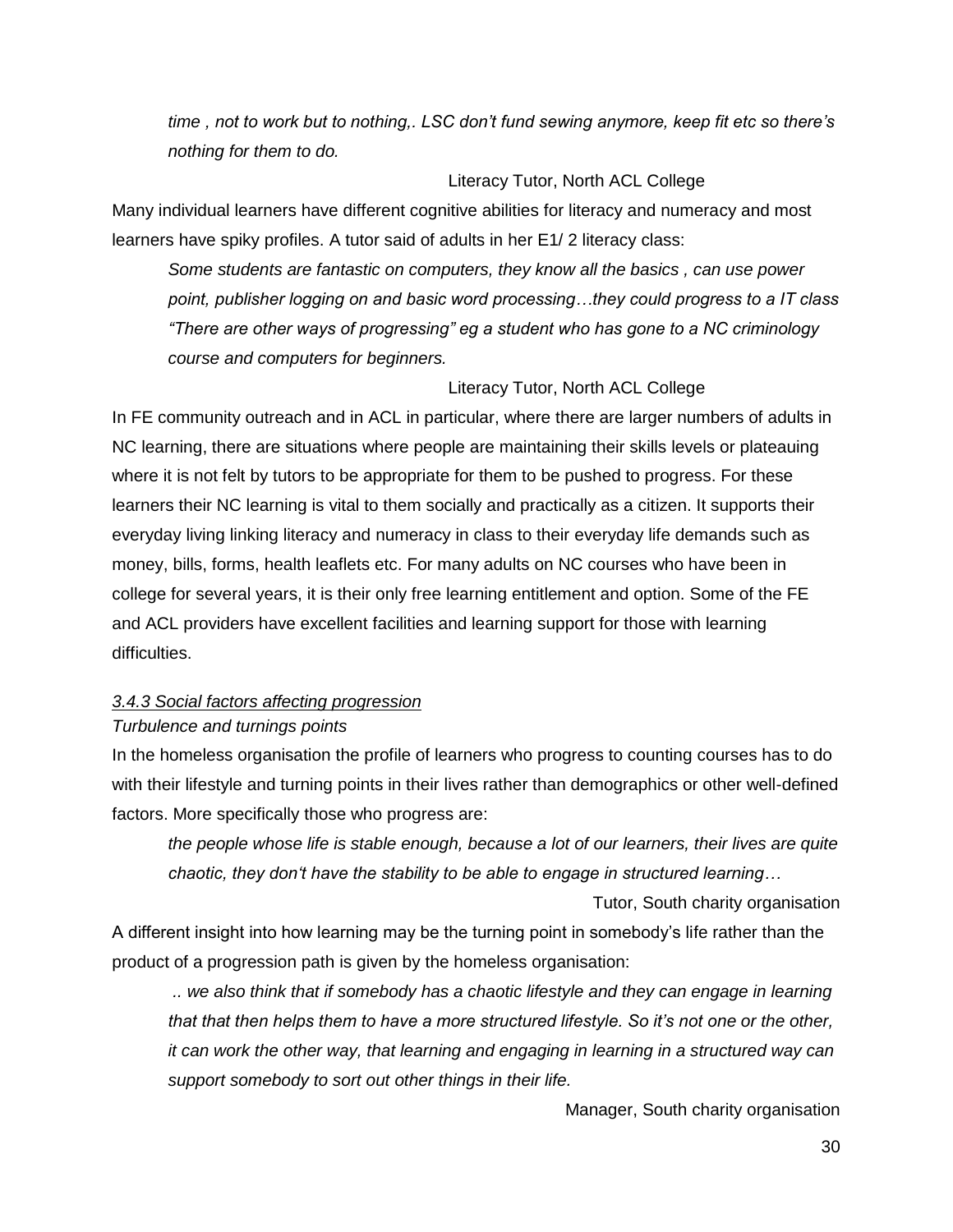*time , not to work but to nothing,. LSC don't fund sewing anymore, keep fit etc so there's nothing for them to do.*

Literacy Tutor, North ACL College

Many individual learners have different cognitive abilities for literacy and numeracy and most learners have spiky profiles. A tutor said of adults in her E1/ 2 literacy class:

> *Some students are fantastic on computers, they know all the basics , can use power point, publisher logging on and basic word processing…they could progress to a IT class "There are other ways of progressing" eg a student who has gone to a NC criminology course and computers for beginners.*

Literacy Tutor, North ACL College

In FE community outreach and in ACL in particular, where there are larger numbers of adults in NC learning, there are situations where people are maintaining their skills levels or plateauing where it is not felt by tutors to be appropriate for them to be pushed to progress. For these learners their NC learning is vital to them socially and practically as a citizen. It supports their everyday living linking literacy and numeracy in class to their everyday life demands such as money, bills, forms, health leaflets etc. For many adults on NC courses who have been in college for several years, it is their only free learning entitlement and option. Some of the FE and ACL providers have excellent facilities and learning support for those with learning difficulties.

#### *3.4.3 Social factors affecting progression*

*Turbulence and turnings points*

In the homeless organisation the profile of learners who progress to counting courses has to do with their lifestyle and turning points in their lives rather than demographics or other well-defined factors. More specifically those who progress are:

> *the people whose life is stable enough, because a lot of our learners, their lives are quite chaotic, they don't have the stability to be able to engage in structured learning…*

Tutor, South charity organisation

A different insight into how learning may be the turning point in somebody's life rather than the product of a progression path is given by the homeless organisation:

> *.. we also think that if somebody has a chaotic lifestyle and they can engage in learning that that then helps them to have a more structured lifestyle. So it's not one or the other, it can work the other way, that learning and engaging in learning in a structured way can support somebody to sort out other things in their life.*

Manager, South charity organisation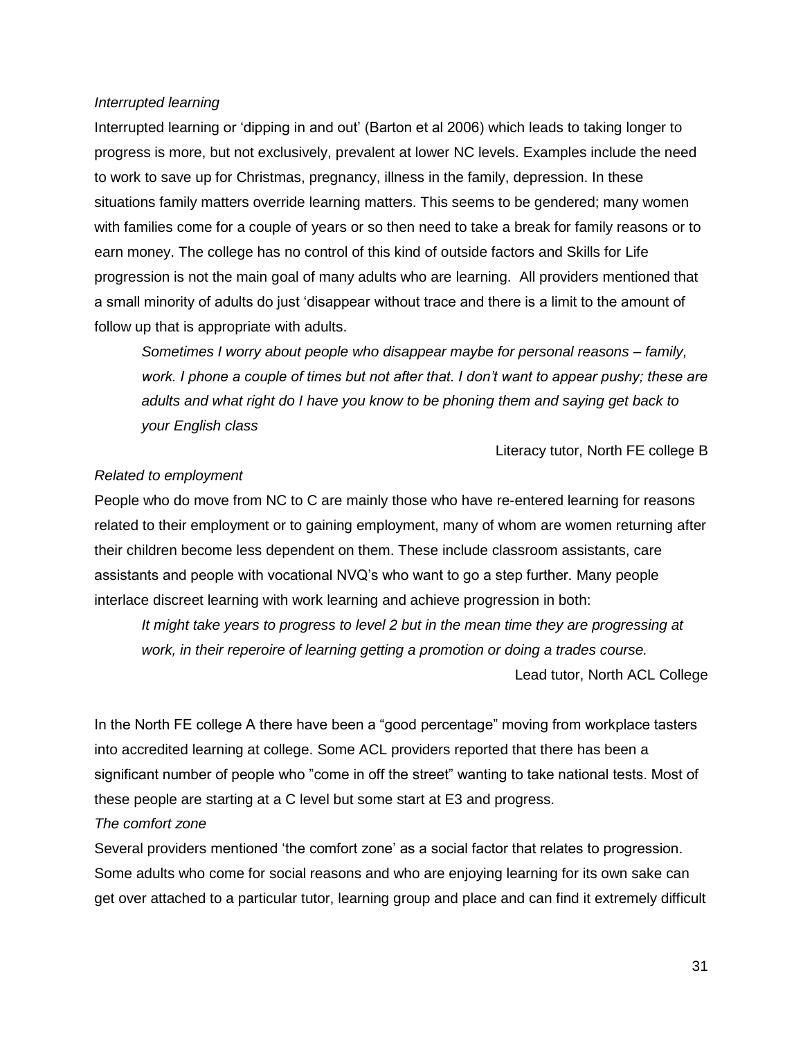*Interrupted learning*

Interrupted learning or 'dipping in and out' (Barton et al 2006) which leads to taking longer to progress is more, but not exclusively, prevalent at lower NC levels. Examples include the need to work to save up for Christmas, pregnancy, illness in the family, depression. In these situations family matters override learning matters. This seems to be gendered; many women with families come for a couple of years or so then need to take a break for family reasons or to earn money. The college has no control of this kind of outside factors and Skills for Life progression is not the main goal of many adults who are learning. All providers mentioned that a small minority of adults do just 'disappear without trace and there is a limit to the amount of follow up that is appropriate with adults.

> *Sometimes I worry about people who disappear maybe for personal reasons – family, work. I phone a couple of times but not after that. I don't want to appear pushy; these are adults and what right do I have you know to be phoning them and saying get back to your English class*
>
> Literacy tutor, North FE college B

*Related to employment*

People who do move from NC to C are mainly those who have re-entered learning for reasons related to their employment or to gaining employment, many of whom are women returning after their children become less dependent on them. These include classroom assistants, care assistants and people with vocational NVQ's who want to go a step further. Many people interlace discreet learning with work learning and achieve progression in both:

> *It might take years to progress to level 2 but in the mean time they are progressing at work, in their reperoire of learning getting a promotion or doing a trades course.*
>
> Lead tutor, North ACL College

In the North FE college A there have been a "good percentage" moving from workplace tasters into accredited learning at college. Some ACL providers reported that there has been a significant number of people who "come in off the street" wanting to take national tests. Most of these people are starting at a C level but some start at E3 and progress.

*The comfort zone*

Several providers mentioned 'the comfort zone' as a social factor that relates to progression. Some adults who come for social reasons and who are enjoying learning for its own sake can get over attached to a particular tutor, learning group and place and can find it extremely difficult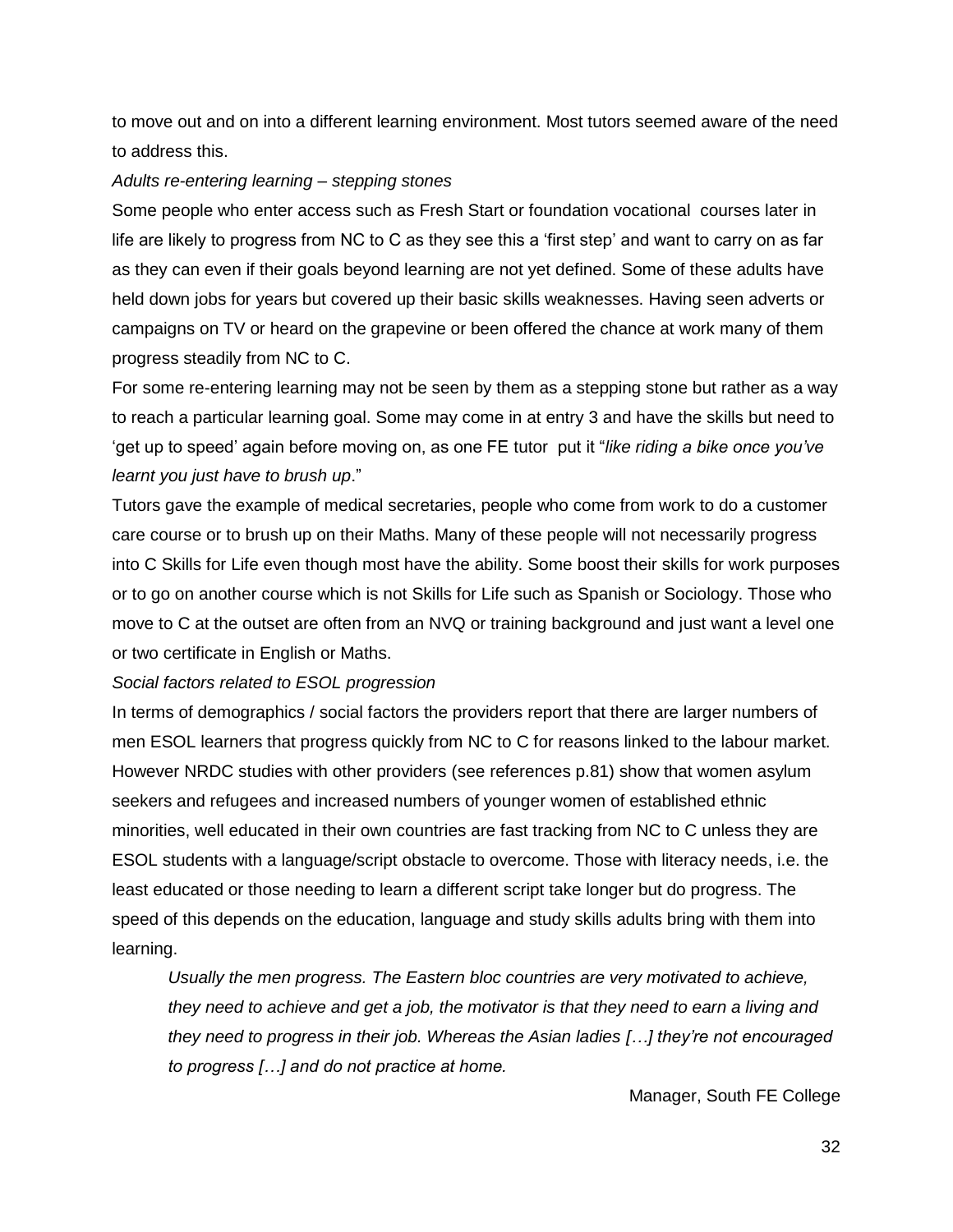to move out and on into a different learning environment. Most tutors seemed aware of the need to address this.

*Adults re-entering learning – stepping stones*

Some people who enter access such as Fresh Start or foundation vocational courses later in life are likely to progress from NC to C as they see this a 'first step' and want to carry on as far as they can even if their goals beyond learning are not yet defined. Some of these adults have held down jobs for years but covered up their basic skills weaknesses. Having seen adverts or campaigns on TV or heard on the grapevine or been offered the chance at work many of them progress steadily from NC to C.

For some re-entering learning may not be seen by them as a stepping stone but rather as a way to reach a particular learning goal. Some may come in at entry 3 and have the skills but need to 'get up to speed' again before moving on, as one FE tutor put it "*like riding a bike once you've learnt you just have to brush up*."

Tutors gave the example of medical secretaries, people who come from work to do a customer care course or to brush up on their Maths. Many of these people will not necessarily progress into C Skills for Life even though most have the ability. Some boost their skills for work purposes or to go on another course which is not Skills for Life such as Spanish or Sociology. Those who move to C at the outset are often from an NVQ or training background and just want a level one or two certificate in English or Maths.

*Social factors related to ESOL progression*

In terms of demographics / social factors the providers report that there are larger numbers of men ESOL learners that progress quickly from NC to C for reasons linked to the labour market. However NRDC studies with other providers (see references p.81) show that women asylum seekers and refugees and increased numbers of younger women of established ethnic minorities, well educated in their own countries are fast tracking from NC to C unless they are ESOL students with a language/script obstacle to overcome. Those with literacy needs, i.e. the least educated or those needing to learn a different script take longer but do progress. The speed of this depends on the education, language and study skills adults bring with them into learning.

> *Usually the men progress. The Eastern bloc countries are very motivated to achieve, they need to achieve and get a job, the motivator is that they need to earn a living and they need to progress in their job. Whereas the Asian ladies […] they're not encouraged to progress […] and do not practice at home.*
>
> Manager, South FE College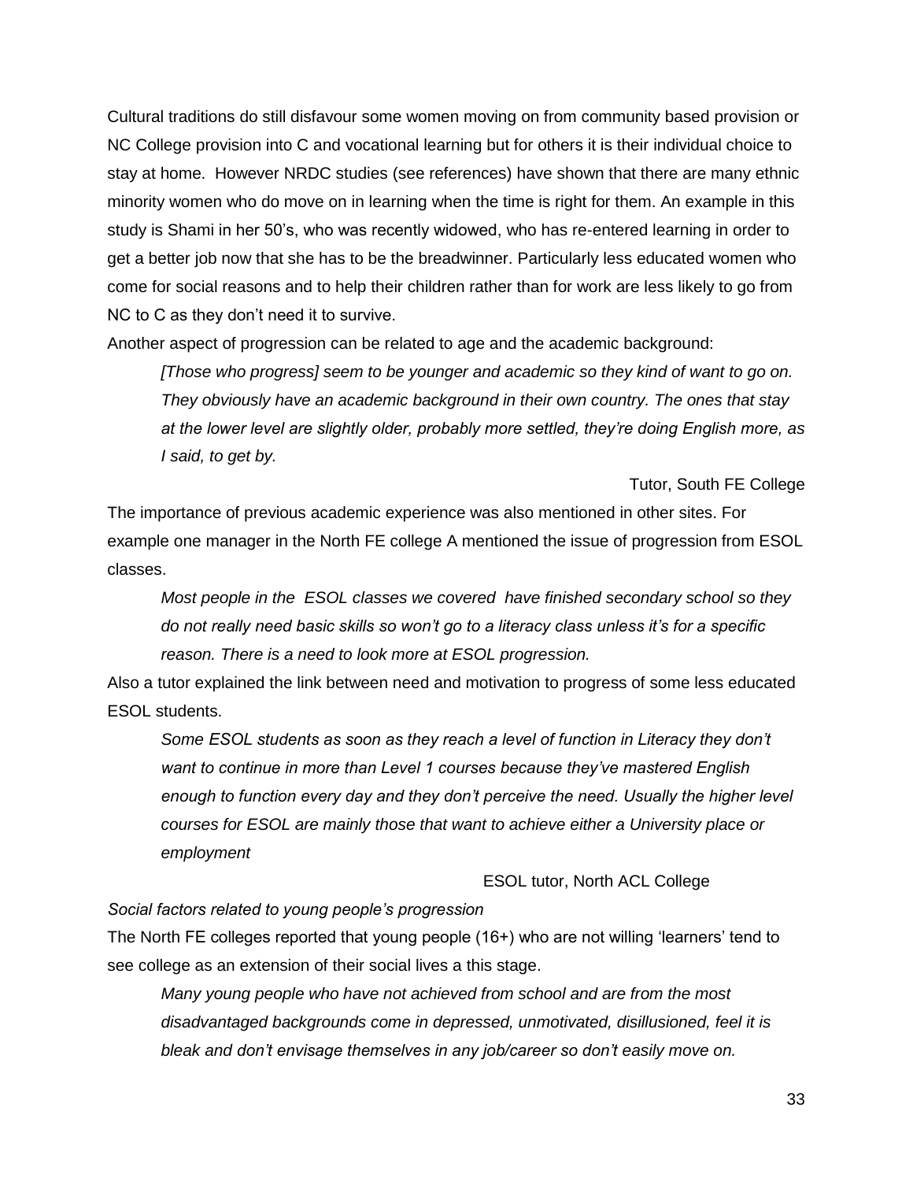Cultural traditions do still disfavour some women moving on from community based provision or NC College provision into C and vocational learning but for others it is their individual choice to stay at home. However NRDC studies (see references) have shown that there are many ethnic minority women who do move on in learning when the time is right for them. An example in this study is Shami in her 50's, who was recently widowed, who has re-entered learning in order to get a better job now that she has to be the breadwinner. Particularly less educated women who come for social reasons and to help their children rather than for work are less likely to go from NC to C as they don't need it to survive.

Another aspect of progression can be related to age and the academic background:

> *[Those who progress] seem to be younger and academic so they kind of want to go on. They obviously have an academic background in their own country. The ones that stay at the lower level are slightly older, probably more settled, they're doing English more, as I said, to get by.*
>
> Tutor, South FE College

The importance of previous academic experience was also mentioned in other sites. For example one manager in the North FE college A mentioned the issue of progression from ESOL classes.

> *Most people in the ESOL classes we covered have finished secondary school so they do not really need basic skills so won't go to a literacy class unless it's for a specific reason. There is a need to look more at ESOL progression.*

Also a tutor explained the link between need and motivation to progress of some less educated ESOL students.

> *Some ESOL students as soon as they reach a level of function in Literacy they don't want to continue in more than Level 1 courses because they've mastered English enough to function every day and they don't perceive the need. Usually the higher level courses for ESOL are mainly those that want to achieve either a University place or employment*
>
> ESOL tutor, North ACL College

*Social factors related to young people's progression*

The North FE colleges reported that young people (16+) who are not willing 'learners' tend to see college as an extension of their social lives a this stage.

> *Many young people who have not achieved from school and are from the most disadvantaged backgrounds come in depressed, unmotivated, disillusioned, feel it is bleak and don't envisage themselves in any job/career so don't easily move on.*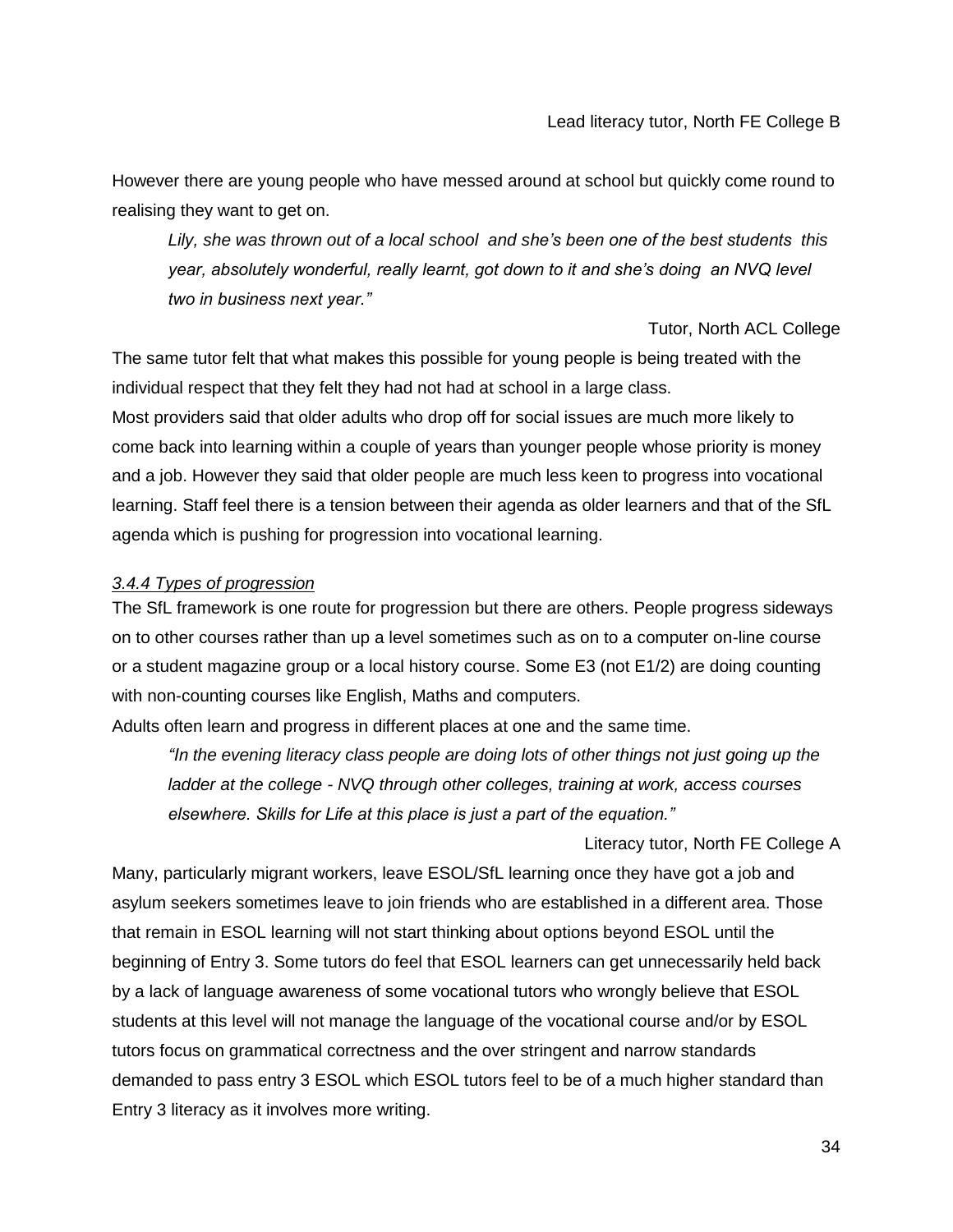Lead literacy tutor, North FE College B

However there are young people who have messed around at school but quickly come round to realising they want to get on.

> *Lily, she was thrown out of a local school and she's been one of the best students this year, absolutely wonderful, really learnt, got down to it and she's doing an NVQ level two in business next year."*

Tutor, North ACL College

The same tutor felt that what makes this possible for young people is being treated with the individual respect that they felt they had not had at school in a large class.

Most providers said that older adults who drop off for social issues are much more likely to come back into learning within a couple of years than younger people whose priority is money and a job. However they said that older people are much less keen to progress into vocational learning. Staff feel there is a tension between their agenda as older learners and that of the SfL agenda which is pushing for progression into vocational learning.

*3.4.4 Types of progression*

The SfL framework is one route for progression but there are others. People progress sideways on to other courses rather than up a level sometimes such as on to a computer on-line course or a student magazine group or a local history course. Some E3 (not E1/2) are doing counting with non-counting courses like English, Maths and computers.

Adults often learn and progress in different places at one and the same time.

> *"In the evening literacy class people are doing lots of other things not just going up the ladder at the college - NVQ through other colleges, training at work, access courses elsewhere. Skills for Life at this place is just a part of the equation."*

Literacy tutor, North FE College A

Many, particularly migrant workers, leave ESOL/SfL learning once they have got a job and asylum seekers sometimes leave to join friends who are established in a different area. Those that remain in ESOL learning will not start thinking about options beyond ESOL until the beginning of Entry 3. Some tutors do feel that ESOL learners can get unnecessarily held back by a lack of language awareness of some vocational tutors who wrongly believe that ESOL students at this level will not manage the language of the vocational course and/or by ESOL tutors focus on grammatical correctness and the over stringent and narrow standards demanded to pass entry 3 ESOL which ESOL tutors feel to be of a much higher standard than Entry 3 literacy as it involves more writing.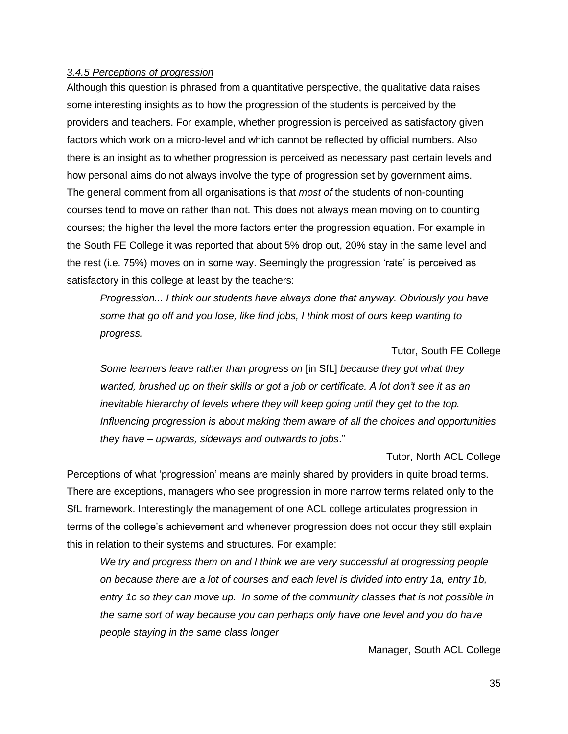*3.4.5 Perceptions of progression*

Although this question is phrased from a quantitative perspective, the qualitative data raises some interesting insights as to how the progression of the students is perceived by the providers and teachers. For example, whether progression is perceived as satisfactory given factors which work on a micro-level and which cannot be reflected by official numbers. Also there is an insight as to whether progression is perceived as necessary past certain levels and how personal aims do not always involve the type of progression set by government aims. The general comment from all organisations is that *most of* the students of non-counting courses tend to move on rather than not. This does not always mean moving on to counting courses; the higher the level the more factors enter the progression equation. For example in the South FE College it was reported that about 5% drop out, 20% stay in the same level and the rest (i.e. 75%) moves on in some way. Seemingly the progression 'rate' is perceived as satisfactory in this college at least by the teachers:

> *Progression... I think our students have always done that anyway. Obviously you have some that go off and you lose, like find jobs, I think most of ours keep wanting to progress.*
>
> Tutor, South FE College

> *Some learners leave rather than progress on* [in SfL] *because they got what they wanted, brushed up on their skills or got a job or certificate. A lot don't see it as an inevitable hierarchy of levels where they will keep going until they get to the top. Influencing progression is about making them aware of all the choices and opportunities they have – upwards, sideways and outwards to jobs*."
>
> Tutor, North ACL College

Perceptions of what 'progression' means are mainly shared by providers in quite broad terms. There are exceptions, managers who see progression in more narrow terms related only to the SfL framework. Interestingly the management of one ACL college articulates progression in terms of the college's achievement and whenever progression does not occur they still explain this in relation to their systems and structures. For example:

> *We try and progress them on and I think we are very successful at progressing people on because there are a lot of courses and each level is divided into entry 1a, entry 1b, entry 1c so they can move up. In some of the community classes that is not possible in the same sort of way because you can perhaps only have one level and you do have people staying in the same class longer*
>
> Manager, South ACL College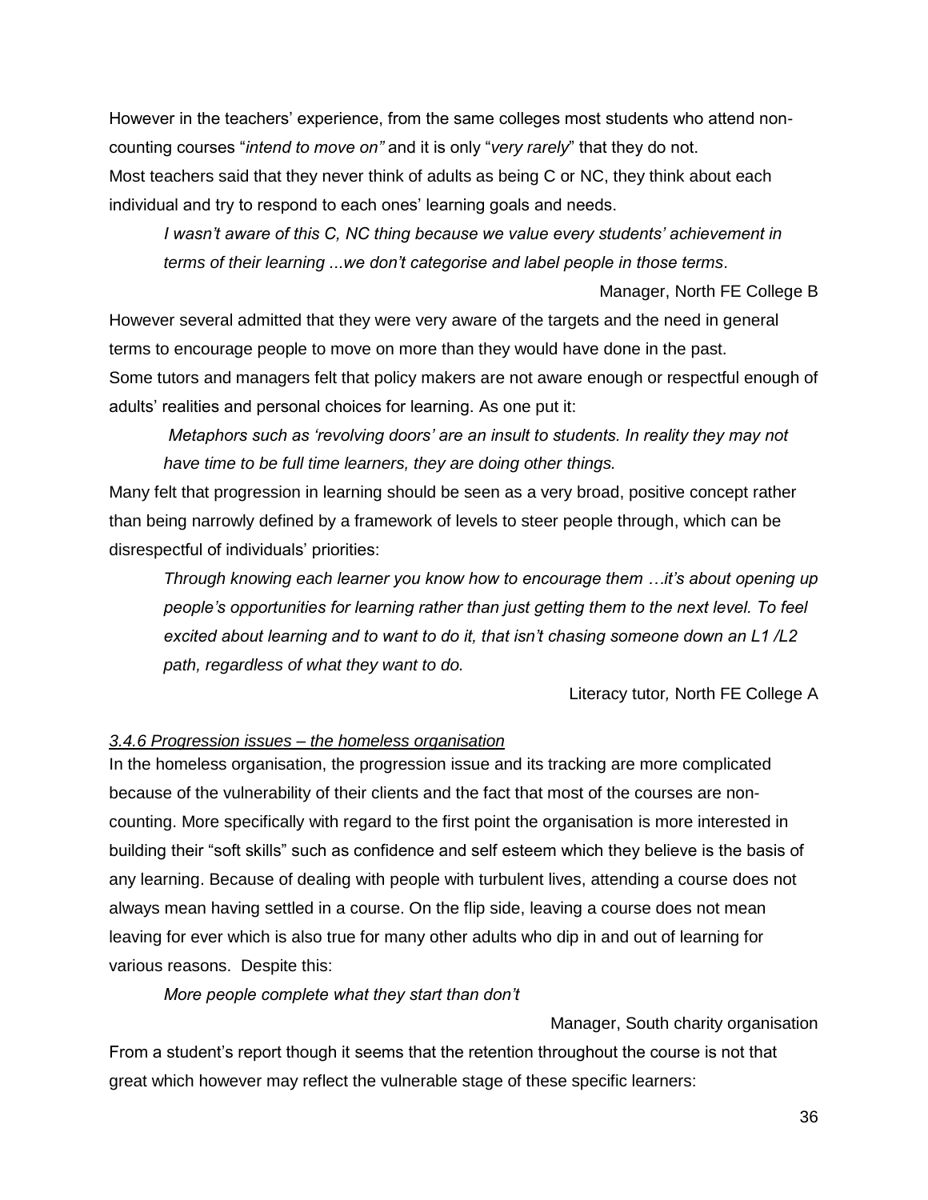However in the teachers' experience, from the same colleges most students who attend non-counting courses "*intend to move on"* and it is only "*very rarely*" that they do not.
Most teachers said that they never think of adults as being C or NC, they think about each individual and try to respond to each ones' learning goals and needs.

> *I wasn't aware of this C, NC thing because we value every students' achievement in terms of their learning ...we don't categorise and label people in those terms*.
>
> Manager, North FE College B

However several admitted that they were very aware of the targets and the need in general terms to encourage people to move on more than they would have done in the past.
Some tutors and managers felt that policy makers are not aware enough or respectful enough of adults' realities and personal choices for learning. As one put it:

> *Metaphors such as 'revolving doors' are an insult to students. In reality they may not have time to be full time learners, they are doing other things.*

Many felt that progression in learning should be seen as a very broad, positive concept rather than being narrowly defined by a framework of levels to steer people through, which can be disrespectful of individuals' priorities:

> *Through knowing each learner you know how to encourage them …it's about opening up people's opportunities for learning rather than just getting them to the next level. To feel excited about learning and to want to do it, that isn't chasing someone down an L1 /L2 path, regardless of what they want to do.*
>
> Literacy tutor, North FE College A

*3.4.6 Progression issues – the homeless organisation*

In the homeless organisation, the progression issue and its tracking are more complicated because of the vulnerability of their clients and the fact that most of the courses are non-counting. More specifically with regard to the first point the organisation is more interested in building their "soft skills" such as confidence and self esteem which they believe is the basis of any learning. Because of dealing with people with turbulent lives, attending a course does not always mean having settled in a course. On the flip side, leaving a course does not mean leaving for ever which is also true for many other adults who dip in and out of learning for various reasons. Despite this:

> *More people complete what they start than don't*
>
> Manager, South charity organisation

From a student's report though it seems that the retention throughout the course is not that great which however may reflect the vulnerable stage of these specific learners: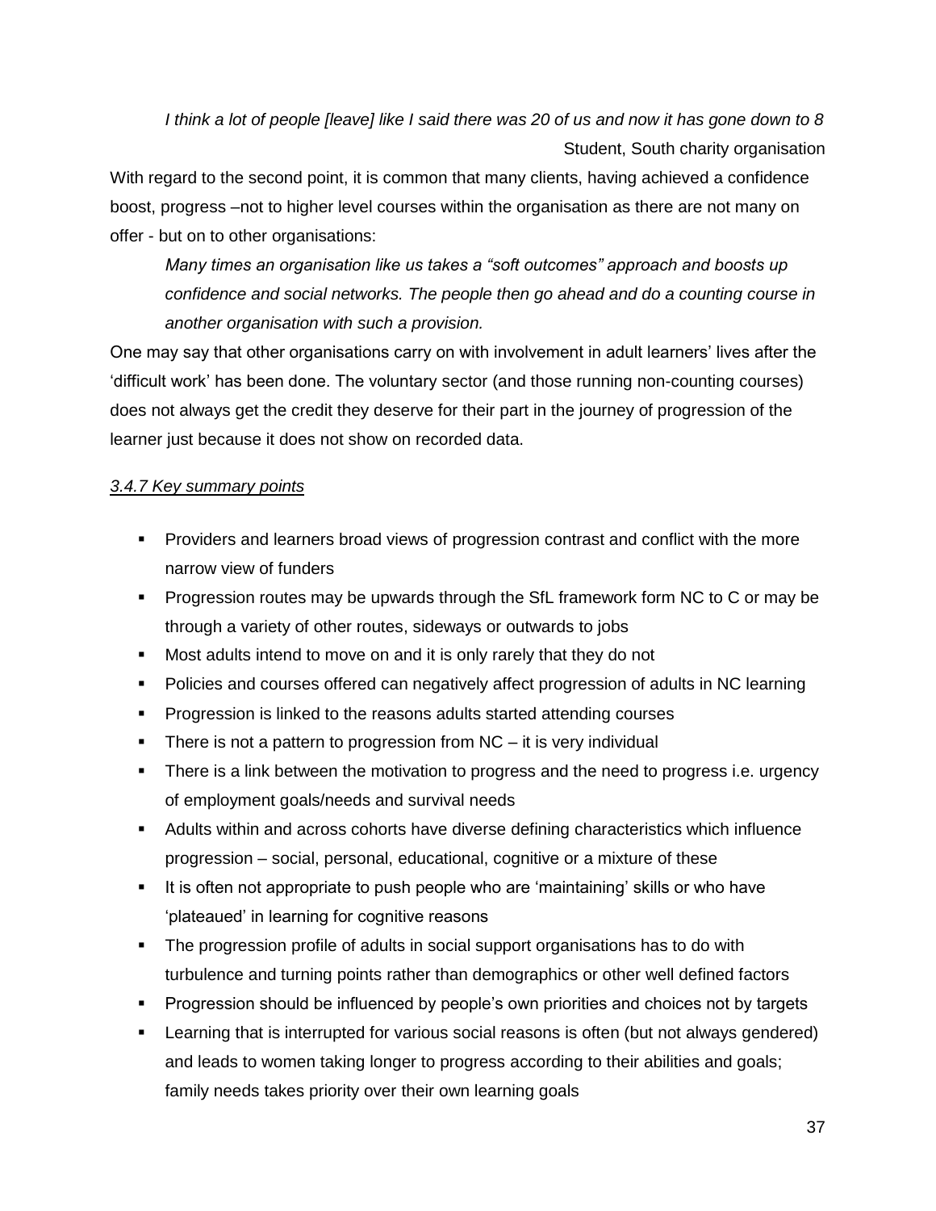*I think a lot of people [leave] like I said there was 20 of us and now it has gone down to 8*

Student, South charity organisation

With regard to the second point, it is common that many clients, having achieved a confidence boost, progress –not to higher level courses within the organisation as there are not many on offer - but on to other organisations:

> *Many times an organisation like us takes a "soft outcomes" approach and boosts up confidence and social networks. The people then go ahead and do a counting course in another organisation with such a provision.*

One may say that other organisations carry on with involvement in adult learners' lives after the 'difficult work' has been done. The voluntary sector (and those running non-counting courses) does not always get the credit they deserve for their part in the journey of progression of the learner just because it does not show on recorded data.

### *3.4.7 Key summary points*

- Providers and learners broad views of progression contrast and conflict with the more narrow view of funders
- Progression routes may be upwards through the SfL framework form NC to C or may be through a variety of other routes, sideways or outwards to jobs
- Most adults intend to move on and it is only rarely that they do not
- Policies and courses offered can negatively affect progression of adults in NC learning
- Progression is linked to the reasons adults started attending courses
- There is not a pattern to progression from NC – it is very individual
- There is a link between the motivation to progress and the need to progress i.e. urgency of employment goals/needs and survival needs
- Adults within and across cohorts have diverse defining characteristics which influence progression – social, personal, educational, cognitive or a mixture of these
- It is often not appropriate to push people who are 'maintaining' skills or who have 'plateaued' in learning for cognitive reasons
- The progression profile of adults in social support organisations has to do with turbulence and turning points rather than demographics or other well defined factors
- Progression should be influenced by people's own priorities and choices not by targets
- Learning that is interrupted for various social reasons is often (but not always gendered) and leads to women taking longer to progress according to their abilities and goals; family needs takes priority over their own learning goals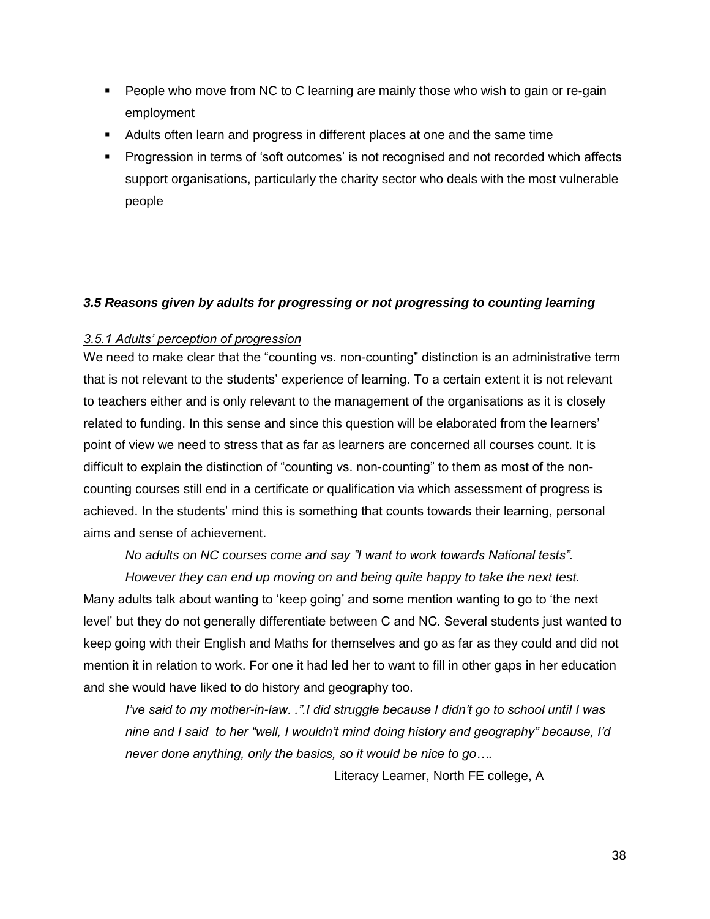- People who move from NC to C learning are mainly those who wish to gain or re-gain employment
- Adults often learn and progress in different places at one and the same time
- Progression in terms of 'soft outcomes' is not recognised and not recorded which affects support organisations, particularly the charity sector who deals with the most vulnerable people

### *3.5 Reasons given by adults for progressing or not progressing to counting learning*

#### *3.5.1 Adults' perception of progression*

We need to make clear that the "counting vs. non-counting" distinction is an administrative term that is not relevant to the students' experience of learning. To a certain extent it is not relevant to teachers either and is only relevant to the management of the organisations as it is closely related to funding. In this sense and since this question will be elaborated from the learners' point of view we need to stress that as far as learners are concerned all courses count. It is difficult to explain the distinction of "counting vs. non-counting" to them as most of the non-counting courses still end in a certificate or qualification via which assessment of progress is achieved. In the students' mind this is something that counts towards their learning, personal aims and sense of achievement.

> *No adults on NC courses come and say "I want to work towards National tests". However they can end up moving on and being quite happy to take the next test.*

Many adults talk about wanting to 'keep going' and some mention wanting to go to 'the next level' but they do not generally differentiate between C and NC. Several students just wanted to keep going with their English and Maths for themselves and go as far as they could and did not mention it in relation to work. For one it had led her to want to fill in other gaps in her education and she would have liked to do history and geography too.

> *I've said to my mother-in-law. .".I did struggle because I didn't go to school until I was nine and I said to her "well, I wouldn't mind doing history and geography" because, I'd never done anything, only the basics, so it would be nice to go….*
>
> Literacy Learner, North FE college, A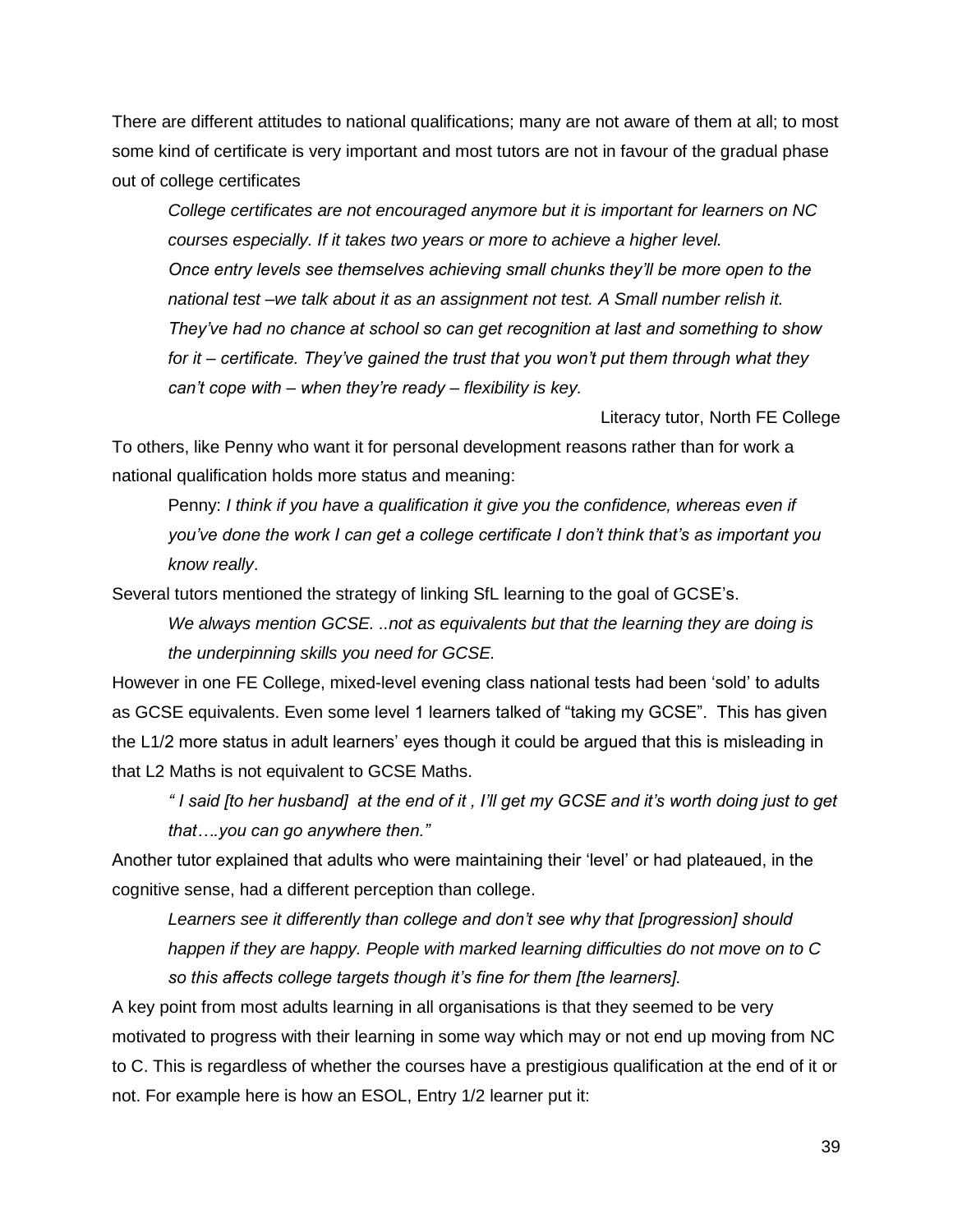There are different attitudes to national qualifications; many are not aware of them at all; to most some kind of certificate is very important and most tutors are not in favour of the gradual phase out of college certificates

> *College certificates are not encouraged anymore but it is important for learners on NC courses especially. If it takes two years or more to achieve a higher level. Once entry levels see themselves achieving small chunks they'll be more open to the national test –we talk about it as an assignment not test. A Small number relish it. They've had no chance at school so can get recognition at last and something to show for it – certificate. They've gained the trust that you won't put them through what they can't cope with – when they're ready – flexibility is key.*
>
> Literacy tutor, North FE College

To others, like Penny who want it for personal development reasons rather than for work a national qualification holds more status and meaning:

> Penny: *I think if you have a qualification it give you the confidence, whereas even if you've done the work I can get a college certificate I don't think that's as important you know really*.

Several tutors mentioned the strategy of linking SfL learning to the goal of GCSE's.

> *We always mention GCSE. ..not as equivalents but that the learning they are doing is the underpinning skills you need for GCSE.*

However in one FE College, mixed-level evening class national tests had been 'sold' to adults as GCSE equivalents. Even some level 1 learners talked of "taking my GCSE". This has given the L1/2 more status in adult learners' eyes though it could be argued that this is misleading in that L2 Maths is not equivalent to GCSE Maths.

> *" I said [to her husband] at the end of it , I'll get my GCSE and it's worth doing just to get that….you can go anywhere then."*

Another tutor explained that adults who were maintaining their 'level' or had plateaued, in the cognitive sense, had a different perception than college.

> *Learners see it differently than college and don't see why that [progression] should happen if they are happy. People with marked learning difficulties do not move on to C so this affects college targets though it's fine for them [the learners].*

A key point from most adults learning in all organisations is that they seemed to be very motivated to progress with their learning in some way which may or not end up moving from NC to C. This is regardless of whether the courses have a prestigious qualification at the end of it or not. For example here is how an ESOL, Entry 1/2 learner put it: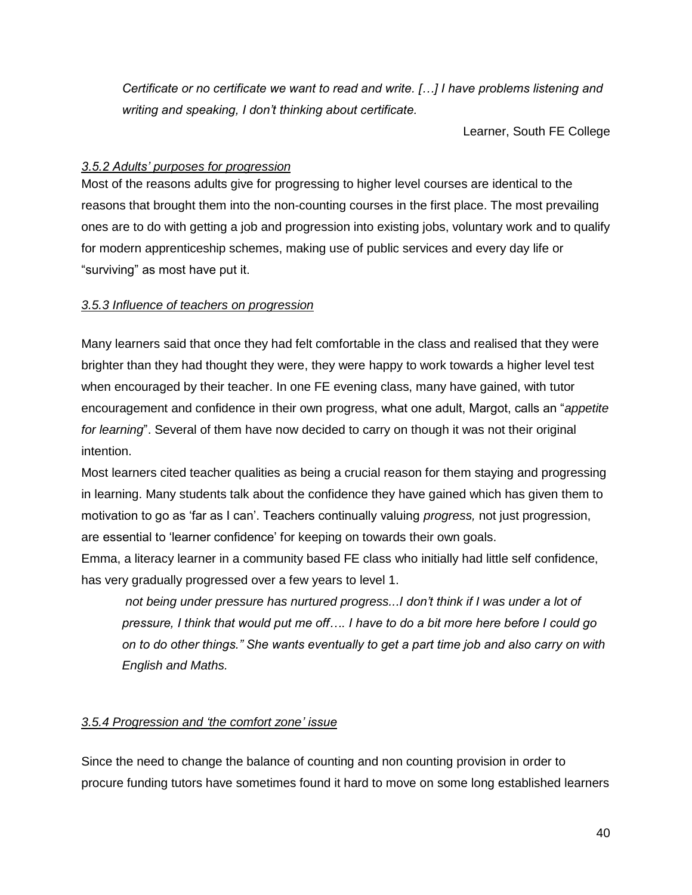> *Certificate or no certificate we want to read and write. […] I have problems listening and writing and speaking, I don't thinking about certificate.*
>
> Learner, South FE College

### *3.5.2 Adults' purposes for progression*

Most of the reasons adults give for progressing to higher level courses are identical to the reasons that brought them into the non-counting courses in the first place. The most prevailing ones are to do with getting a job and progression into existing jobs, voluntary work and to qualify for modern apprenticeship schemes, making use of public services and every day life or "surviving" as most have put it.

### *3.5.3 Influence of teachers on progression*

Many learners said that once they had felt comfortable in the class and realised that they were brighter than they had thought they were, they were happy to work towards a higher level test when encouraged by their teacher. In one FE evening class, many have gained, with tutor encouragement and confidence in their own progress, what one adult, Margot, calls an "*appetite for learning*". Several of them have now decided to carry on though it was not their original intention.

Most learners cited teacher qualities as being a crucial reason for them staying and progressing in learning. Many students talk about the confidence they have gained which has given them to motivation to go as 'far as I can'. Teachers continually valuing *progress,* not just progression, are essential to 'learner confidence' for keeping on towards their own goals.

Emma, a literacy learner in a community based FE class who initially had little self confidence, has very gradually progressed over a few years to level 1.

> *not being under pressure has nurtured progress...I don't think if I was under a lot of pressure, I think that would put me off…. I have to do a bit more here before I could go on to do other things." She wants eventually to get a part time job and also carry on with English and Maths.*

### *3.5.4 Progression and 'the comfort zone' issue*

Since the need to change the balance of counting and non counting provision in order to procure funding tutors have sometimes found it hard to move on some long established learners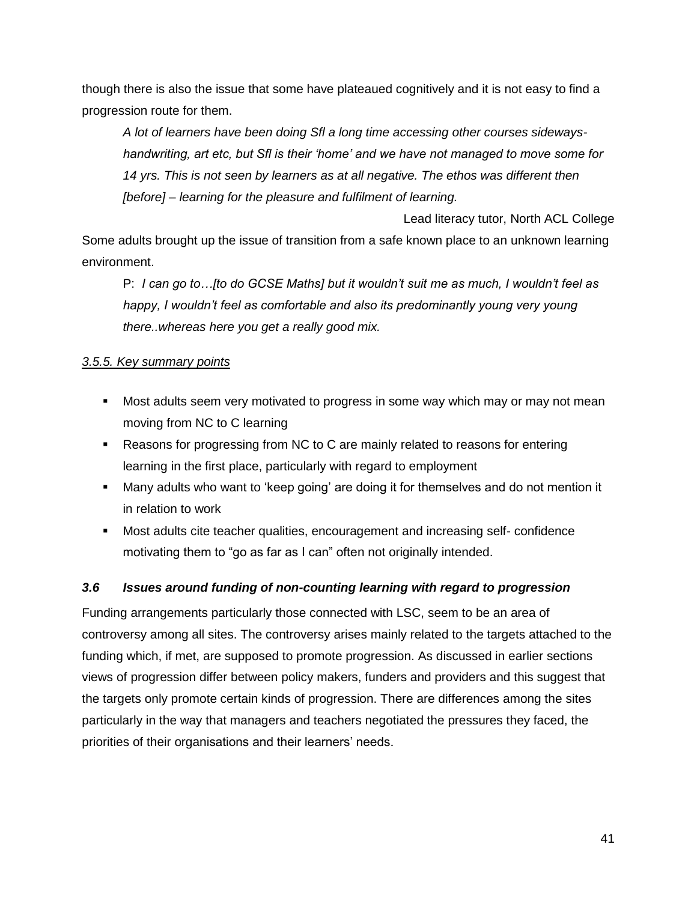though there is also the issue that some have plateaued cognitively and it is not easy to find a progression route for them.

> *A lot of learners have been doing Sfl a long time accessing other courses sideways- handwriting, art etc, but Sfl is their 'home' and we have not managed to move some for 14 yrs. This is not seen by learners as at all negative. The ethos was different then [before] – learning for the pleasure and fulfilment of learning.*
>
> Lead literacy tutor, North ACL College

Some adults brought up the issue of transition from a safe known place to an unknown learning environment.

> P: *I can go to…[to do GCSE Maths] but it wouldn't suit me as much, I wouldn't feel as happy, I wouldn't feel as comfortable and also its predominantly young very young there..whereas here you get a really good mix.*

#### <u>*3.5.5. Key summary points*</u>

- Most adults seem very motivated to progress in some way which may or may not mean moving from NC to C learning
- Reasons for progressing from NC to C are mainly related to reasons for entering learning in the first place, particularly with regard to employment
- Many adults who want to 'keep going' are doing it for themselves and do not mention it in relation to work
- Most adults cite teacher qualities, encouragement and increasing self- confidence motivating them to "go as far as I can" often not originally intended.

### ***3.6 Issues around funding of non-counting learning with regard to progression***

Funding arrangements particularly those connected with LSC, seem to be an area of controversy among all sites. The controversy arises mainly related to the targets attached to the funding which, if met, are supposed to promote progression. As discussed in earlier sections views of progression differ between policy makers, funders and providers and this suggest that the targets only promote certain kinds of progression. There are differences among the sites particularly in the way that managers and teachers negotiated the pressures they faced, the priorities of their organisations and their learners' needs.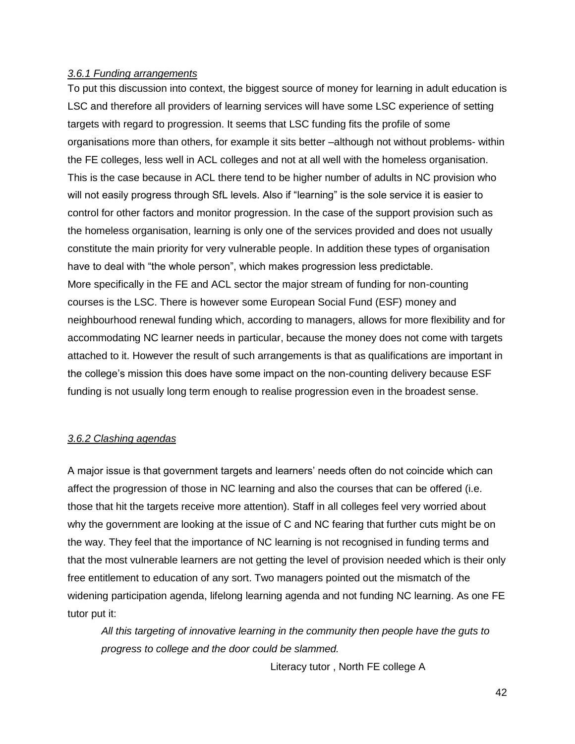### *3.6.1 Funding arrangements*

To put this discussion into context, the biggest source of money for learning in adult education is LSC and therefore all providers of learning services will have some LSC experience of setting targets with regard to progression. It seems that LSC funding fits the profile of some organisations more than others, for example it sits better –although not without problems- within the FE colleges, less well in ACL colleges and not at all well with the homeless organisation. This is the case because in ACL there tend to be higher number of adults in NC provision who will not easily progress through SfL levels. Also if "learning" is the sole service it is easier to control for other factors and monitor progression. In the case of the support provision such as the homeless organisation, learning is only one of the services provided and does not usually constitute the main priority for very vulnerable people. In addition these types of organisation have to deal with "the whole person", which makes progression less predictable.

More specifically in the FE and ACL sector the major stream of funding for non-counting courses is the LSC. There is however some European Social Fund (ESF) money and neighbourhood renewal funding which, according to managers, allows for more flexibility and for accommodating NC learner needs in particular, because the money does not come with targets attached to it. However the result of such arrangements is that as qualifications are important in the college's mission this does have some impact on the non-counting delivery because ESF funding is not usually long term enough to realise progression even in the broadest sense.

### *3.6.2 Clashing agendas*

A major issue is that government targets and learners' needs often do not coincide which can affect the progression of those in NC learning and also the courses that can be offered (i.e. those that hit the targets receive more attention). Staff in all colleges feel very worried about why the government are looking at the issue of C and NC fearing that further cuts might be on the way. They feel that the importance of NC learning is not recognised in funding terms and that the most vulnerable learners are not getting the level of provision needed which is their only free entitlement to education of any sort. Two managers pointed out the mismatch of the widening participation agenda, lifelong learning agenda and not funding NC learning. As one FE tutor put it:

> *All this targeting of innovative learning in the community then people have the guts to progress to college and the door could be slammed.*
>
> Literacy tutor , North FE college A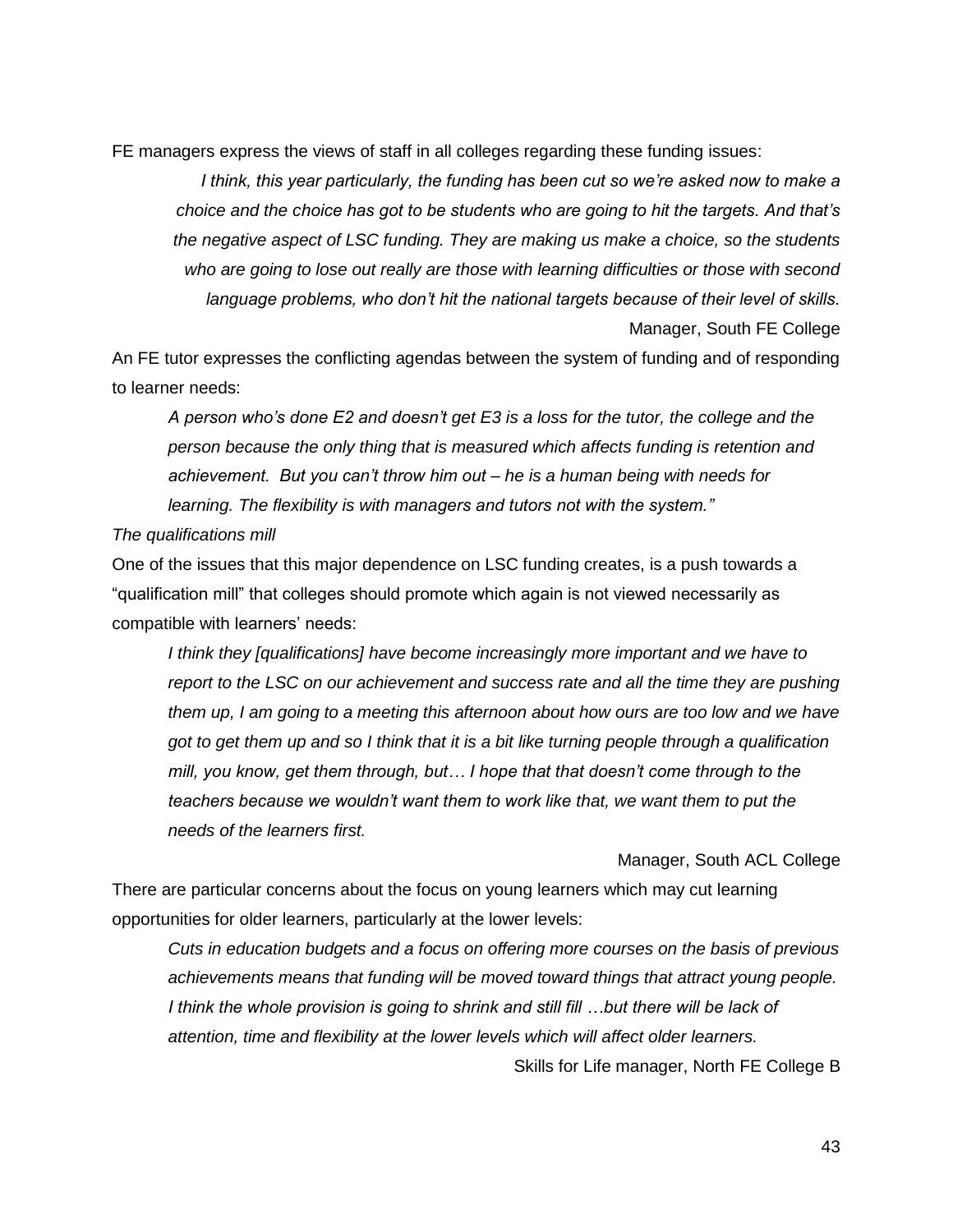FE managers express the views of staff in all colleges regarding these funding issues:

> *I think, this year particularly, the funding has been cut so we're asked now to make a choice and the choice has got to be students who are going to hit the targets. And that's the negative aspect of LSC funding. They are making us make a choice, so the students who are going to lose out really are those with learning difficulties or those with second language problems, who don't hit the national targets because of their level of skills.*
>
> Manager, South FE College

An FE tutor expresses the conflicting agendas between the system of funding and of responding to learner needs:

> *A person who's done E2 and doesn't get E3 is a loss for the tutor, the college and the person because the only thing that is measured which affects funding is retention and achievement. But you can't throw him out – he is a human being with needs for learning. The flexibility is with managers and tutors not with the system."*

*The qualifications mill*

One of the issues that this major dependence on LSC funding creates, is a push towards a "qualification mill" that colleges should promote which again is not viewed necessarily as compatible with learners' needs:

> *I think they [qualifications] have become increasingly more important and we have to report to the LSC on our achievement and success rate and all the time they are pushing them up, I am going to a meeting this afternoon about how ours are too low and we have got to get them up and so I think that it is a bit like turning people through a qualification mill, you know, get them through, but… I hope that that doesn't come through to the teachers because we wouldn't want them to work like that, we want them to put the needs of the learners first.*
>
> Manager, South ACL College

There are particular concerns about the focus on young learners which may cut learning opportunities for older learners, particularly at the lower levels:

> *Cuts in education budgets and a focus on offering more courses on the basis of previous achievements means that funding will be moved toward things that attract young people. I think the whole provision is going to shrink and still fill …but there will be lack of attention, time and flexibility at the lower levels which will affect older learners.*
>
> Skills for Life manager, North FE College B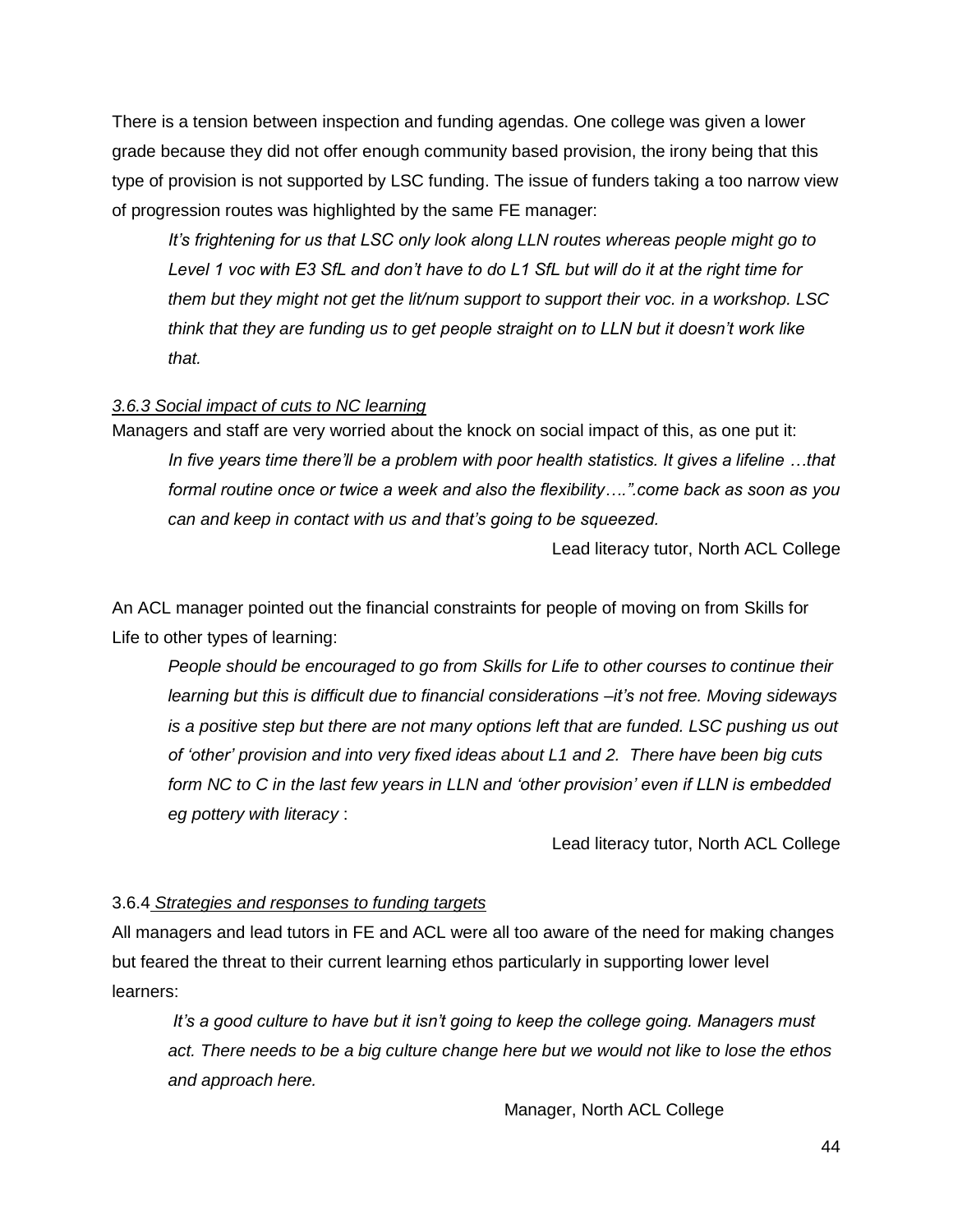There is a tension between inspection and funding agendas. One college was given a lower grade because they did not offer enough community based provision, the irony being that this type of provision is not supported by LSC funding. The issue of funders taking a too narrow view of progression routes was highlighted by the same FE manager:

> *It's frightening for us that LSC only look along LLN routes whereas people might go to Level 1 voc with E3 SfL and don't have to do L1 SfL but will do it at the right time for them but they might not get the lit/num support to support their voc. in a workshop. LSC think that they are funding us to get people straight on to LLN but it doesn't work like that.*

*3.6.3 Social impact of cuts to NC learning*

Managers and staff are very worried about the knock on social impact of this, as one put it:

> *In five years time there'll be a problem with poor health statistics. It gives a lifeline …that formal routine once or twice a week and also the flexibility….".come back as soon as you can and keep in contact with us and that's going to be squeezed.*
>
> Lead literacy tutor, North ACL College

An ACL manager pointed out the financial constraints for people of moving on from Skills for Life to other types of learning:

> *People should be encouraged to go from Skills for Life to other courses to continue their learning but this is difficult due to financial considerations –it's not free. Moving sideways is a positive step but there are not many options left that are funded. LSC pushing us out of 'other' provision and into very fixed ideas about L1 and 2. There have been big cuts form NC to C in the last few years in LLN and 'other provision' even if LLN is embedded eg pottery with literacy* :
>
> Lead literacy tutor, North ACL College

3.6.4 *Strategies and responses to funding targets*

All managers and lead tutors in FE and ACL were all too aware of the need for making changes but feared the threat to their current learning ethos particularly in supporting lower level learners:

> *It's a good culture to have but it isn't going to keep the college going. Managers must act. There needs to be a big culture change here but we would not like to lose the ethos and approach here.*
>
> Manager, North ACL College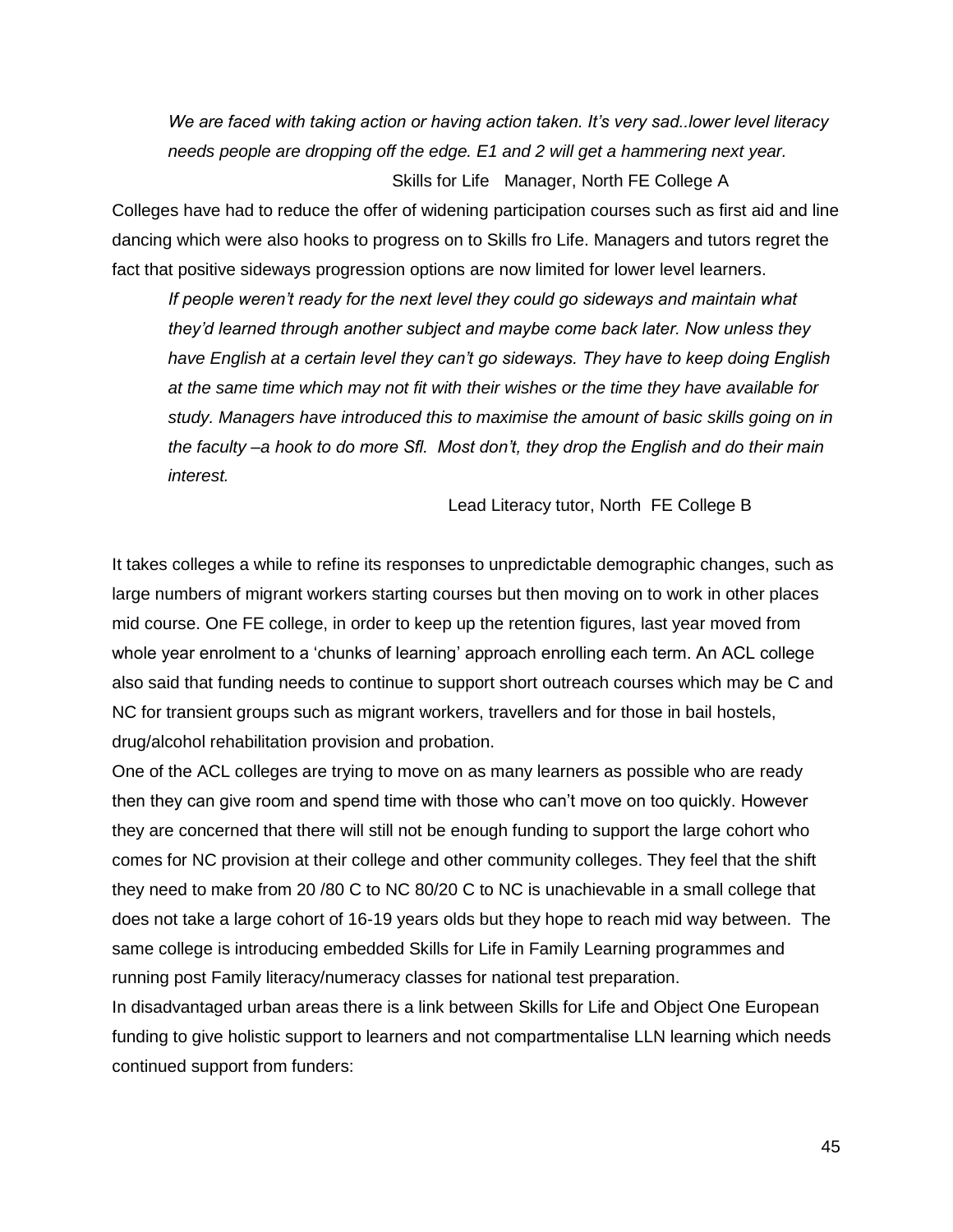*We are faced with taking action or having action taken. It's very sad..lower level literacy needs people are dropping off the edge. E1 and 2 will get a hammering next year.*

Skills for Life Manager, North FE College A

Colleges have had to reduce the offer of widening participation courses such as first aid and line dancing which were also hooks to progress on to Skills fro Life. Managers and tutors regret the fact that positive sideways progression options are now limited for lower level learners.

*If people weren't ready for the next level they could go sideways and maintain what they'd learned through another subject and maybe come back later. Now unless they have English at a certain level they can't go sideways. They have to keep doing English at the same time which may not fit with their wishes or the time they have available for study. Managers have introduced this to maximise the amount of basic skills going on in the faculty –a hook to do more Sfl. Most don't, they drop the English and do their main interest.*

Lead Literacy tutor, North FE College B

It takes colleges a while to refine its responses to unpredictable demographic changes, such as large numbers of migrant workers starting courses but then moving on to work in other places mid course. One FE college, in order to keep up the retention figures, last year moved from whole year enrolment to a 'chunks of learning' approach enrolling each term. An ACL college also said that funding needs to continue to support short outreach courses which may be C and NC for transient groups such as migrant workers, travellers and for those in bail hostels, drug/alcohol rehabilitation provision and probation.

One of the ACL colleges are trying to move on as many learners as possible who are ready then they can give room and spend time with those who can't move on too quickly. However they are concerned that there will still not be enough funding to support the large cohort who comes for NC provision at their college and other community colleges. They feel that the shift they need to make from 20 /80 C to NC 80/20 C to NC is unachievable in a small college that does not take a large cohort of 16-19 years olds but they hope to reach mid way between. The same college is introducing embedded Skills for Life in Family Learning programmes and running post Family literacy/numeracy classes for national test preparation.

In disadvantaged urban areas there is a link between Skills for Life and Object One European funding to give holistic support to learners and not compartmentalise LLN learning which needs continued support from funders: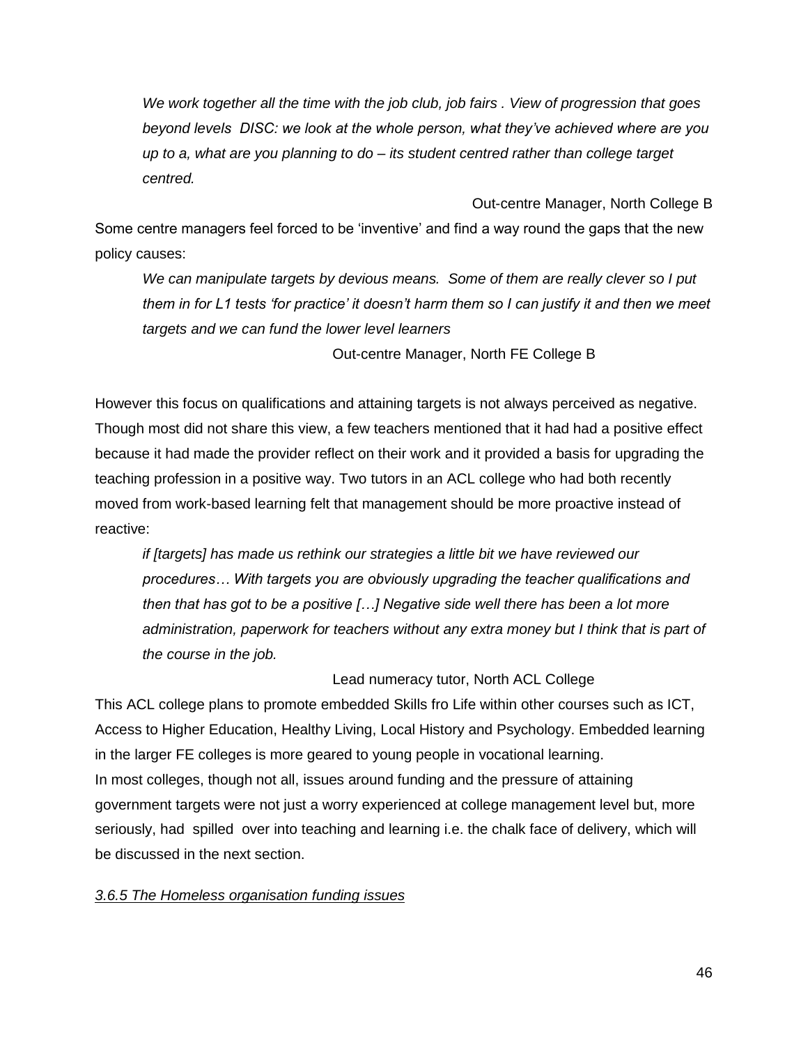*We work together all the time with the job club, job fairs . View of progression that goes beyond levels DISC: we look at the whole person, what they've achieved where are you up to a, what are you planning to do – its student centred rather than college target centred.*

Out-centre Manager, North College B

Some centre managers feel forced to be 'inventive' and find a way round the gaps that the new policy causes:

*We can manipulate targets by devious means. Some of them are really clever so I put them in for L1 tests 'for practice' it doesn't harm them so I can justify it and then we meet targets and we can fund the lower level learners*

Out-centre Manager, North FE College B

However this focus on qualifications and attaining targets is not always perceived as negative. Though most did not share this view, a few teachers mentioned that it had had a positive effect because it had made the provider reflect on their work and it provided a basis for upgrading the teaching profession in a positive way. Two tutors in an ACL college who had both recently moved from work-based learning felt that management should be more proactive instead of reactive:

*if [targets] has made us rethink our strategies a little bit we have reviewed our procedures… With targets you are obviously upgrading the teacher qualifications and then that has got to be a positive […] Negative side well there has been a lot more administration, paperwork for teachers without any extra money but I think that is part of the course in the job.*

Lead numeracy tutor, North ACL College

This ACL college plans to promote embedded Skills fro Life within other courses such as ICT, Access to Higher Education, Healthy Living, Local History and Psychology. Embedded learning in the larger FE colleges is more geared to young people in vocational learning.

In most colleges, though not all, issues around funding and the pressure of attaining government targets were not just a worry experienced at college management level but, more seriously, had spilled over into teaching and learning i.e. the chalk face of delivery, which will be discussed in the next section.

#### *3.6.5 The Homeless organisation funding issues*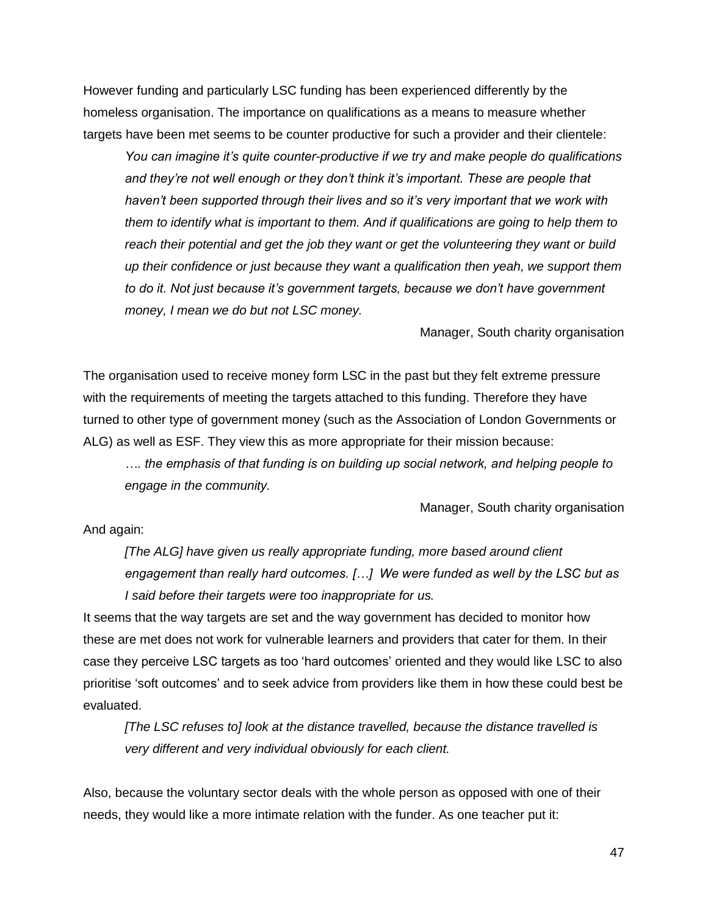However funding and particularly LSC funding has been experienced differently by the homeless organisation. The importance on qualifications as a means to measure whether targets have been met seems to be counter productive for such a provider and their clientele:

> *You can imagine it's quite counter-productive if we try and make people do qualifications and they're not well enough or they don't think it's important. These are people that haven't been supported through their lives and so it's very important that we work with them to identify what is important to them. And if qualifications are going to help them to reach their potential and get the job they want or get the volunteering they want or build up their confidence or just because they want a qualification then yeah, we support them to do it. Not just because it's government targets, because we don't have government money, I mean we do but not LSC money.*
>
> Manager, South charity organisation

The organisation used to receive money form LSC in the past but they felt extreme pressure with the requirements of meeting the targets attached to this funding. Therefore they have turned to other type of government money (such as the Association of London Governments or ALG) as well as ESF. They view this as more appropriate for their mission because:

> *…. the emphasis of that funding is on building up social network, and helping people to engage in the community.*
>
> Manager, South charity organisation

And again:

> *[The ALG] have given us really appropriate funding, more based around client engagement than really hard outcomes. […] We were funded as well by the LSC but as I said before their targets were too inappropriate for us.*

It seems that the way targets are set and the way government has decided to monitor how these are met does not work for vulnerable learners and providers that cater for them. In their case they perceive LSC targets as too 'hard outcomes' oriented and they would like LSC to also prioritise 'soft outcomes' and to seek advice from providers like them in how these could best be evaluated.

> *[The LSC refuses to] look at the distance travelled, because the distance travelled is very different and very individual obviously for each client.*

Also, because the voluntary sector deals with the whole person as opposed with one of their needs, they would like a more intimate relation with the funder. As one teacher put it: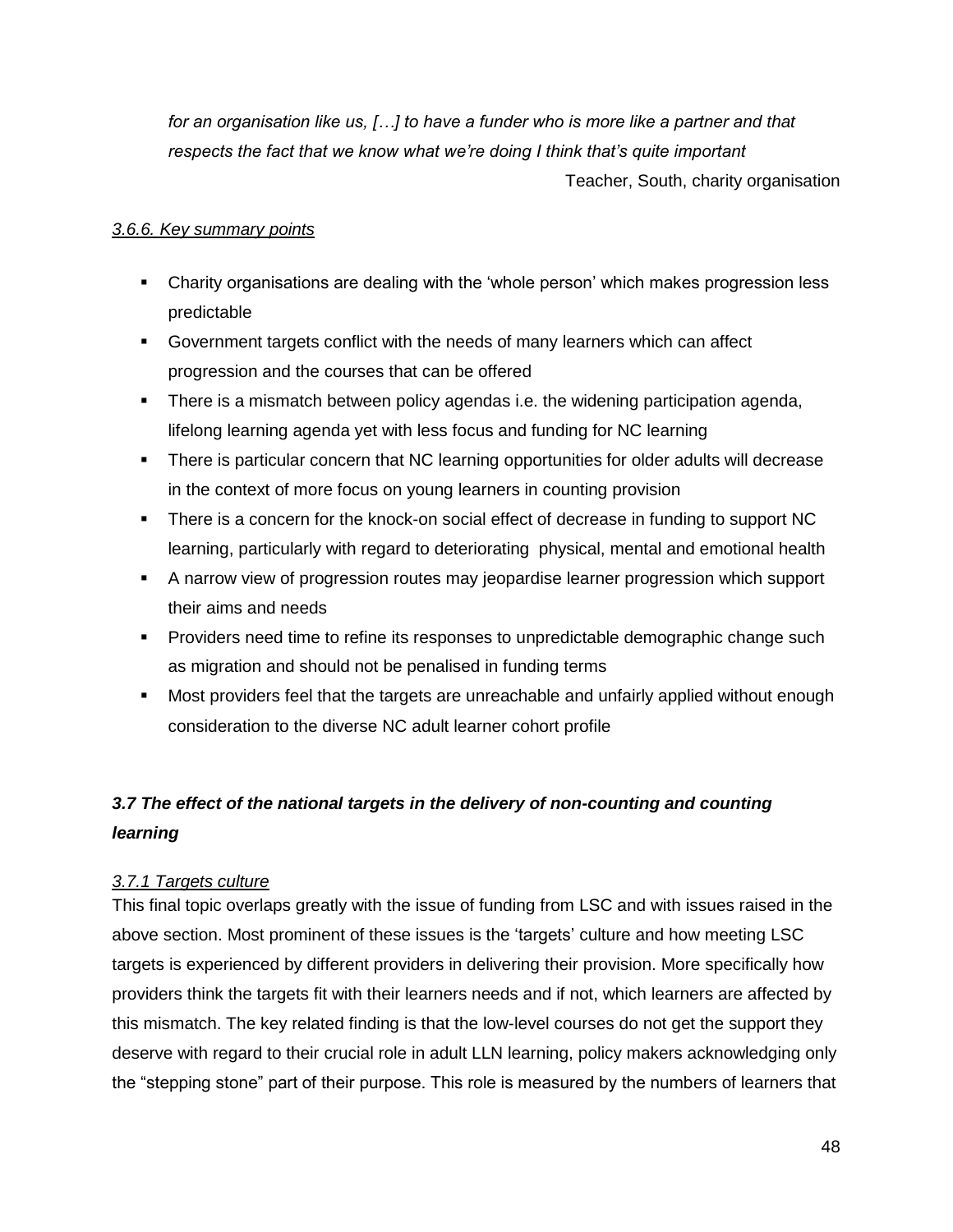*for an organisation like us, […] to have a funder who is more like a partner and that respects the fact that we know what we're doing I think that's quite important*

Teacher, South, charity organisation

#### *3.6.6. Key summary points*

- Charity organisations are dealing with the 'whole person' which makes progression less predictable
- Government targets conflict with the needs of many learners which can affect progression and the courses that can be offered
- There is a mismatch between policy agendas i.e. the widening participation agenda, lifelong learning agenda yet with less focus and funding for NC learning
- There is particular concern that NC learning opportunities for older adults will decrease in the context of more focus on young learners in counting provision
- There is a concern for the knock-on social effect of decrease in funding to support NC learning, particularly with regard to deteriorating physical, mental and emotional health
- A narrow view of progression routes may jeopardise learner progression which support their aims and needs
- Providers need time to refine its responses to unpredictable demographic change such as migration and should not be penalised in funding terms
- Most providers feel that the targets are unreachable and unfairly applied without enough consideration to the diverse NC adult learner cohort profile

## *3.7 The effect of the national targets in the delivery of non-counting and counting learning*

#### *3.7.1 Targets culture*

This final topic overlaps greatly with the issue of funding from LSC and with issues raised in the above section. Most prominent of these issues is the 'targets' culture and how meeting LSC targets is experienced by different providers in delivering their provision. More specifically how providers think the targets fit with their learners needs and if not, which learners are affected by this mismatch. The key related finding is that the low-level courses do not get the support they deserve with regard to their crucial role in adult LLN learning, policy makers acknowledging only the "stepping stone" part of their purpose. This role is measured by the numbers of learners that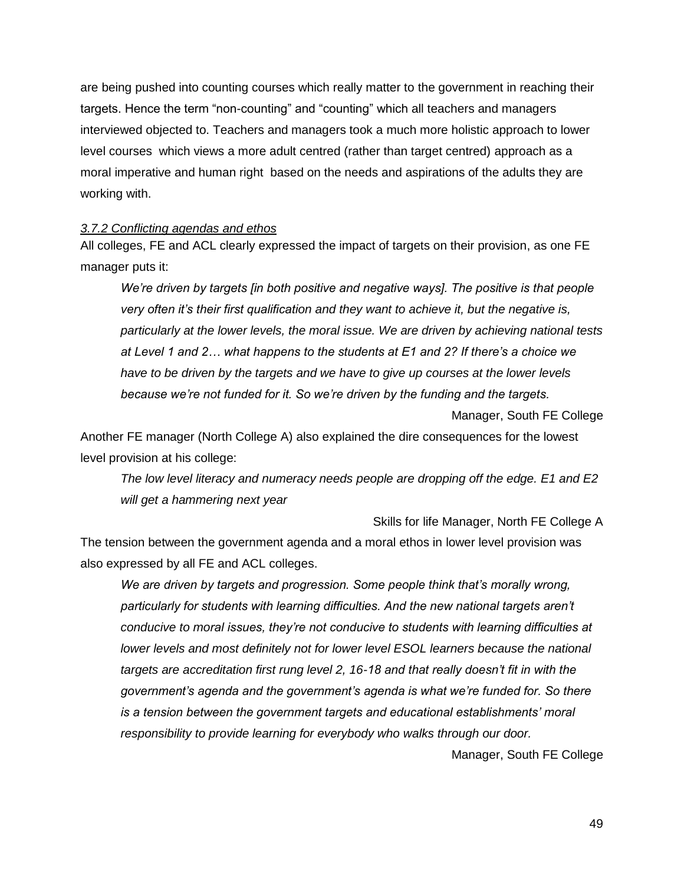are being pushed into counting courses which really matter to the government in reaching their targets. Hence the term "non-counting" and "counting" which all teachers and managers interviewed objected to. Teachers and managers took a much more holistic approach to lower level courses which views a more adult centred (rather than target centred) approach as a moral imperative and human right based on the needs and aspirations of the adults they are working with.

*3.7.2 Conflicting agendas and ethos*

All colleges, FE and ACL clearly expressed the impact of targets on their provision, as one FE manager puts it:

> *We're driven by targets [in both positive and negative ways]. The positive is that people very often it's their first qualification and they want to achieve it, but the negative is, particularly at the lower levels, the moral issue. We are driven by achieving national tests at Level 1 and 2… what happens to the students at E1 and 2? If there's a choice we have to be driven by the targets and we have to give up courses at the lower levels because we're not funded for it. So we're driven by the funding and the targets.*
>
> Manager, South FE College

Another FE manager (North College A) also explained the dire consequences for the lowest level provision at his college:

> *The low level literacy and numeracy needs people are dropping off the edge. E1 and E2 will get a hammering next year*
>
> Skills for life Manager, North FE College A

The tension between the government agenda and a moral ethos in lower level provision was also expressed by all FE and ACL colleges.

> *We are driven by targets and progression. Some people think that's morally wrong, particularly for students with learning difficulties. And the new national targets aren't conducive to moral issues, they're not conducive to students with learning difficulties at lower levels and most definitely not for lower level ESOL learners because the national targets are accreditation first rung level 2, 16-18 and that really doesn't fit in with the government's agenda and the government's agenda is what we're funded for. So there is a tension between the government targets and educational establishments' moral responsibility to provide learning for everybody who walks through our door.*
>
> Manager, South FE College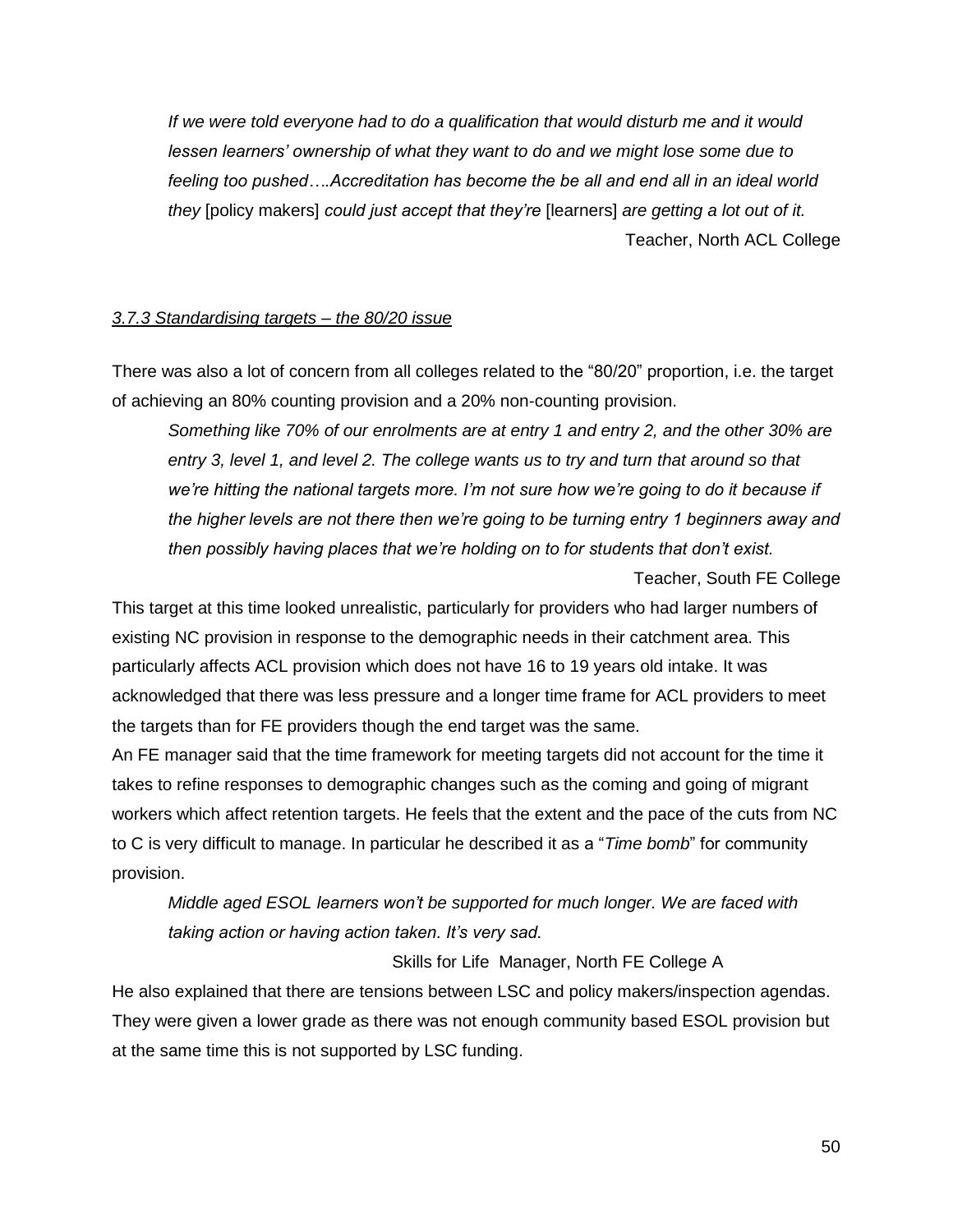*If we were told everyone had to do a qualification that would disturb me and it would lessen learners' ownership of what they want to do and we might lose some due to feeling too pushed….Accreditation has become the be all and end all in an ideal world they* [policy makers] *could just accept that they're* [learners] *are getting a lot out of it.*

Teacher, North ACL College

### *3.7.3 Standardising targets – the 80/20 issue*

There was also a lot of concern from all colleges related to the "80/20" proportion, i.e. the target of achieving an 80% counting provision and a 20% non-counting provision.

*Something like 70% of our enrolments are at entry 1 and entry 2, and the other 30% are entry 3, level 1, and level 2. The college wants us to try and turn that around so that we're hitting the national targets more. I'm not sure how we're going to do it because if the higher levels are not there then we're going to be turning entry 1 beginners away and then possibly having places that we're holding on to for students that don't exist.*

Teacher, South FE College

This target at this time looked unrealistic, particularly for providers who had larger numbers of existing NC provision in response to the demographic needs in their catchment area. This particularly affects ACL provision which does not have 16 to 19 years old intake. It was acknowledged that there was less pressure and a longer time frame for ACL providers to meet the targets than for FE providers though the end target was the same.

An FE manager said that the time framework for meeting targets did not account for the time it takes to refine responses to demographic changes such as the coming and going of migrant workers which affect retention targets. He feels that the extent and the pace of the cuts from NC to C is very difficult to manage. In particular he described it as a "*Time bomb*" for community provision.

*Middle aged ESOL learners won't be supported for much longer. We are faced with taking action or having action taken. It's very sad.*

Skills for Life Manager, North FE College A

He also explained that there are tensions between LSC and policy makers/inspection agendas. They were given a lower grade as there was not enough community based ESOL provision but at the same time this is not supported by LSC funding.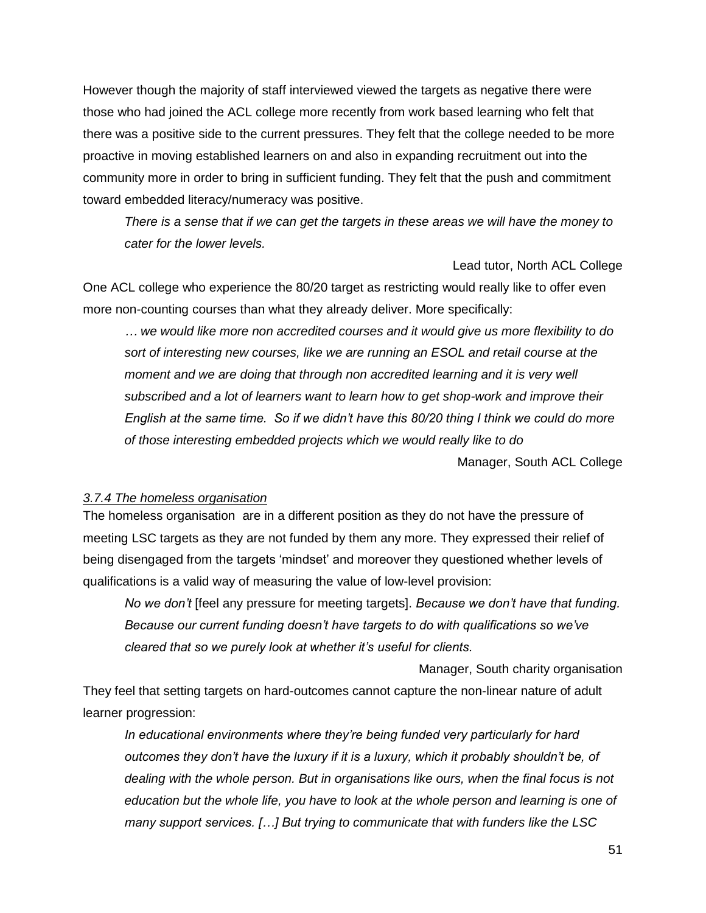However though the majority of staff interviewed viewed the targets as negative there were those who had joined the ACL college more recently from work based learning who felt that there was a positive side to the current pressures. They felt that the college needed to be more proactive in moving established learners on and also in expanding recruitment out into the community more in order to bring in sufficient funding. They felt that the push and commitment toward embedded literacy/numeracy was positive.

> *There is a sense that if we can get the targets in these areas we will have the money to cater for the lower levels.*
>
> Lead tutor, North ACL College

One ACL college who experience the 80/20 target as restricting would really like to offer even more non-counting courses than what they already deliver. More specifically:

> *… we would like more non accredited courses and it would give us more flexibility to do sort of interesting new courses, like we are running an ESOL and retail course at the moment and we are doing that through non accredited learning and it is very well subscribed and a lot of learners want to learn how to get shop-work and improve their English at the same time. So if we didn't have this 80/20 thing I think we could do more of those interesting embedded projects which we would really like to do*
>
> Manager, South ACL College

<u>*3.7.4 The homeless organisation*</u>

The homeless organisation are in a different position as they do not have the pressure of meeting LSC targets as they are not funded by them any more. They expressed their relief of being disengaged from the targets 'mindset' and moreover they questioned whether levels of qualifications is a valid way of measuring the value of low-level provision:

> *No we don't* [feel any pressure for meeting targets]. *Because we don't have that funding. Because our current funding doesn't have targets to do with qualifications so we've cleared that so we purely look at whether it's useful for clients.*
>
> Manager, South charity organisation

They feel that setting targets on hard-outcomes cannot capture the non-linear nature of adult learner progression:

> *In educational environments where they're being funded very particularly for hard outcomes they don't have the luxury if it is a luxury, which it probably shouldn't be, of dealing with the whole person. But in organisations like ours, when the final focus is not education but the whole life, you have to look at the whole person and learning is one of many support services. […] But trying to communicate that with funders like the LSC*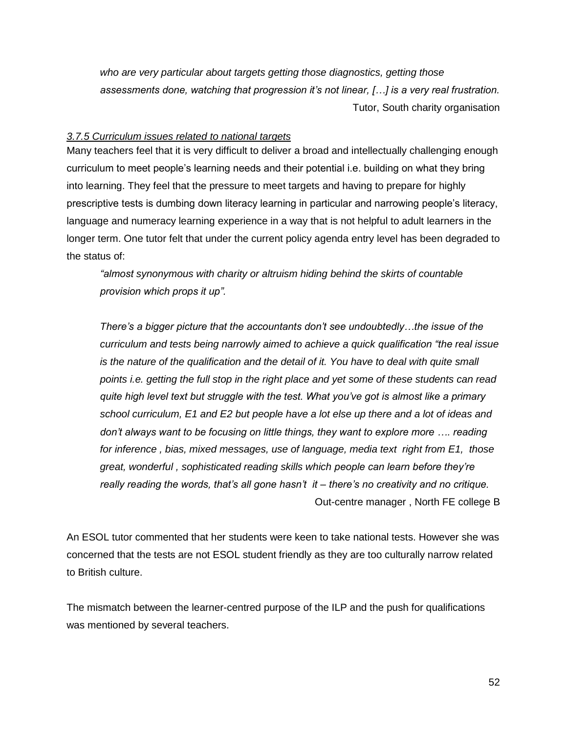*who are very particular about targets getting those diagnostics, getting those assessments done, watching that progression it's not linear, […] is a very real frustration.*

Tutor, South charity organisation

*3.7.5 Curriculum issues related to national targets*

Many teachers feel that it is very difficult to deliver a broad and intellectually challenging enough curriculum to meet people's learning needs and their potential i.e. building on what they bring into learning. They feel that the pressure to meet targets and having to prepare for highly prescriptive tests is dumbing down literacy learning in particular and narrowing people's literacy, language and numeracy learning experience in a way that is not helpful to adult learners in the longer term. One tutor felt that under the current policy agenda entry level has been degraded to the status of:

> *"almost synonymous with charity or altruism hiding behind the skirts of countable provision which props it up".*
>
> *There's a bigger picture that the accountants don't see undoubtedly…the issue of the curriculum and tests being narrowly aimed to achieve a quick qualification "the real issue is the nature of the qualification and the detail of it. You have to deal with quite small points i.e. getting the full stop in the right place and yet some of these students can read quite high level text but struggle with the test. What you've got is almost like a primary school curriculum, E1 and E2 but people have a lot else up there and a lot of ideas and don't always want to be focusing on little things, they want to explore more …. reading for inference , bias, mixed messages, use of language, media text right from E1, those great, wonderful , sophisticated reading skills which people can learn before they're really reading the words, that's all gone hasn't it – there's no creativity and no critique.*
>
> Out-centre manager , North FE college B

An ESOL tutor commented that her students were keen to take national tests. However she was concerned that the tests are not ESOL student friendly as they are too culturally narrow related to British culture.

The mismatch between the learner-centred purpose of the ILP and the push for qualifications was mentioned by several teachers.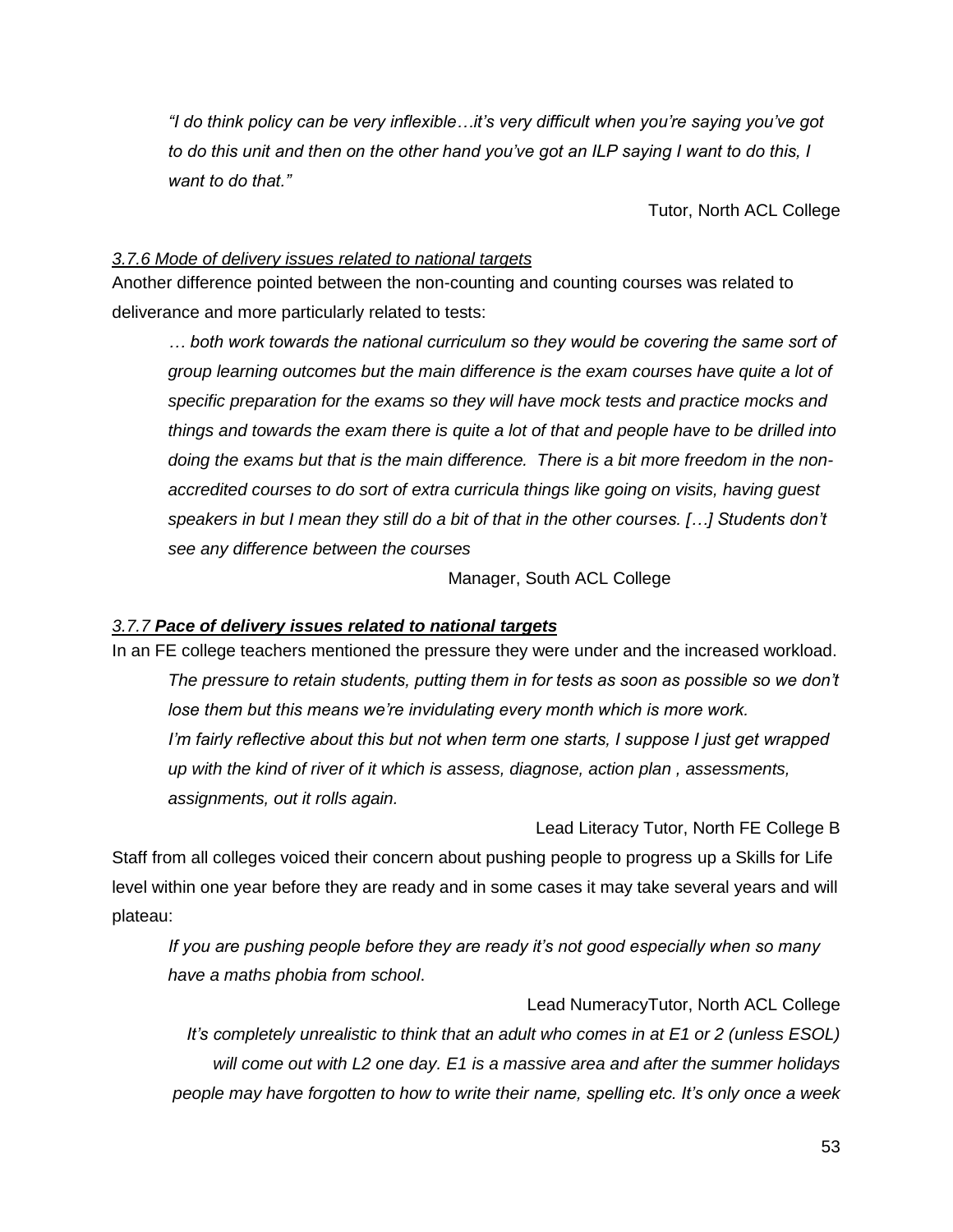*"I do think policy can be very inflexible…it's very difficult when you're saying you've got to do this unit and then on the other hand you've got an ILP saying I want to do this, I want to do that."*

Tutor, North ACL College

*3.7.6 Mode of delivery issues related to national targets*

Another difference pointed between the non-counting and counting courses was related to deliverance and more particularly related to tests:

*… both work towards the national curriculum so they would be covering the same sort of group learning outcomes but the main difference is the exam courses have quite a lot of specific preparation for the exams so they will have mock tests and practice mocks and things and towards the exam there is quite a lot of that and people have to be drilled into doing the exams but that is the main difference. There is a bit more freedom in the non-accredited courses to do sort of extra curricula things like going on visits, having guest speakers in but I mean they still do a bit of that in the other courses. […] Students don't see any difference between the courses*

Manager, South ACL College

*3.7.7* ***Pace of delivery issues related to national targets***

In an FE college teachers mentioned the pressure they were under and the increased workload.

*The pressure to retain students, putting them in for tests as soon as possible so we don't lose them but this means we're invidulating every month which is more work.*

*I'm fairly reflective about this but not when term one starts, I suppose I just get wrapped up with the kind of river of it which is assess, diagnose, action plan , assessments, assignments, out it rolls again.*

Lead Literacy Tutor, North FE College B

Staff from all colleges voiced their concern about pushing people to progress up a Skills for Life level within one year before they are ready and in some cases it may take several years and will plateau:

*If you are pushing people before they are ready it's not good especially when so many have a maths phobia from school*.

Lead NumeracyTutor, North ACL College

*It's completely unrealistic to think that an adult who comes in at E1 or 2 (unless ESOL) will come out with L2 one day. E1 is a massive area and after the summer holidays people may have forgotten to how to write their name, spelling etc. It's only once a week*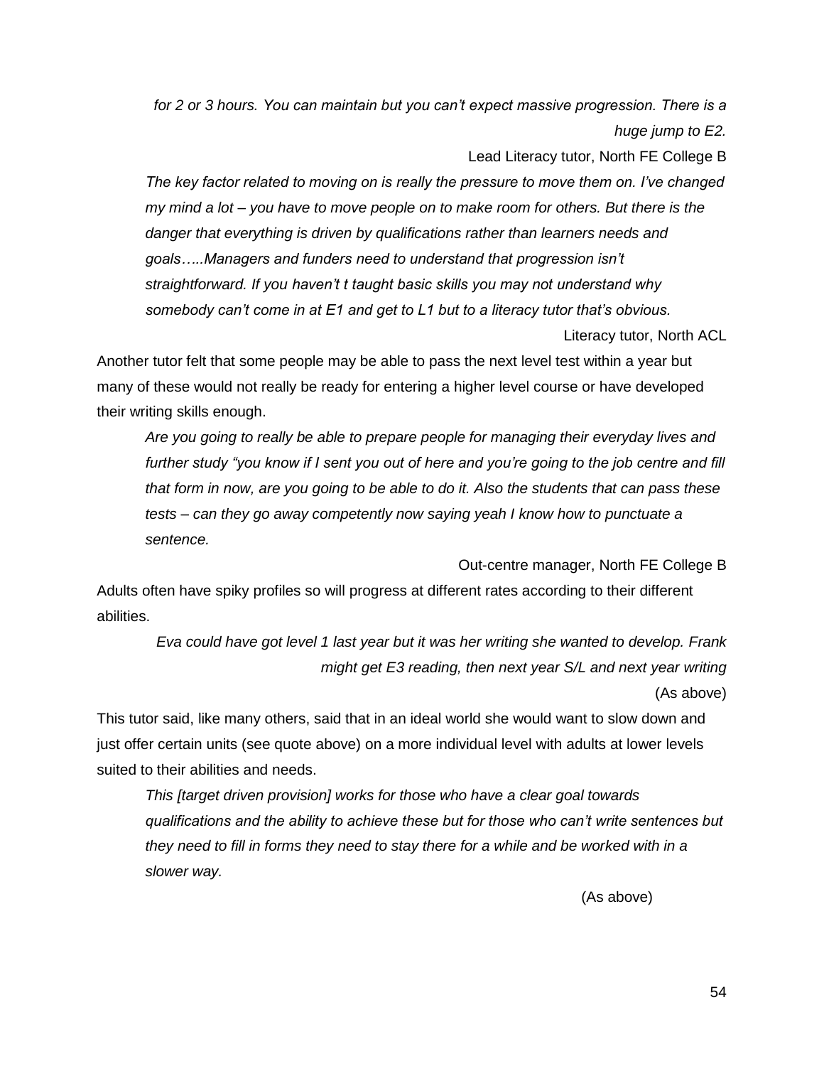*for 2 or 3 hours. You can maintain but you can't expect massive progression. There is a huge jump to E2.*

Lead Literacy tutor, North FE College B

*The key factor related to moving on is really the pressure to move them on. I've changed my mind a lot – you have to move people on to make room for others. But there is the danger that everything is driven by qualifications rather than learners needs and goals…..Managers and funders need to understand that progression isn't straightforward. If you haven't t taught basic skills you may not understand why somebody can't come in at E1 and get to L1 but to a literacy tutor that's obvious.*

Literacy tutor, North ACL

Another tutor felt that some people may be able to pass the next level test within a year but many of these would not really be ready for entering a higher level course or have developed their writing skills enough.

*Are you going to really be able to prepare people for managing their everyday lives and further study "you know if I sent you out of here and you're going to the job centre and fill that form in now, are you going to be able to do it. Also the students that can pass these tests – can they go away competently now saying yeah I know how to punctuate a sentence.*

Out-centre manager, North FE College B

Adults often have spiky profiles so will progress at different rates according to their different abilities.

*Eva could have got level 1 last year but it was her writing she wanted to develop. Frank might get E3 reading, then next year S/L and next year writing*

(As above)

This tutor said, like many others, said that in an ideal world she would want to slow down and just offer certain units (see quote above) on a more individual level with adults at lower levels suited to their abilities and needs.

*This [target driven provision] works for those who have a clear goal towards qualifications and the ability to achieve these but for those who can't write sentences but they need to fill in forms they need to stay there for a while and be worked with in a slower way.*

(As above)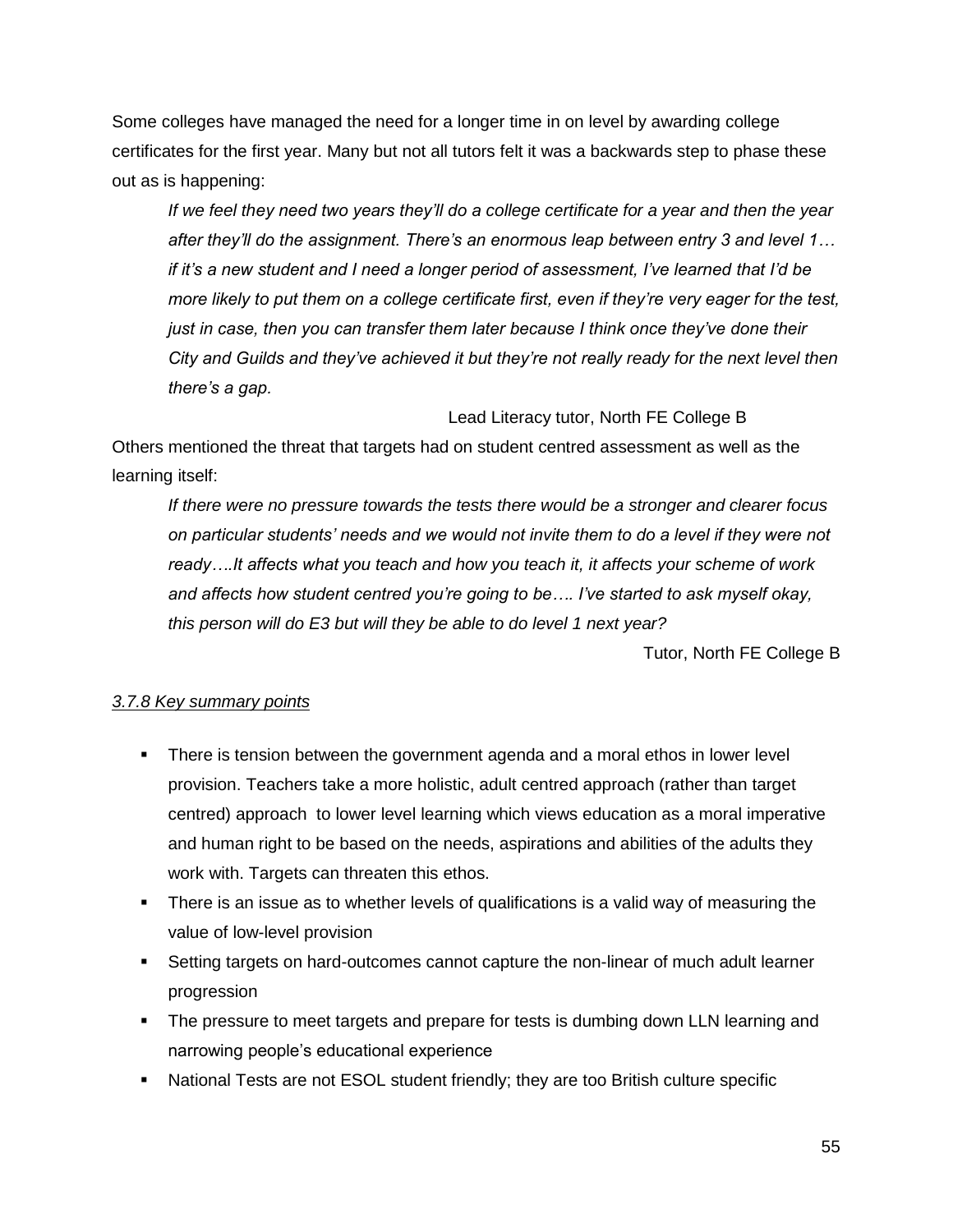Some colleges have managed the need for a longer time in on level by awarding college certificates for the first year. Many but not all tutors felt it was a backwards step to phase these out as is happening:

> *If we feel they need two years they'll do a college certificate for a year and then the year after they'll do the assignment. There's an enormous leap between entry 3 and level 1… if it's a new student and I need a longer period of assessment, I've learned that I'd be more likely to put them on a college certificate first, even if they're very eager for the test, just in case, then you can transfer them later because I think once they've done their City and Guilds and they've achieved it but they're not really ready for the next level then there's a gap.*
>
> Lead Literacy tutor, North FE College B

Others mentioned the threat that targets had on student centred assessment as well as the learning itself:

> *If there were no pressure towards the tests there would be a stronger and clearer focus on particular students' needs and we would not invite them to do a level if they were not ready….It affects what you teach and how you teach it, it affects your scheme of work and affects how student centred you're going to be…. I've started to ask myself okay, this person will do E3 but will they be able to do level 1 next year?*
>
> Tutor, North FE College B

<u>*3.7.8 Key summary points*</u>

- There is tension between the government agenda and a moral ethos in lower level provision. Teachers take a more holistic, adult centred approach (rather than target centred) approach to lower level learning which views education as a moral imperative and human right to be based on the needs, aspirations and abilities of the adults they work with. Targets can threaten this ethos.
- There is an issue as to whether levels of qualifications is a valid way of measuring the value of low-level provision
- Setting targets on hard-outcomes cannot capture the non-linear of much adult learner progression
- The pressure to meet targets and prepare for tests is dumbing down LLN learning and narrowing people's educational experience
- National Tests are not ESOL student friendly; they are too British culture specific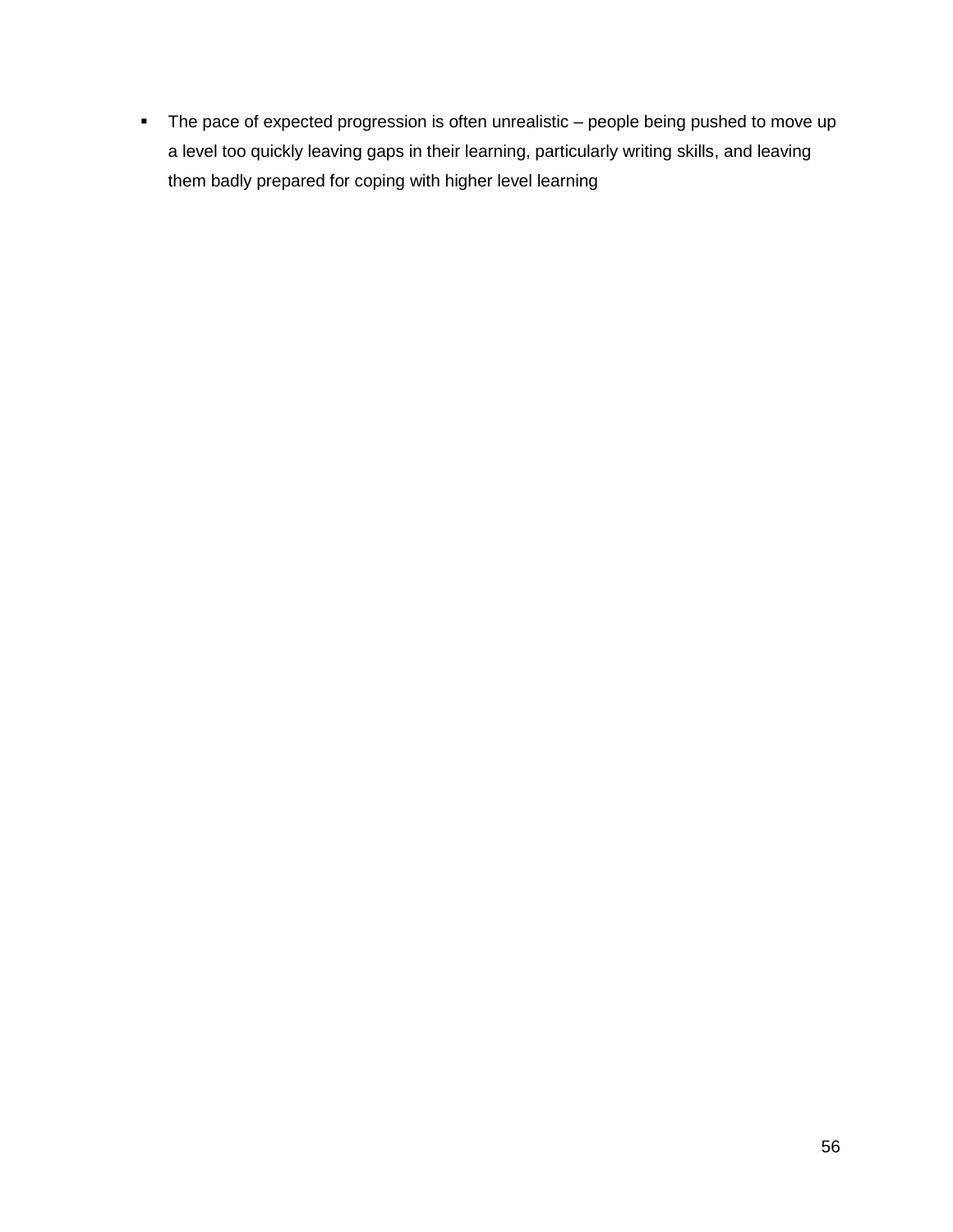- The pace of expected progression is often unrealistic – people being pushed to move up a level too quickly leaving gaps in their learning, particularly writing skills, and leaving them badly prepared for coping with higher level learning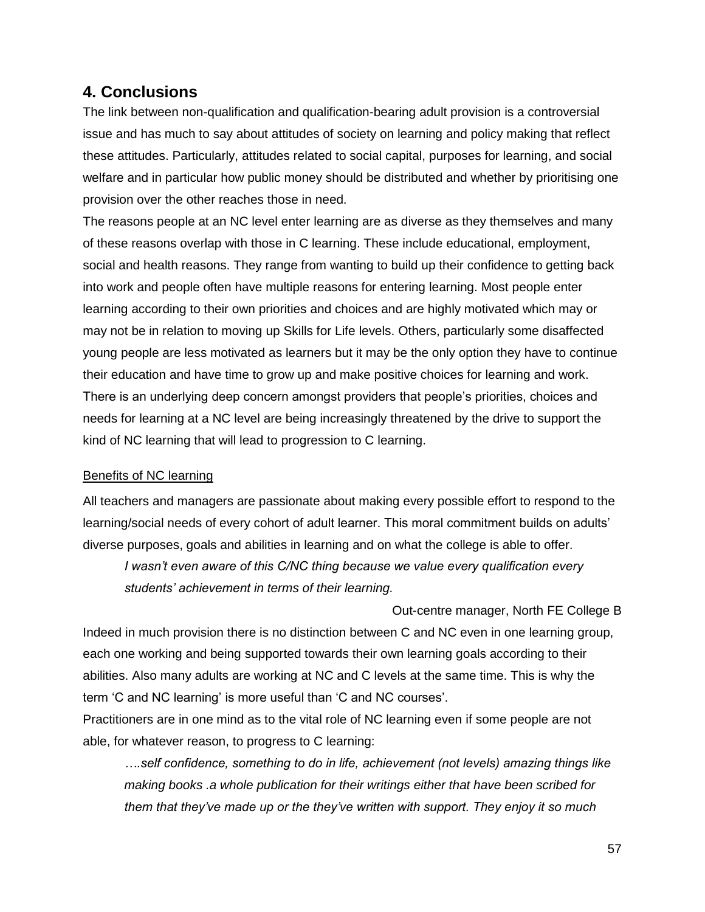## 4. Conclusions

The link between non-qualification and qualification-bearing adult provision is a controversial issue and has much to say about attitudes of society on learning and policy making that reflect these attitudes. Particularly, attitudes related to social capital, purposes for learning, and social welfare and in particular how public money should be distributed and whether by prioritising one provision over the other reaches those in need.

The reasons people at an NC level enter learning are as diverse as they themselves and many of these reasons overlap with those in C learning. These include educational, employment, social and health reasons. They range from wanting to build up their confidence to getting back into work and people often have multiple reasons for entering learning. Most people enter learning according to their own priorities and choices and are highly motivated which may or may not be in relation to moving up Skills for Life levels. Others, particularly some disaffected young people are less motivated as learners but it may be the only option they have to continue their education and have time to grow up and make positive choices for learning and work. There is an underlying deep concern amongst providers that people's priorities, choices and needs for learning at a NC level are being increasingly threatened by the drive to support the kind of NC learning that will lead to progression to C learning.

<u>Benefits of NC learning</u>

All teachers and managers are passionate about making every possible effort to respond to the learning/social needs of every cohort of adult learner. This moral commitment builds on adults' diverse purposes, goals and abilities in learning and on what the college is able to offer.

> *I wasn't even aware of this C/NC thing because we value every qualification every students' achievement in terms of their learning.*
>
> Out-centre manager, North FE College B

Indeed in much provision there is no distinction between C and NC even in one learning group, each one working and being supported towards their own learning goals according to their abilities. Also many adults are working at NC and C levels at the same time. This is why the term 'C and NC learning' is more useful than 'C and NC courses'.

Practitioners are in one mind as to the vital role of NC learning even if some people are not able, for whatever reason, to progress to C learning:

> *….self confidence, something to do in life, achievement (not levels) amazing things like making books .a whole publication for their writings either that have been scribed for them that they've made up or the they've written with support. They enjoy it so much*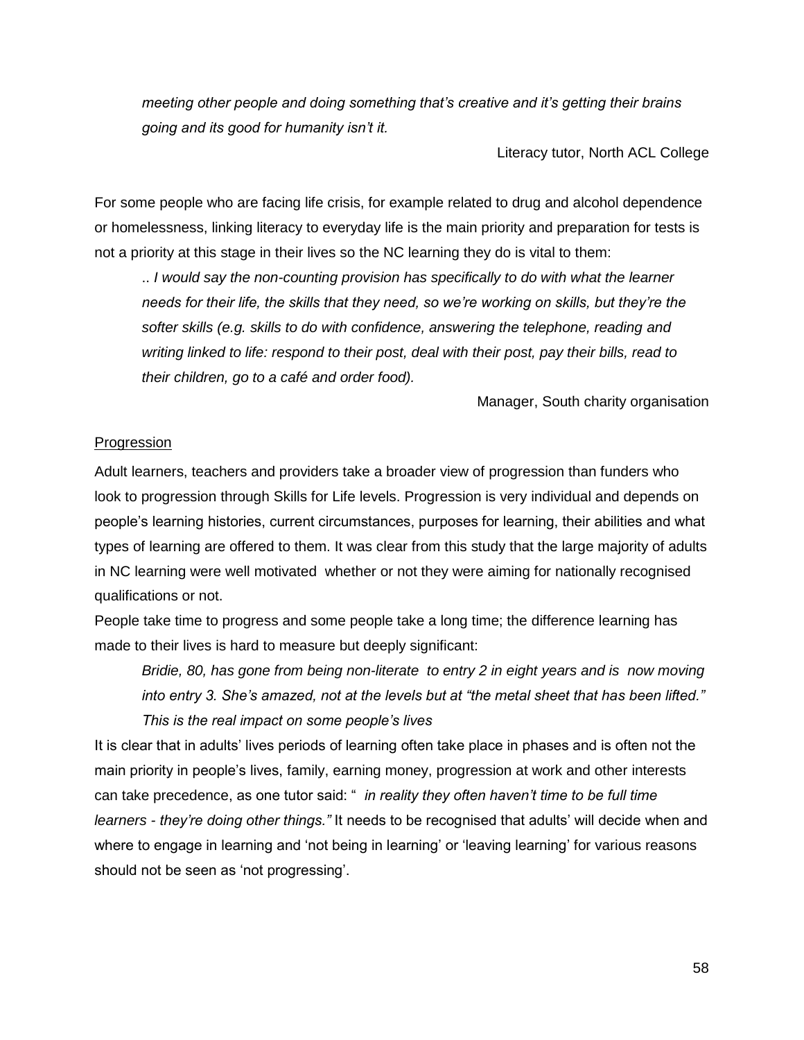*meeting other people and doing something that's creative and it's getting their brains going and its good for humanity isn't it.*

Literacy tutor, North ACL College

For some people who are facing life crisis, for example related to drug and alcohol dependence or homelessness, linking literacy to everyday life is the main priority and preparation for tests is not a priority at this stage in their lives so the NC learning they do is vital to them:

> .. *I would say the non-counting provision has specifically to do with what the learner needs for their life, the skills that they need, so we're working on skills, but they're the softer skills (e.g. skills to do with confidence, answering the telephone, reading and writing linked to life: respond to their post, deal with their post, pay their bills, read to their children, go to a café and order food).*

Manager, South charity organisation

<u>Progression</u>

Adult learners, teachers and providers take a broader view of progression than funders who look to progression through Skills for Life levels. Progression is very individual and depends on people's learning histories, current circumstances, purposes for learning, their abilities and what types of learning are offered to them. It was clear from this study that the large majority of adults in NC learning were well motivated whether or not they were aiming for nationally recognised qualifications or not.

People take time to progress and some people take a long time; the difference learning has made to their lives is hard to measure but deeply significant:

> *Bridie, 80, has gone from being non-literate to entry 2 in eight years and is now moving into entry 3. She's amazed, not at the levels but at "the metal sheet that has been lifted." This is the real impact on some people's lives*

It is clear that in adults' lives periods of learning often take place in phases and is often not the main priority in people's lives, family, earning money, progression at work and other interests can take precedence, as one tutor said: " *in reality they often haven't time to be full time learners - they're doing other things."* It needs to be recognised that adults' will decide when and where to engage in learning and 'not being in learning' or 'leaving learning' for various reasons should not be seen as 'not progressing'.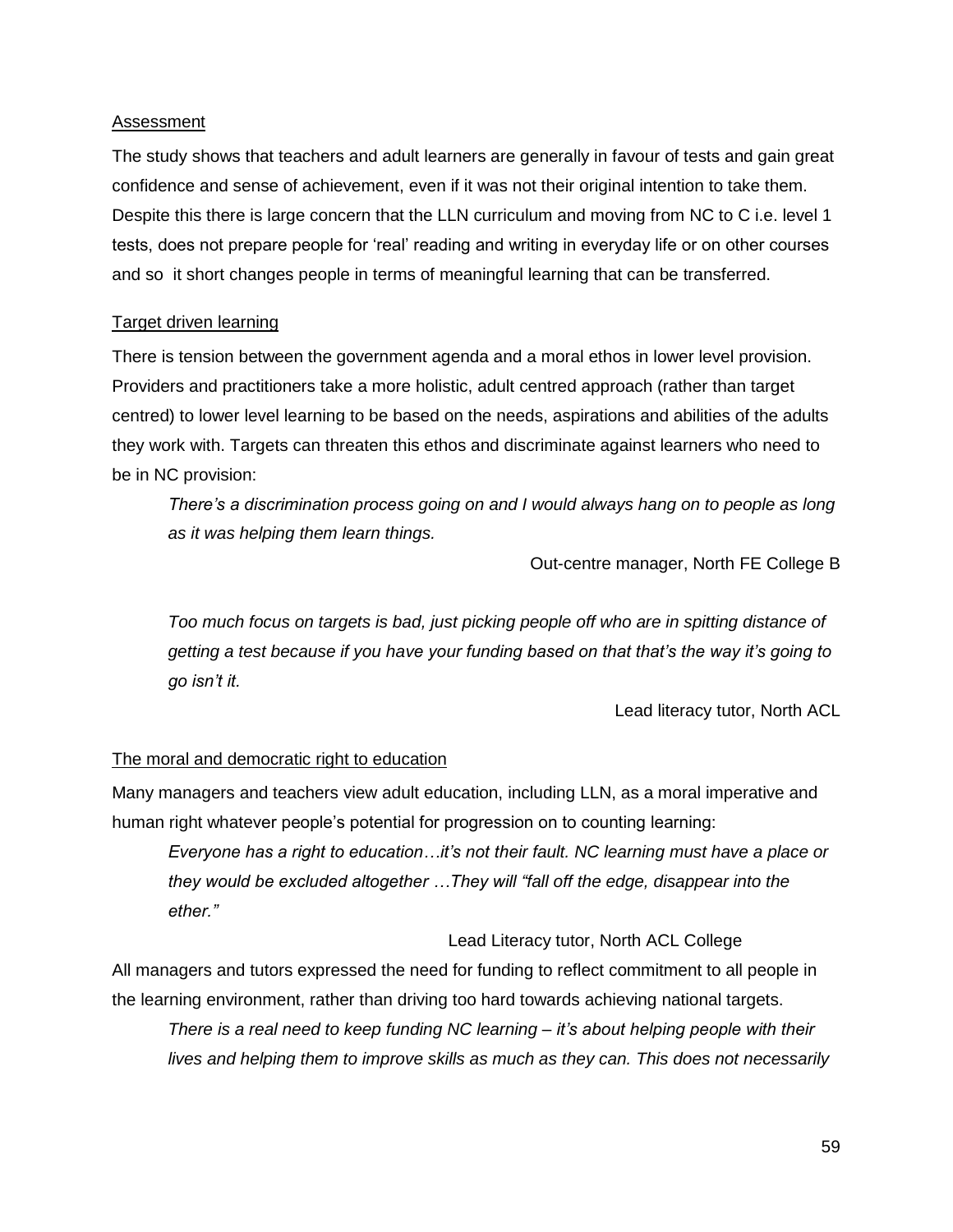Assessment

The study shows that teachers and adult learners are generally in favour of tests and gain great confidence and sense of achievement, even if it was not their original intention to take them. Despite this there is large concern that the LLN curriculum and moving from NC to C i.e. level 1 tests, does not prepare people for 'real' reading and writing in everyday life or on other courses and so it short changes people in terms of meaningful learning that can be transferred.

Target driven learning

There is tension between the government agenda and a moral ethos in lower level provision. Providers and practitioners take a more holistic, adult centred approach (rather than target centred) to lower level learning to be based on the needs, aspirations and abilities of the adults they work with. Targets can threaten this ethos and discriminate against learners who need to be in NC provision:

> *There's a discrimination process going on and I would always hang on to people as long as it was helping them learn things.*
>
> Out-centre manager, North FE College B

> *Too much focus on targets is bad, just picking people off who are in spitting distance of getting a test because if you have your funding based on that that's the way it's going to go isn't it.*
>
> Lead literacy tutor, North ACL

The moral and democratic right to education

Many managers and teachers view adult education, including LLN, as a moral imperative and human right whatever people's potential for progression on to counting learning:

> *Everyone has a right to education…it's not their fault. NC learning must have a place or they would be excluded altogether …They will "fall off the edge, disappear into the ether."*
>
> Lead Literacy tutor, North ACL College

All managers and tutors expressed the need for funding to reflect commitment to all people in the learning environment, rather than driving too hard towards achieving national targets.

> *There is a real need to keep funding NC learning – it's about helping people with their lives and helping them to improve skills as much as they can. This does not necessarily*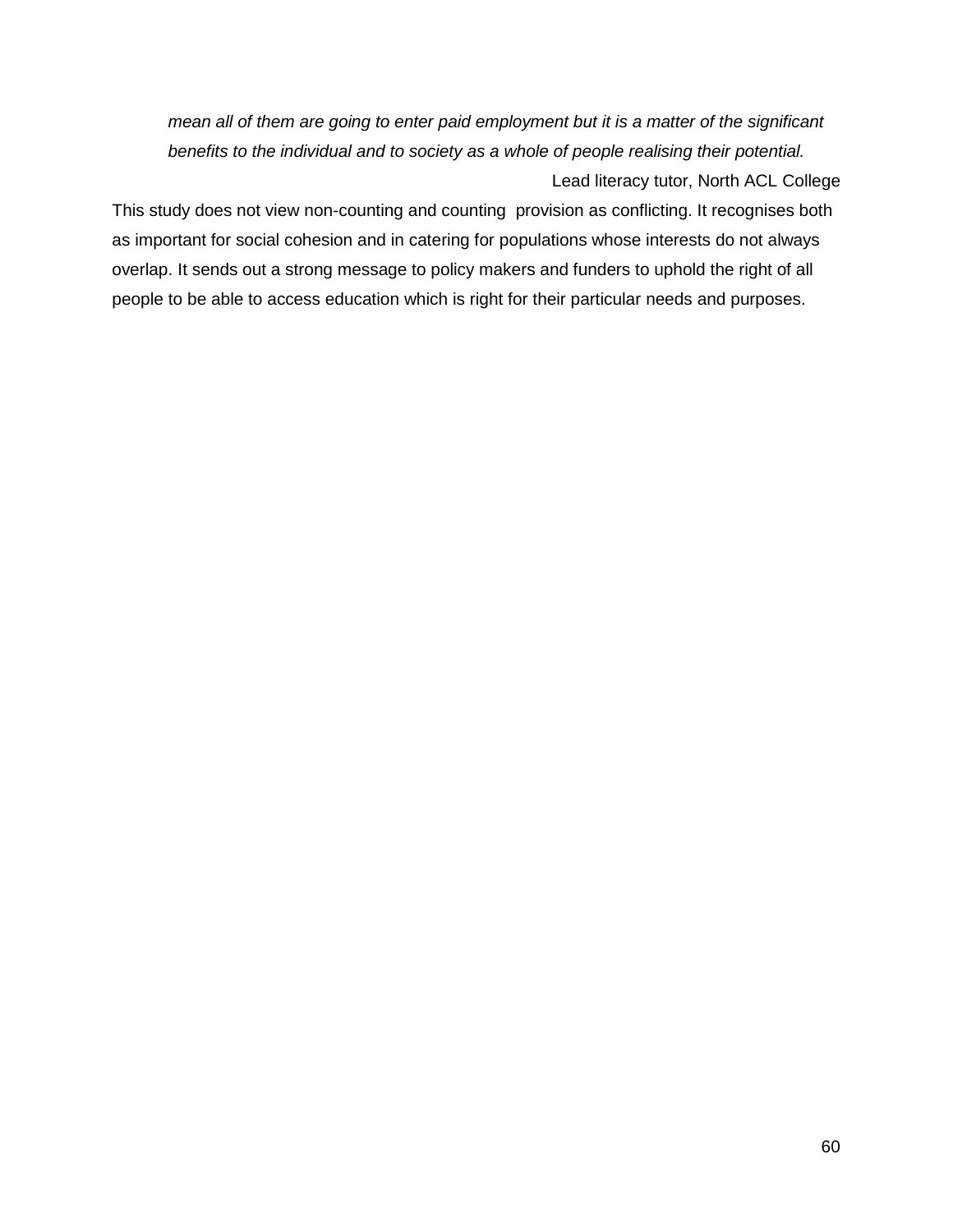> *mean all of them are going to enter paid employment but it is a matter of the significant benefits to the individual and to society as a whole of people realising their potential.*
>
> Lead literacy tutor, North ACL College

This study does not view non-counting and counting provision as conflicting. It recognises both as important for social cohesion and in catering for populations whose interests do not always overlap. It sends out a strong message to policy makers and funders to uphold the right of all people to be able to access education which is right for their particular needs and purposes.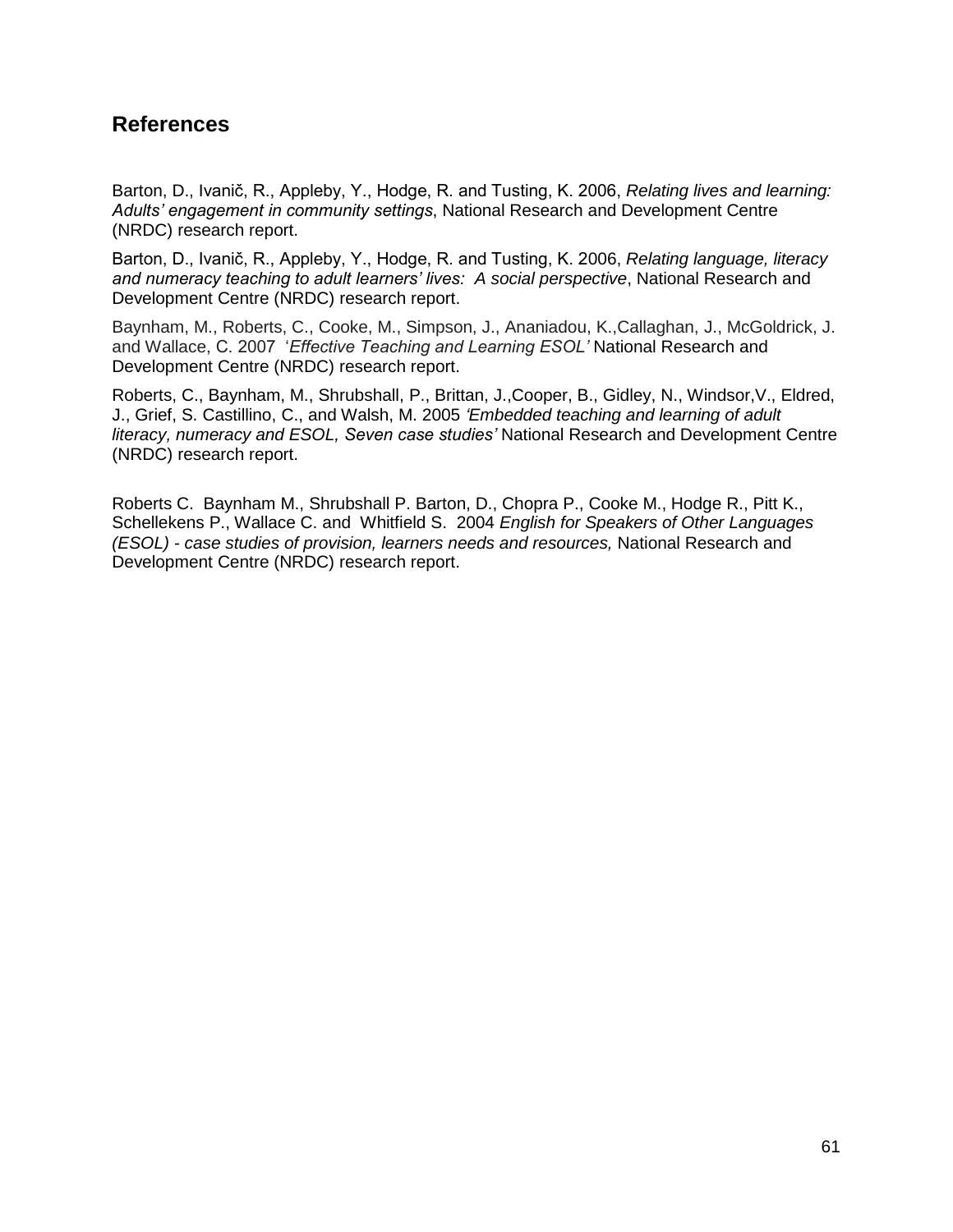## References

Barton, D., Ivanič, R., Appleby, Y., Hodge, R. and Tusting, K. 2006, *Relating lives and learning: Adults' engagement in community settings*, National Research and Development Centre (NRDC) research report.

Barton, D., Ivanič, R., Appleby, Y., Hodge, R. and Tusting, K. 2006, *Relating language, literacy and numeracy teaching to adult learners' lives: A social perspective*, National Research and Development Centre (NRDC) research report.

Baynham, M., Roberts, C., Cooke, M., Simpson, J., Ananiadou, K.,Callaghan, J., McGoldrick, J. and Wallace, C. 2007 '*Effective Teaching and Learning ESOL'* National Research and Development Centre (NRDC) research report.

Roberts, C., Baynham, M., Shrubshall, P., Brittan, J.,Cooper, B., Gidley, N., Windsor,V., Eldred, J., Grief, S. Castillino, C., and Walsh, M. 2005 *'Embedded teaching and learning of adult literacy, numeracy and ESOL, Seven case studies'* National Research and Development Centre (NRDC) research report.

Roberts C. Baynham M., Shrubshall P. Barton, D., Chopra P., Cooke M., Hodge R., Pitt K., Schellekens P., Wallace C. and Whitfield S. 2004 *English for Speakers of Other Languages (ESOL) - case studies of provision, learners needs and resources,* National Research and Development Centre (NRDC) research report.